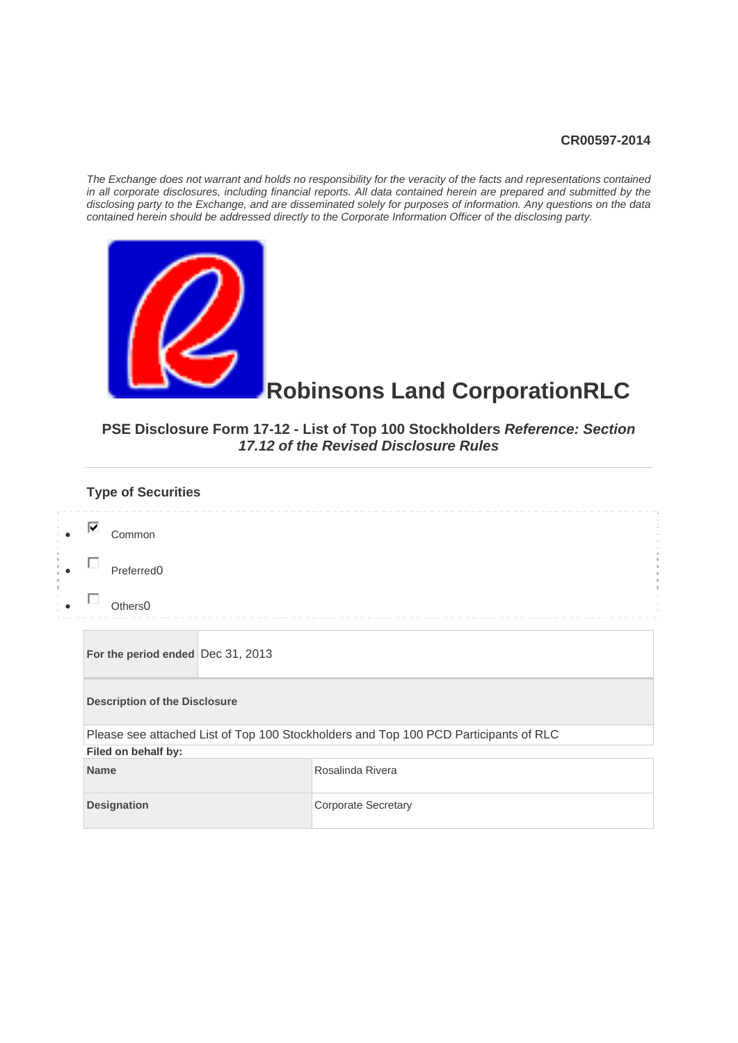CR00597-2014

*The Exchange does not warrant and holds no responsibility for the veracity of the facts and representations contained in all corporate disclosures, including financial reports. All data contained herein are prepared and submitted by the disclosing party to the Exchange, and are disseminated solely for purposes of information. Any questions on the data contained herein should be addressed directly to the Corporate Information Officer of the disclosing party.*

# Robinsons Land CorporationRLC

## PSE Disclosure Form 17-12 - List of Top 100 Stockholders *Reference: Section 17.12 of the Revised Disclosure Rules*

### Type of Securities

- ☑ Common
- ☐ Preferred0
- ☐ Others0

| For the period ended | Dec 31, 2013 |
|---|---|

| Description of the Disclosure |
|---|
| Please see attached List of Top 100 Stockholders and Top 100 PCD Participants of RLC |

**Filed on behalf by:**

| Name | Rosalinda Rivera |
|---|---|
| Designation | Corporate Secretary |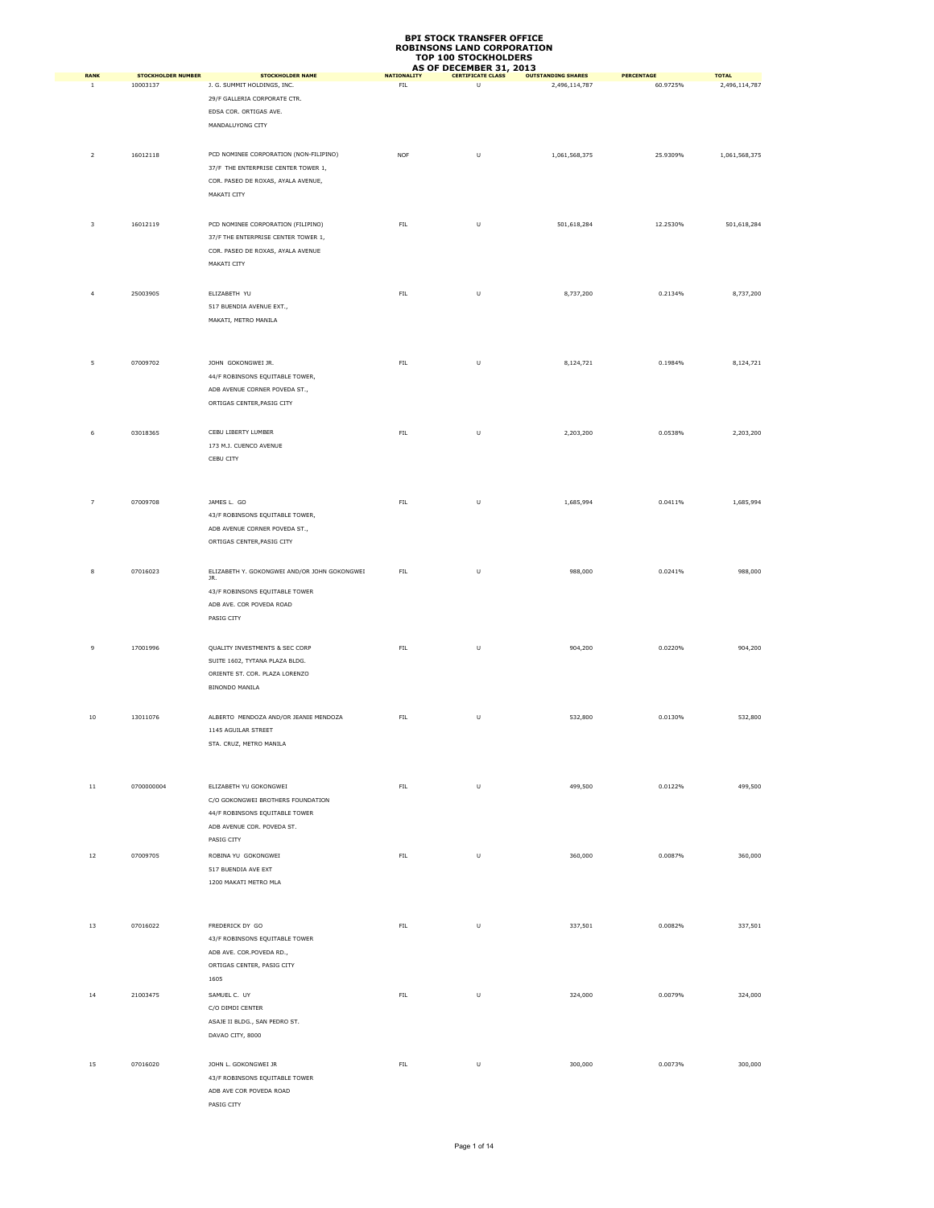# BPI STOCK TRANSFER OFFICE
# ROBINSONS LAND CORPORATION
# TOP 100 STOCKHOLDERS
# AS OF DECEMBER 31, 2013

| RANK | STOCKHOLDER NUMBER | STOCKHOLDER NAME | NATIONALITY | CERTIFICATE CLASS | OUTSTANDING SHARES | PERCENTAGE | TOTAL |
|---|---|---|---|---|---|---|---|
| 1 | 10003137 | J. G. SUMMIT HOLDINGS, INC.<br>29/F GALLERIA CORPORATE CTR.<br>EDSA COR. ORTIGAS AVE.<br>MANDALUYONG CITY | FIL | U | 2,496,114,787 | 60.9725% | 2,496,114,787 |
| 2 | 16012118 | PCD NOMINEE CORPORATION (NON-FILIPINO)<br>37/F THE ENTERPRISE CENTER TOWER 1,<br>COR. PASEO DE ROXAS, AYALA AVENUE,<br>MAKATI CITY | NOF | U | 1,061,568,375 | 25.9309% | 1,061,568,375 |
| 3 | 16012119 | PCD NOMINEE CORPORATION (FILIPINO)<br>37/F THE ENTERPRISE CENTER TOWER 1,<br>COR. PASEO DE ROXAS, AYALA AVENUE<br>MAKATI CITY | FIL | U | 501,618,284 | 12.2530% | 501,618,284 |
| 4 | 25003905 | ELIZABETH YU<br>517 BUENDIA AVENUE EXT.,<br>MAKATI, METRO MANILA | FIL | U | 8,737,200 | 0.2134% | 8,737,200 |
| 5 | 07009702 | JOHN GOKONGWEI JR.<br>44/F ROBINSONS EQUITABLE TOWER,<br>ADB AVENUE CORNER POVEDA ST.,<br>ORTIGAS CENTER,PASIG CITY | FIL | U | 8,124,721 | 0.1984% | 8,124,721 |
| 6 | 03018365 | CEBU LIBERTY LUMBER<br>173 M.J. CUENCO AVENUE<br>CEBU CITY | FIL | U | 2,203,200 | 0.0538% | 2,203,200 |
| 7 | 07009708 | JAMES L. GO<br>43/F ROBINSONS EQUITABLE TOWER,<br>ADB AVENUE CORNER POVEDA ST.,<br>ORTIGAS CENTER,PASIG CITY | FIL | U | 1,685,994 | 0.0411% | 1,685,994 |
| 8 | 07016023 | ELIZABETH Y. GOKONGWEI AND/OR JOHN GOKONGWEI JR.<br>43/F ROBINSONS EQUITABLE TOWER<br>ADB AVE. COR POVEDA ROAD<br>PASIG CITY | FIL | U | 988,000 | 0.0241% | 988,000 |
| 9 | 17001996 | QUALITY INVESTMENTS & SEC CORP<br>SUITE 1602, TYTANA PLAZA BLDG.<br>ORIENTE ST. COR. PLAZA LORENZO<br>BINONDO MANILA | FIL | U | 904,200 | 0.0220% | 904,200 |
| 10 | 13011076 | ALBERTO MENDOZA AND/OR JEANIE MENDOZA<br>1145 AGUILAR STREET<br>STA. CRUZ, METRO MANILA | FIL | U | 532,800 | 0.0130% | 532,800 |
| 11 | 0700000004 | ELIZABETH YU GOKONGWEI<br>C/O GOKONGWEI BROTHERS FOUNDATION<br>44/F ROBINSONS EQUITABLE TOWER<br>ADB AVENUE COR. POVEDA ST.<br>PASIG CITY | FIL | U | 499,500 | 0.0122% | 499,500 |
| 12 | 07009705 | ROBINA YU GOKONGWEI<br>517 BUENDIA AVE EXT<br>1200 MAKATI METRO MLA | FIL | U | 360,000 | 0.0087% | 360,000 |
| 13 | 07016022 | FREDERICK DY GO<br>43/F ROBINSONS EQUITABLE TOWER<br>ADB AVE. COR.POVEDA RD.,<br>ORTIGAS CENTER, PASIG CITY<br>1605 | FIL | U | 337,501 | 0.0082% | 337,501 |
| 14 | 21003475 | SAMUEL C. UY<br>C/O DIMDI CENTER<br>ASAJE II BLDG., SAN PEDRO ST.<br>DAVAO CITY, 8000 | FIL | U | 324,000 | 0.0079% | 324,000 |
| 15 | 07016020 | JOHN L. GOKONGWEI JR<br>43/F ROBINSONS EQUITABLE TOWER<br>ADB AVE COR POVEDA ROAD<br>PASIG CITY | FIL | U | 300,000 | 0.0073% | 300,000 |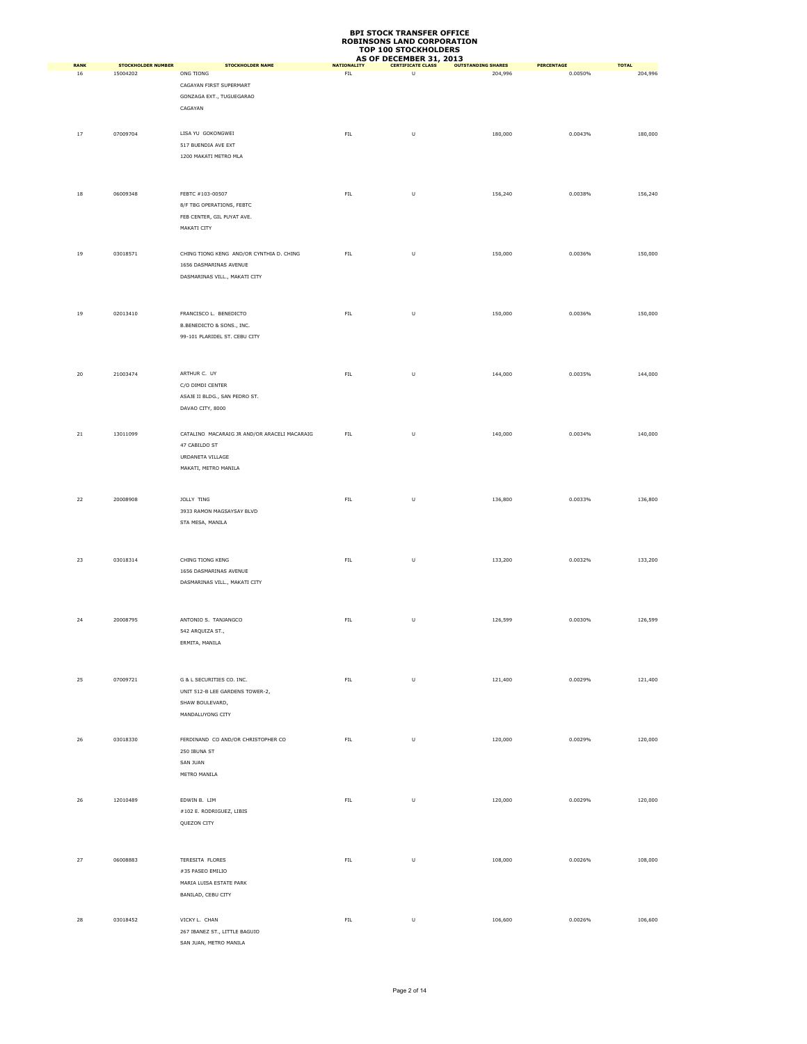# BPI STOCK TRANSFER OFFICE
# ROBINSONS LAND CORPORATION
# TOP 100 STOCKHOLDERS
# AS OF DECEMBER 31, 2013

| RANK | STOCKHOLDER NUMBER | STOCKHOLDER NAME | NATIONALITY | CERTIFICATE CLASS | OUTSTANDING SHARES | PERCENTAGE | TOTAL |
|---|---|---|---|---|---|---|---|
| 16 | 15004202 | ONG TIONG<br>CAGAYAN FIRST SUPERMART<br>GONZAGA EXT., TUGUEGARAO<br>CAGAYAN | FIL | U | 204,996 | 0.0050% | 204,996 |
| 17 | 07009704 | LISA YU GOKONGWEI<br>517 BUENDIA AVE EXT<br>1200 MAKATI METRO MLA | FIL | U | 180,000 | 0.0043% | 180,000 |
| 18 | 06009348 | FEBTC #103-00507<br>8/F TBG OPERATIONS, FEBTC<br>FEB CENTER, GIL PUYAT AVE.<br>MAKATI CITY | FIL | U | 156,240 | 0.0038% | 156,240 |
| 19 | 03018571 | CHING TIONG KENG AND/OR CYNTHIA D. CHING<br>1656 DASMARINAS AVENUE<br>DASMARINAS VILL., MAKATI CITY | FIL | U | 150,000 | 0.0036% | 150,000 |
| 19 | 02013410 | FRANCISCO L. BENEDICTO<br>B.BENEDICTO & SONS., INC.<br>99-101 PLARIDEL ST. CEBU CITY | FIL | U | 150,000 | 0.0036% | 150,000 |
| 20 | 21003474 | ARTHUR C. UY<br>C/O DIMDI CENTER<br>ASAJE II BLDG., SAN PEDRO ST.<br>DAVAO CITY, 8000 | FIL | U | 144,000 | 0.0035% | 144,000 |
| 21 | 13011099 | CATALINO MACARAIG JR AND/OR ARACELI MACARAIG<br>47 CABILDO ST<br>URDANETA VILLAGE<br>MAKATI, METRO MANILA | FIL | U | 140,000 | 0.0034% | 140,000 |
| 22 | 20008908 | JOLLY TING<br>3933 RAMON MAGSAYSAY BLVD<br>STA MESA, MANILA | FIL | U | 136,800 | 0.0033% | 136,800 |
| 23 | 03018314 | CHING TIONG KENG<br>1656 DASMARINAS AVENUE<br>DASMARINAS VILL., MAKATI CITY | FIL | U | 133,200 | 0.0032% | 133,200 |
| 24 | 20008795 | ANTONIO S. TANJANGCO<br>542 ARQUIZA ST.,<br>ERMITA, MANILA | FIL | U | 126,599 | 0.0030% | 126,599 |
| 25 | 07009721 | G & L SECURITIES CO. INC.<br>UNIT 512-B LEE GARDENS TOWER-2,<br>SHAW BOULEVARD,<br>MANDALUYONG CITY | FIL | U | 121,400 | 0.0029% | 121,400 |
| 26 | 03018330 | FERDINAND CO AND/OR CHRISTOPHER CO<br>250 IBUNA ST<br>SAN JUAN<br>METRO MANILA | FIL | U | 120,000 | 0.0029% | 120,000 |
| 26 | 12010489 | EDWIN B. LIM<br>#102 E. RODRIGUEZ, LIBIS<br>QUEZON CITY | FIL | U | 120,000 | 0.0029% | 120,000 |
| 27 | 06008883 | TERESITA FLORES<br>#35 PASEO EMILIO<br>MARIA LUISA ESTATE PARK<br>BANILAD, CEBU CITY | FIL | U | 108,000 | 0.0026% | 108,000 |
| 28 | 03018452 | VICKY L. CHAN<br>267 IBANEZ ST., LITTLE BAGUIO<br>SAN JUAN, METRO MANILA | FIL | U | 106,600 | 0.0026% | 106,600 |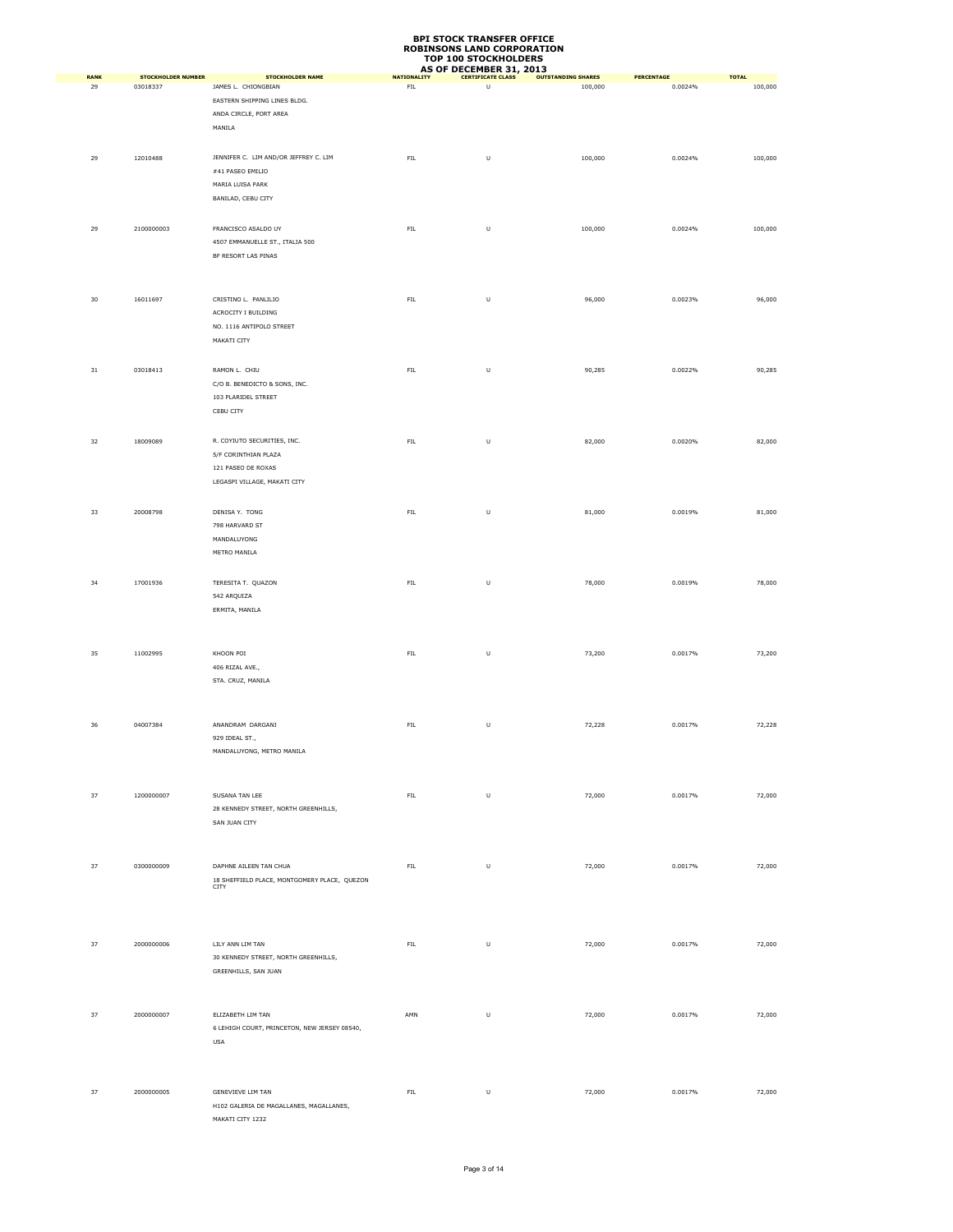**BPI STOCK TRANSFER OFFICE**
**ROBINSONS LAND CORPORATION**
**TOP 100 STOCKHOLDERS**
**AS OF DECEMBER 31, 2013**

| RANK | STOCKHOLDER NUMBER | STOCKHOLDER NAME | NATIONALITY | CERTIFICATE CLASS | OUTSTANDING SHARES | PERCENTAGE | TOTAL |
|---|---|---|---|---|---|---|---|
| 29 | 03018337 | JAMES L. CHIONGBIAN<br>EASTERN SHIPPING LINES BLDG.<br>ANDA CIRCLE, PORT AREA<br>MANILA | FIL | U | 100,000 | 0.0024% | 100,000 |
| 29 | 12010488 | JENNIFER C. LIM AND/OR JEFFREY C. LIM<br>#41 PASEO EMILIO<br>MARIA LUISA PARK<br>BANILAD, CEBU CITY | FIL | U | 100,000 | 0.0024% | 100,000 |
| 29 | 2100000003 | FRANCISCO ASALDO UY<br>4507 EMMANUELLE ST., ITALIA 500<br>BF RESORT LAS PINAS | FIL | U | 100,000 | 0.0024% | 100,000 |
| 30 | 16011697 | CRISTINO L. PANLILIO<br>ACROCITY I BUILDING<br>NO. 1116 ANTIPOLO STREET<br>MAKATI CITY | FIL | U | 96,000 | 0.0023% | 96,000 |
| 31 | 03018413 | RAMON L. CHIU<br>C/O B. BENEDICTO & SONS, INC.<br>103 PLARIDEL STREET<br>CEBU CITY | FIL | U | 90,285 | 0.0022% | 90,285 |
| 32 | 18009089 | R. COYIUTO SECURITIES, INC.<br>5/F CORINTHIAN PLAZA<br>121 PASEO DE ROXAS<br>LEGASPI VILLAGE, MAKATI CITY | FIL | U | 82,000 | 0.0020% | 82,000 |
| 33 | 20008798 | DENISA Y. TONG<br>798 HARVARD ST<br>MANDALUYONG<br>METRO MANILA | FIL | U | 81,000 | 0.0019% | 81,000 |
| 34 | 17001936 | TERESITA T. QUAZON<br>542 ARQUIZA<br>ERMITA, MANILA | FIL | U | 78,000 | 0.0019% | 78,000 |
| 35 | 11002995 | KHOON POI<br>406 RIZAL AVE.,<br>STA. CRUZ, MANILA | FIL | U | 73,200 | 0.0017% | 73,200 |
| 36 | 04007384 | ANANDRAM DARGANI<br>929 IDEAL ST.,<br>MANDALUYONG, METRO MANILA | FIL | U | 72,228 | 0.0017% | 72,228 |
| 37 | 1200000007 | SUSANA TAN LEE<br>28 KENNEDY STREET, NORTH GREENHILLS,<br>SAN JUAN CITY | FIL | U | 72,000 | 0.0017% | 72,000 |
| 37 | 0300000009 | DAPHNE AILEEN TAN CHUA<br>18 SHEFFIELD PLACE, MONTGOMERY PLACE, QUEZON CITY | FIL | U | 72,000 | 0.0017% | 72,000 |
| 37 | 2000000006 | LILY ANN LIM TAN<br>30 KENNEDY STREET, NORTH GREENHILLS,<br>GREENHILLS, SAN JUAN | FIL | U | 72,000 | 0.0017% | 72,000 |
| 37 | 2000000007 | ELIZABETH LIM TAN<br>6 LEHIGH COURT, PRINCETON, NEW JERSEY 08540,<br>USA | AMN | U | 72,000 | 0.0017% | 72,000 |
| 37 | 2000000005 | GENEVIEVE LIM TAN<br>H102 GALERIA DE MAGALLANES, MAGALLANES,<br>MAKATI CITY 1232 | FIL | U | 72,000 | 0.0017% | 72,000 |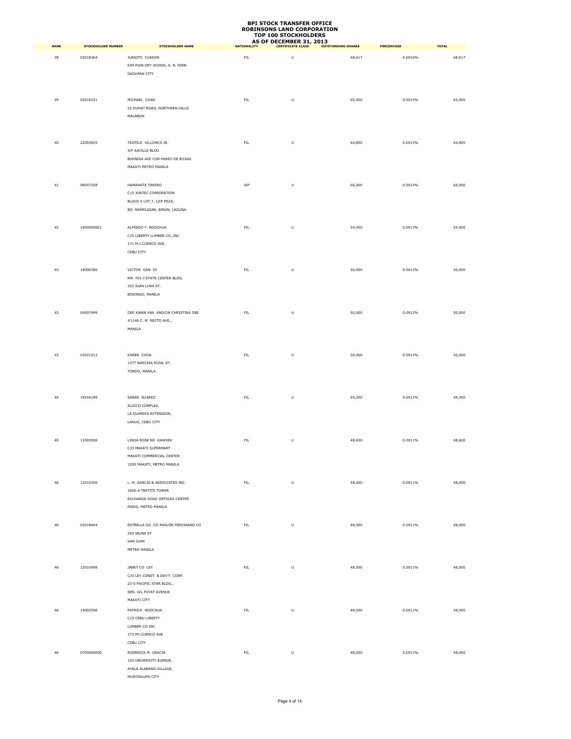# BPI STOCK TRANSFER OFFICE
# ROBINSONS LAND CORPORATION
# TOP 100 STOCKHOLDERS
# AS OF DECEMBER 31, 2013

| RANK | STOCKHOLDER NUMBER | STOCKHOLDER NAME | NATIONALITY | CERTIFICATE CLASS | OUTSTANDING SHARES | PERCENTAGE | TOTAL |
|---|---|---|---|---|---|---|---|
| 38 | 03018364 | JUANITO CUASON<br>KIM PIAN DRY GOODS, A. B. FERN<br>DAGUPAN CITY | FIL | U | 68,617 | 0.0016% | 68,617 |
| 39 | 03018321 | MICHAEL CHAN<br>22 DUHAT ROAD, NORTHERN HILLS<br>MALABON | FIL | U | 65,000 | 0.0015% | 65,000 |
| 40 | 22003825 | TEOFILO VILLONCO JR.<br>4/F SAVILLE BLDG<br>BUENDIA AVE COR PASEO DE ROXAS<br>MAKATI METRO MANILA | FIL | U | 64,800 | 0.0015% | 64,800 |
| 41 | 08007308 | HAMAHATA TAKERO<br>C/O JUNTEC CORPORATION<br>BLOCK S LOT 7, LIIP-PEZA,<br>BO. MAMPLASAN, BINAN, LAGUNA | JAP | U | 60,000 | 0.0014% | 60,000 |
| 42 | 1400000001 | ALFREDO Y. NGOCHUA<br>C/O LIBERTY LUMBER CO.,INC<br>171 M.J.CUENCO AVE.<br>CEBU CITY | FIL | U | 54,000 | 0.0013% | 54,000 |
| 43 | 19000380 | VICTOR GAN SY<br>RM. 701-J STATE CENTER BLDG.<br>333 JUAN LUNA ST.<br>BINONDO, MANILA | FIL | U | 50,000 | 0.0012% | 50,000 |
| 43 | 04007499 | DEE KWAN YAN AND/OR CHRISTINA DEE<br>#1146 C. M. RECTO AVE.,<br>MANILA | FIL | U | 50,000 | 0.0012% | 50,000 |
| 43 | 03021013 | KAREN CHOA<br>1377 NARCISA RIZAL ST.<br>TONDO, MANILA | FIL | U | 50,000 | 0.0012% | 50,000 |
| 44 | 19016189 | SABAS SUAREZ<br>ALGICO COMPLEX,<br>LA GUARDIA EXTENSION,<br>LAHUG, CEBU CITY | FIL | U | 49,200 | 0.0012% | 49,200 |
| 45 | 11003006 | LINDA ROSE NG KAWSEK<br>C/O MAKATI SUPERMART<br>MAKATI COMMERCIAL CENTER<br>1200 MAKATI, METRO MANILA | FIL | U | 48,600 | 0.0011% | 48,600 |
| 46 | 12010306 | L. M. GARCIA & ASSOCIATES INC.<br>1606-A TEKTITE TOWER<br>EXCHANGE ROAD ORTIGAS CENTER<br>PASIG, METRO MANILA | FIL | U | 48,000 | 0.0011% | 48,000 |
| 46 | 03018404 | ESTRELLA GO CO AND/OR FERDINAND CO<br>250 IBUNA ST<br>SAN JUAN<br>METRO MANILA | FIL | U | 48,000 | 0.0011% | 48,000 |
| 46 | 12010498 | JANET CO LEY<br>C/O LEY CONST. & DEV'T. CORP.<br>23-E PACIFIC STAR BLDG.,<br>SEN. GIL PUYAT AVENUE<br>MAKATI CITY | FIL | U | 48,000 | 0.0011% | 48,000 |
| 46 | 14002598 | PATRICK NGOCHUA<br>C/O CEBU LIBERTY<br>LUMBER CO INC<br>173 MJ CUENCO AVE<br>CEBU CITY | FIL | U | 48,000 | 0.0011% | 48,000 |
| 46 | 0700000006 | RODERICK M. GRACIA<br>125 UNIVERSITY AVENUE,<br>AYALA ALABANG VILLAGE,<br>MUNTINLUPA CITY | FIL | U | 48,000 | 0.0011% | 48,000 |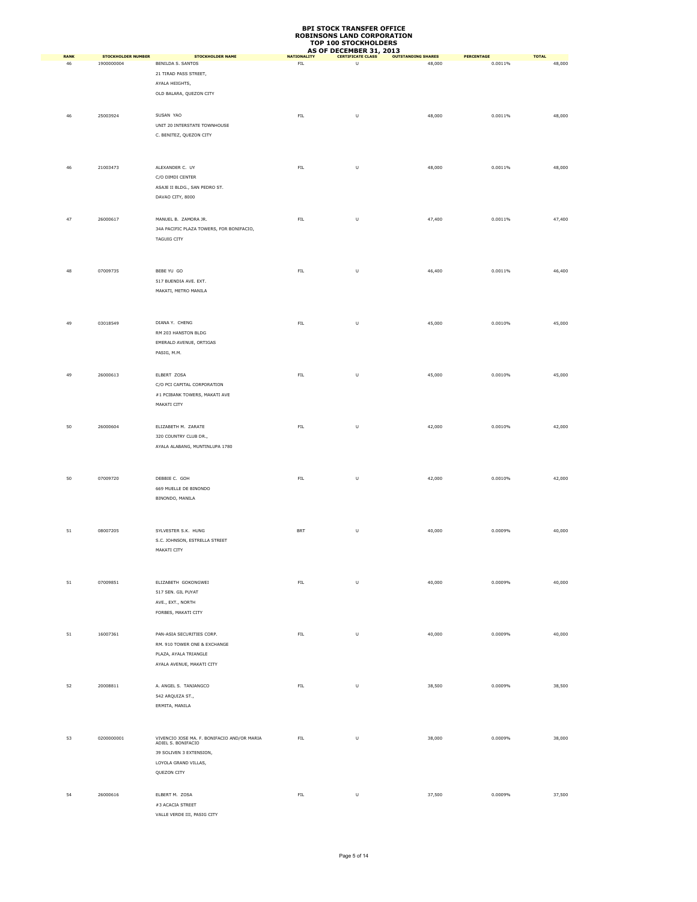# BPI STOCK TRANSFER OFFICE
# ROBINSONS LAND CORPORATION
# TOP 100 STOCKHOLDERS
# AS OF DECEMBER 31, 2013

| RANK | STOCKHOLDER NUMBER | STOCKHOLDER NAME | NATIONALITY | CERTIFICATE CLASS | OUTSTANDING SHARES | PERCENTAGE | TOTAL |
|---|---|---|---|---|---|---|---|
| 46 | 1900000004 | BENILDA S. SANTOS<br>21 TIRAD PASS STREET,<br>AYALA HEIGHTS,<br>OLD BALARA, QUEZON CITY | FIL | U | 48,000 | 0.0011% | 48,000 |
| 46 | 25003924 | SUSAN YAO<br>UNIT 20 INTERSTATE TOWNHOUSE<br>C. BENITEZ, QUEZON CITY | FIL | U | 48,000 | 0.0011% | 48,000 |
| 46 | 21003473 | ALEXANDER C. UY<br>C/O DIMDI CENTER<br>ASAJE II BLDG., SAN PEDRO ST.<br>DAVAO CITY, 8000 | FIL | U | 48,000 | 0.0011% | 48,000 |
| 47 | 26000617 | MANUEL B. ZAMORA JR.<br>34A PACIFIC PLAZA TOWERS, FOR BONIFACIO,<br>TAGUIG CITY | FIL | U | 47,400 | 0.0011% | 47,400 |
| 48 | 07009735 | BEBE YU GO<br>517 BUENDIA AVE. EXT.<br>MAKATI, METRO MANILA | FIL | U | 46,400 | 0.0011% | 46,400 |
| 49 | 03018549 | DIANA Y. CHENG<br>RM 203 HANSTON BLDG<br>EMERALD AVENUE, ORTIGAS<br>PASIG, M.M. | FIL | U | 45,000 | 0.0010% | 45,000 |
| 49 | 26000613 | ELBERT ZOSA<br>C/O PCI CAPITAL CORPORATION<br>#1 PCIBANK TOWERS, MAKATI AVE<br>MAKATI CITY | FIL | U | 45,000 | 0.0010% | 45,000 |
| 50 | 26000604 | ELIZABETH M. ZARATE<br>320 COUNTRY CLUB DR.,<br>AYALA ALABANG, MUNTINLUPA 1780 | FIL | U | 42,000 | 0.0010% | 42,000 |
| 50 | 07009720 | DEBBIE C. GOH<br>669 MUELLE DE BINONDO<br>BINONDO, MANILA | FIL | U | 42,000 | 0.0010% | 42,000 |
| 51 | 08007205 | SYLVESTER S.K. HUNG<br>S.C. JOHNSON, ESTRELLA STREET<br>MAKATI CITY | BRT | U | 40,000 | 0.0009% | 40,000 |
| 51 | 07009851 | ELIZABETH GOKONGWEI<br>517 SEN. GIL PUYAT<br>AVE., EXT., NORTH<br>FORBES, MAKATI CITY | FIL | U | 40,000 | 0.0009% | 40,000 |
| 51 | 16007361 | PAN-ASIA SECURITIES CORP.<br>RM. 910 TOWER ONE & EXCHANGE<br>PLAZA, AYALA TRIANGLE<br>AYALA AVENUE, MAKATI CITY | FIL | U | 40,000 | 0.0009% | 40,000 |
| 52 | 20008811 | A. ANGEL S. TANJANGCO<br>542 ARQUIZA ST.,<br>ERMITA, MANILA | FIL | U | 38,500 | 0.0009% | 38,500 |
| 53 | 0200000001 | VIVENCIO JOSE MA. F. BONIFACIO AND/OR MARIA ADIEL S. BONIFACIO<br>39 SOLIVEN 3 EXTENSION,<br>LOYOLA GRAND VILLAS,<br>QUEZON CITY | FIL | U | 38,000 | 0.0009% | 38,000 |
| 54 | 26000616 | ELBERT M. ZOSA<br>#3 ACACIA STREET<br>VALLE VERDE III, PASIG CITY | FIL | U | 37,500 | 0.0009% | 37,500 |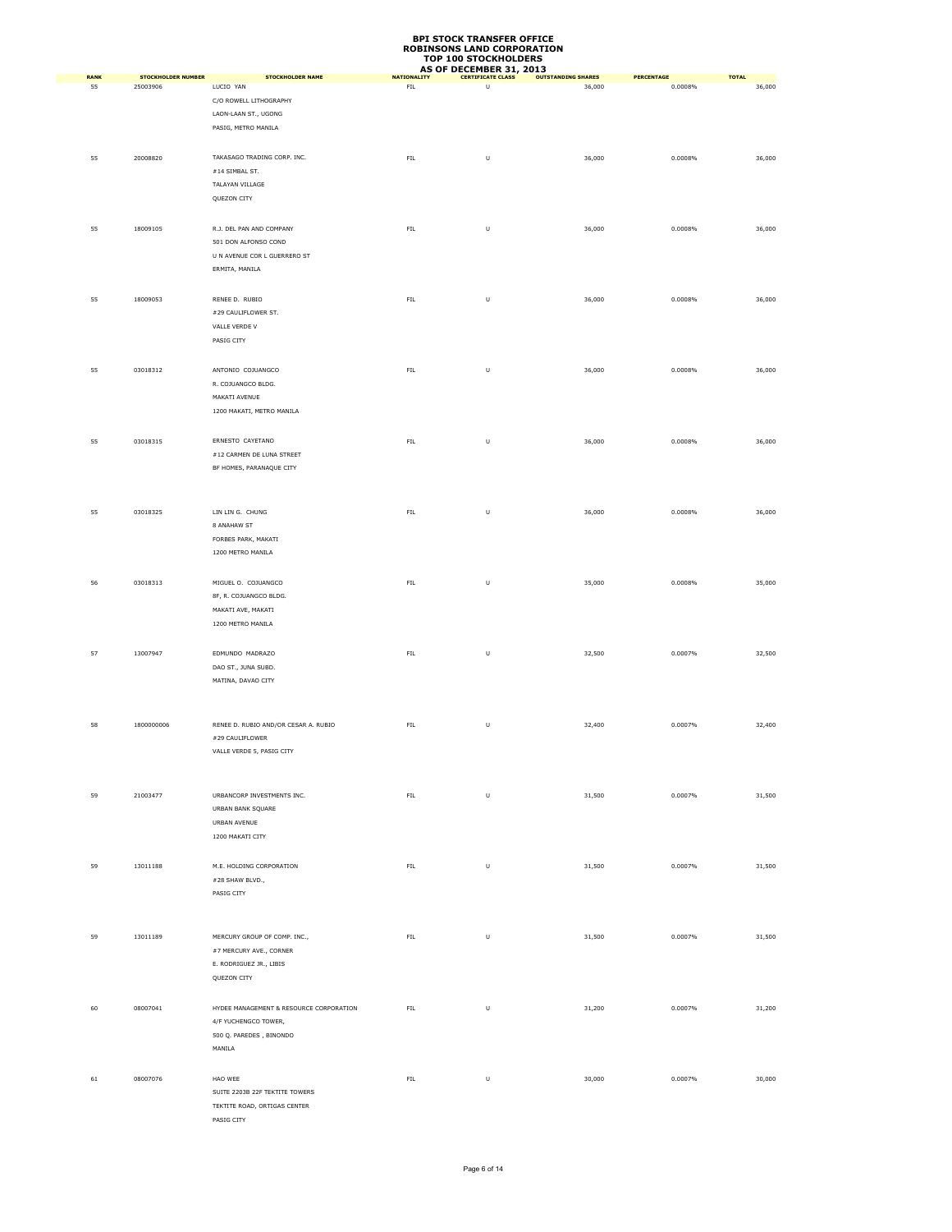# BPI STOCK TRANSFER OFFICE
# ROBINSONS LAND CORPORATION
# TOP 100 STOCKHOLDERS
# AS OF DECEMBER 31, 2013

| RANK | STOCKHOLDER NUMBER | STOCKHOLDER NAME | NATIONALITY | CERTIFICATE CLASS | OUTSTANDING SHARES | PERCENTAGE | TOTAL |
|---|---|---|---|---|---|---|---|
| 55 | 25003906 | LUCIO YAN<br>C/O ROWELL LITHOGRAPHY<br>LAON-LAAN ST., UGONG<br>PASIG, METRO MANILA | FIL | U | 36,000 | 0.0008% | 36,000 |
| 55 | 20008820 | TAKASAGO TRADING CORP. INC.<br>#14 SIMBAL ST.<br>TALAYAN VILLAGE<br>QUEZON CITY | FIL | U | 36,000 | 0.0008% | 36,000 |
| 55 | 18009105 | R.J. DEL PAN AND COMPANY<br>501 DON ALFONSO COND<br>U N AVENUE COR L GUERRERO ST<br>ERMITA, MANILA | FIL | U | 36,000 | 0.0008% | 36,000 |
| 55 | 18009053 | RENEE D. RUBIO<br>#29 CAULIFLOWER ST.<br>VALLE VERDE V<br>PASIG CITY | FIL | U | 36,000 | 0.0008% | 36,000 |
| 55 | 03018312 | ANTONIO COJUANGCO<br>R. COJUANGCO BLDG.<br>MAKATI AVENUE<br>1200 MAKATI, METRO MANILA | FIL | U | 36,000 | 0.0008% | 36,000 |
| 55 | 03018315 | ERNESTO CAYETANO<br>#12 CARMEN DE LUNA STREET<br>BF HOMES, PARANAQUE CITY | FIL | U | 36,000 | 0.0008% | 36,000 |
| 55 | 03018325 | LIN LIN G. CHUNG<br>8 ANAHAW ST<br>FORBES PARK, MAKATI<br>1200 METRO MANILA | FIL | U | 36,000 | 0.0008% | 36,000 |
| 56 | 03018313 | MIGUEL O. COJUANGCO<br>8F, R. COJUANGCO BLDG.<br>MAKATI AVE, MAKATI<br>1200 METRO MANILA | FIL | U | 35,000 | 0.0008% | 35,000 |
| 57 | 13007947 | EDMUNDO MADRAZO<br>DAO ST., JUNA SUBD.<br>MATINA, DAVAO CITY | FIL | U | 32,500 | 0.0007% | 32,500 |
| 58 | 1800000006 | RENEE D. RUBIO AND/OR CESAR A. RUBIO<br>#29 CAULIFLOWER<br>VALLE VERDE 5, PASIG CITY | FIL | U | 32,400 | 0.0007% | 32,400 |
| 59 | 21003477 | URBANCORP INVESTMENTS INC.<br>URBAN BANK SQUARE<br>URBAN AVENUE<br>1200 MAKATI CITY | FIL | U | 31,500 | 0.0007% | 31,500 |
| 59 | 13011188 | M.E. HOLDING CORPORATION<br>#28 SHAW BLVD.,<br>PASIG CITY | FIL | U | 31,500 | 0.0007% | 31,500 |
| 59 | 13011189 | MERCURY GROUP OF COMP. INC.,<br>#7 MERCURY AVE., CORNER<br>E. RODRIGUEZ JR., LIBIS<br>QUEZON CITY | FIL | U | 31,500 | 0.0007% | 31,500 |
| 60 | 08007041 | HYDEE MANAGEMENT & RESOURCE CORPORATION<br>4/F YUCHENGCO TOWER,<br>500 Q. PAREDES , BINONDO<br>MANILA | FIL | U | 31,200 | 0.0007% | 31,200 |
| 61 | 08007076 | HAO WEE<br>SUITE 2203B 22F TEKTITE TOWERS<br>TEKTITE ROAD, ORTIGAS CENTER<br>PASIG CITY | FIL | U | 30,000 | 0.0007% | 30,000 |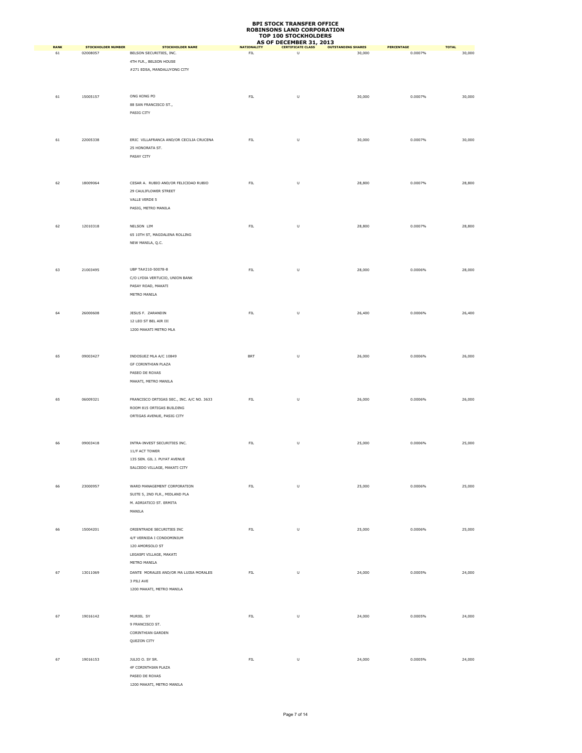# BPI STOCK TRANSFER OFFICE
## ROBINSONS LAND CORPORATION
## TOP 100 STOCKHOLDERS
## AS OF DECEMBER 31, 2013

| RANK | STOCKHOLDER NUMBER | STOCKHOLDER NAME | NATIONALITY | CERTIFICATE CLASS | OUTSTANDING SHARES | PERCENTAGE | TOTAL |
|---|---|---|---|---|---|---|---|
| 61 | 02008057 | BELSON SECURITIES, INC.<br>4TH FLR., BELSON HOUSE<br>#271 EDSA, MANDALUYONG CITY | FIL | U | 30,000 | 0.0007% | 30,000 |
| 61 | 15005157 | ONG KONG PO<br>88 SAN FRANCISCO ST.,<br>PASIG CITY | FIL | U | 30,000 | 0.0007% | 30,000 |
| 61 | 22005338 | ERIC VILLAFRANCA AND/OR CECILIA CRUCENA<br>25 HONORATA ST.<br>PASAY CITY | FIL | U | 30,000 | 0.0007% | 30,000 |
| 62 | 18009064 | CESAR A. RUBIO AND/OR FELICIDAD RUBIO<br>29 CAULIFLOWER STREET<br>VALLE VERDE 5<br>PASIG, METRO MANILA | FIL | U | 28,800 | 0.0007% | 28,800 |
| 62 | 12010318 | NELSON LIM<br>65 10TH ST, MAGDALENA ROLLING<br>NEW MANILA, Q.C. | FIL | U | 28,800 | 0.0007% | 28,800 |
| 63 | 21003495 | UBP TA#210-50078-8<br>C/O LYDIA VERTUCIO, UNION BANK<br>PASAY ROAD, MAKATI<br>METRO MANILA | FIL | U | 28,000 | 0.0006% | 28,000 |
| 64 | 26000608 | JESUS F. ZARANDIN<br>12 LEO ST BEL AIR III<br>1200 MAKATI METRO MLA | FIL | U | 26,400 | 0.0006% | 26,400 |
| 65 | 09003427 | INDOSUEZ MLA A/C 10849<br>GF CORINTHIAN PLAZA<br>PASEO DE ROXAS<br>MAKATI, METRO MANILA | BRT | U | 26,000 | 0.0006% | 26,000 |
| 65 | 06009321 | FRANCISCO ORTIGAS SEC., INC. A/C NO. 3633<br>ROOM 815 ORTIGAS BUILDING<br>ORTIGAS AVENUE, PASIG CITY | FIL | U | 26,000 | 0.0006% | 26,000 |
| 66 | 09003418 | INTRA-INVEST SECURITIES INC.<br>11/F ACT TOWER<br>135 SEN. GIL J. PUYAT AVENUE<br>SALCEDO VILLAGE, MAKATI CITY | FIL | U | 25,000 | 0.0006% | 25,000 |
| 66 | 23000957 | WARD MANAGEMENT CORPORATION<br>SUITE 5, 2ND FLR., MIDLAND PLA<br>M. ADRIATICO ST. ERMITA<br>MANILA | FIL | U | 25,000 | 0.0006% | 25,000 |
| 66 | 15004201 | ORIENTRADE SECURITIES INC<br>4/F VERNIDA I CONDOMINIUM<br>120 AMORSOLO ST<br>LEGASPI VILLAGE, MAKATI<br>METRO MANILA | FIL | U | 25,000 | 0.0006% | 25,000 |
| 67 | 13011069 | DANTE MORALES AND/OR MA LUISA MORALES<br>3 PILI AVE<br>1200 MAKATI, METRO MANILA | FIL | U | 24,000 | 0.0005% | 24,000 |
| 67 | 19016142 | MURIEL SY<br>9 FRANCISCO ST.<br>CORINTHIAN GARDEN<br>QUEZON CITY | FIL | U | 24,000 | 0.0005% | 24,000 |
| 67 | 19016153 | JULIO O. SY SR.<br>4F CORINTHIAN PLAZA<br>PASEO DE ROXAS<br>1200 MAKATI, METRO MANILA | FIL | U | 24,000 | 0.0005% | 24,000 |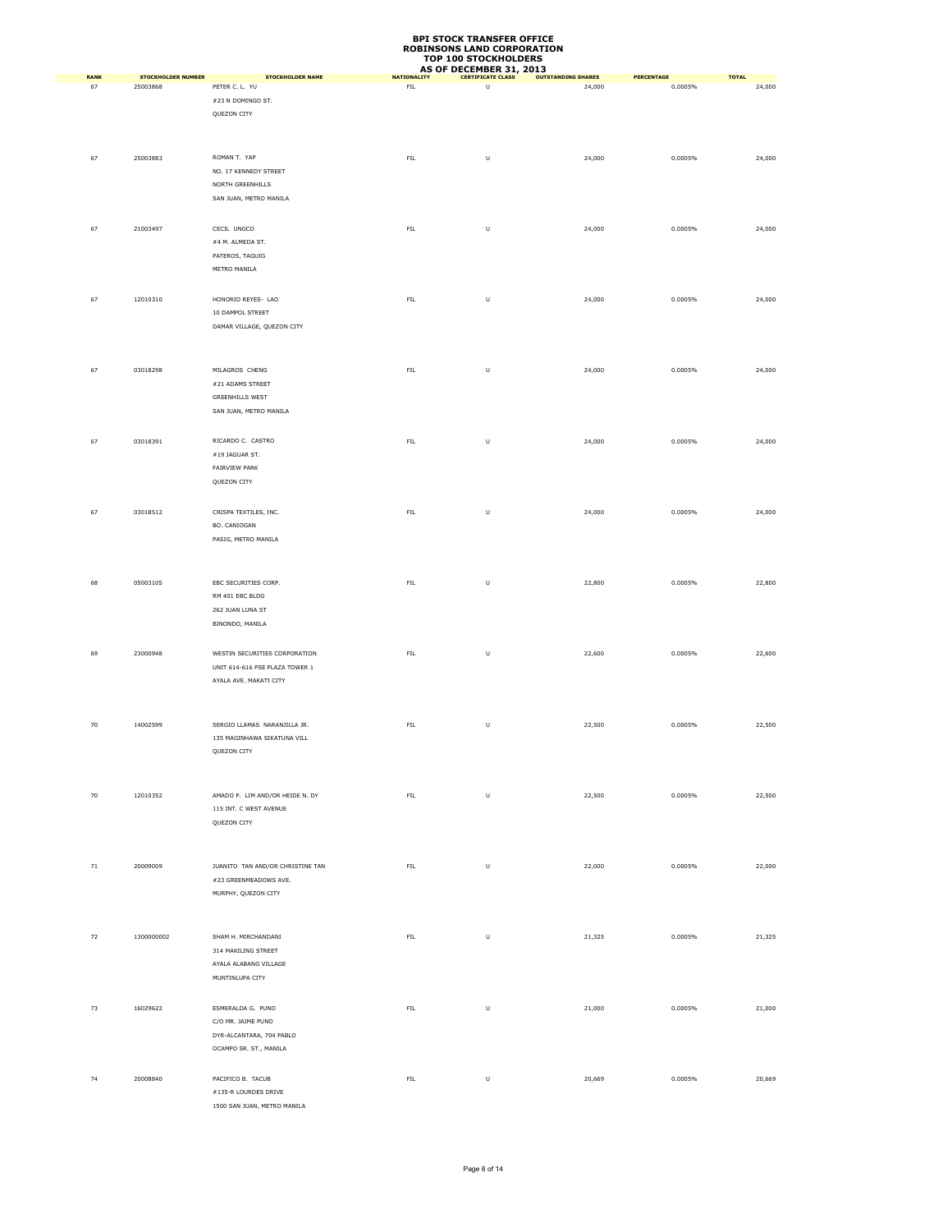# BPI STOCK TRANSFER OFFICE
## ROBINSONS LAND CORPORATION
## TOP 100 STOCKHOLDERS
## AS OF DECEMBER 31, 2013

| RANK | STOCKHOLDER NUMBER | STOCKHOLDER NAME | NATIONALITY | CERTIFICATE CLASS | OUTSTANDING SHARES | PERCENTAGE | TOTAL |
|---|---|---|---|---|---|---|---|
| 67 | 25003868 | PETER C. L. YU<br>#23 N DOMINGO ST.<br>QUEZON CITY | FIL | U | 24,000 | 0.0005% | 24,000 |
| 67 | 25003883 | ROMAN T. YAP<br>NO. 17 KENNEDY STREET<br>NORTH GREENHILLS<br>SAN JUAN, METRO MANILA | FIL | U | 24,000 | 0.0005% | 24,000 |
| 67 | 21003497 | CECIL UNGCO<br>#4 M. ALMEDA ST.<br>PATEROS, TAGUIG<br>METRO MANILA | FIL | U | 24,000 | 0.0005% | 24,000 |
| 67 | 12010310 | HONORIO REYES- LAO<br>10 DAMPOL STREET<br>DAMAR VILLAGE, QUEZON CITY | FIL | U | 24,000 | 0.0005% | 24,000 |
| 67 | 03018298 | MILAGROS CHENG<br>#21 ADAMS STREET<br>GREENHILLS WEST<br>SAN JUAN, METRO MANILA | FIL | U | 24,000 | 0.0005% | 24,000 |
| 67 | 03018391 | RICARDO C. CASTRO<br>#19 JAGUAR ST.<br>FAIRVIEW PARK<br>QUEZON CITY | FIL | U | 24,000 | 0.0005% | 24,000 |
| 67 | 03018512 | CRISPA TEXTILES, INC.<br>BO. CANIOGAN<br>PASIG, METRO MANILA | FIL | U | 24,000 | 0.0005% | 24,000 |
| 68 | 05003105 | EBC SECURITIES CORP.<br>RM 401 EBC BLDG<br>262 JUAN LUNA ST<br>BINONDO, MANILA | FIL | U | 22,800 | 0.0005% | 22,800 |
| 69 | 23000948 | WESTIN SECURITIES CORPORATION<br>UNIT 614-616 PSE PLAZA TOWER 1<br>AYALA AVE. MAKATI CITY | FIL | U | 22,600 | 0.0005% | 22,600 |
| 70 | 14002599 | SERGIO LLAMAS NARANJILLA JR.<br>135 MAGINHAWA SIKATUNA VILL<br>QUEZON CITY | FIL | U | 22,500 | 0.0005% | 22,500 |
| 70 | 12010352 | AMADO P. LIM AND/OR HEIDE N. DY<br>115 INT. C WEST AVENUE<br>QUEZON CITY | FIL | U | 22,500 | 0.0005% | 22,500 |
| 71 | 20009009 | JUANITO TAN AND/OR CHRISTINE TAN<br>#23 GREENMEADOWS AVE.<br>MURPHY, QUEZON CITY | FIL | U | 22,000 | 0.0005% | 22,000 |
| 72 | 1300000002 | SHAM H. MIRCHANDANI<br>314 MAKILING STREET<br>AYALA ALABANG VILLAGE<br>MUNTINLUPA CITY | FIL | U | 21,325 | 0.0005% | 21,325 |
| 73 | 16029622 | ESMERALDA G. PUNO<br>C/O MR. JAIME PUNO<br>DYR-ALCANTARA, 704 PABLO<br>OCAMPO SR. ST., MANILA | FIL | U | 21,000 | 0.0005% | 21,000 |
| 74 | 20008840 | PACIFICO B. TACUB<br>#135-R LOURDES DRIVE<br>1500 SAN JUAN, METRO MANILA | FIL | U | 20,669 | 0.0005% | 20,669 |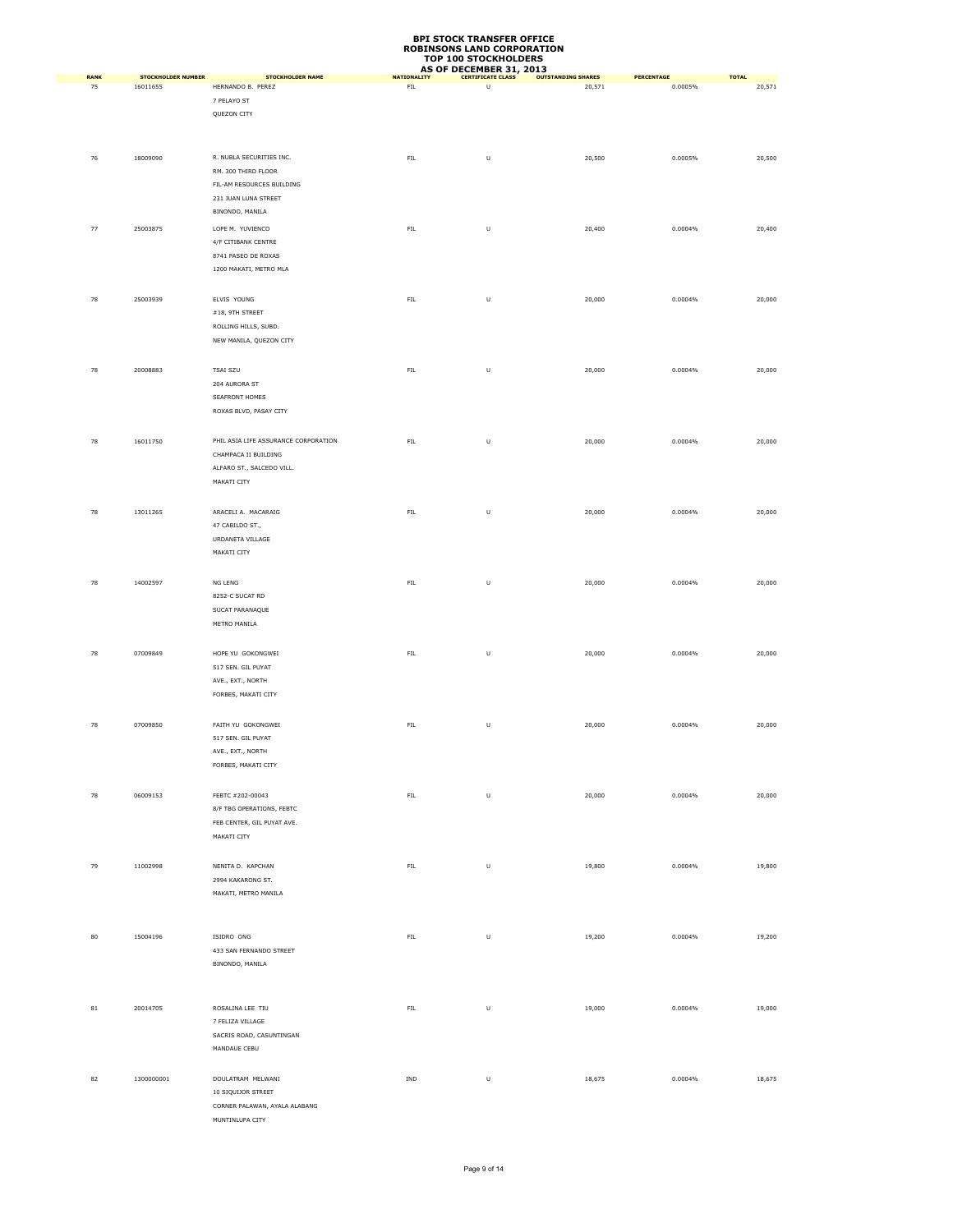**BPI STOCK TRANSFER OFFICE**
**ROBINSONS LAND CORPORATION**
**TOP 100 STOCKHOLDERS**
**AS OF DECEMBER 31, 2013**

| RANK | STOCKHOLDER NUMBER | STOCKHOLDER NAME | NATIONALITY | CERTIFICATE CLASS | OUTSTANDING SHARES | PERCENTAGE | TOTAL |
|---|---|---|---|---|---|---|---|
| 75 | 16011655 | HERNANDO B. PEREZ<br>7 PELAYO ST<br>QUEZON CITY | FIL | U | 20,571 | 0.0005% | 20,571 |
| 76 | 18009090 | R. NUBLA SECURITIES INC.<br>RM. 300 THIRD FLOOR<br>FIL-AM RESOURCES BUILDING<br>231 JUAN LUNA STREET<br>BINONDO, MANILA | FIL | U | 20,500 | 0.0005% | 20,500 |
| 77 | 25003875 | LOPE M. YUVIENCO<br>4/F CITIBANK CENTRE<br>8741 PASEO DE ROXAS<br>1200 MAKATI, METRO MLA | FIL | U | 20,400 | 0.0004% | 20,400 |
| 78 | 25003939 | ELVIS YOUNG<br>#18, 9TH STREET<br>ROLLING HILLS, SUBD.<br>NEW MANILA, QUEZON CITY | FIL | U | 20,000 | 0.0004% | 20,000 |
| 78 | 20008883 | TSAI SZU<br>204 AURORA ST<br>SEAFRONT HOMES<br>ROXAS BLVD, PASAY CITY | FIL | U | 20,000 | 0.0004% | 20,000 |
| 78 | 16011750 | PHIL ASIA LIFE ASSURANCE CORPORATION<br>CHAMPACA II BUILDING<br>ALFARO ST., SALCEDO VILL.<br>MAKATI CITY | FIL | U | 20,000 | 0.0004% | 20,000 |
| 78 | 13011265 | ARACELI A. MACARAIG<br>47 CABILDO ST.,<br>URDANETA VILLAGE<br>MAKATI CITY | FIL | U | 20,000 | 0.0004% | 20,000 |
| 78 | 14002597 | NG LENG<br>8252-C SUCAT RD<br>SUCAT PARANAQUE<br>METRO MANILA | FIL | U | 20,000 | 0.0004% | 20,000 |
| 78 | 07009849 | HOPE YU GOKONGWEI<br>517 SEN. GIL PUYAT<br>AVE., EXT., NORTH<br>FORBES, MAKATI CITY | FIL | U | 20,000 | 0.0004% | 20,000 |
| 78 | 07009850 | FAITH YU GOKONGWEI<br>517 SEN. GIL PUYAT<br>AVE., EXT., NORTH<br>FORBES, MAKATI CITY | FIL | U | 20,000 | 0.0004% | 20,000 |
| 78 | 06009153 | FEBTC #202-00043<br>8/F TBG OPERATIONS, FEBTC<br>FEB CENTER, GIL PUYAT AVE.<br>MAKATI CITY | FIL | U | 20,000 | 0.0004% | 20,000 |
| 79 | 11002998 | NENITA D. KAPCHAN<br>2994 KAKARONG ST.<br>MAKATI, METRO MANILA | FIL | U | 19,800 | 0.0004% | 19,800 |
| 80 | 15004196 | ISIDRO ONG<br>433 SAN FERNANDO STREET<br>BINONDO, MANILA | FIL | U | 19,200 | 0.0004% | 19,200 |
| 81 | 20014705 | ROSALINA LEE TIU<br>7 FELIZA VILLAGE<br>SACRIS ROAD, CASUNTINGAN<br>MANDAUE CEBU | FIL | U | 19,000 | 0.0004% | 19,000 |
| 82 | 1300000001 | DOULATRAM MELWANI<br>10 SIQUIJOR STREET<br>CORNER PALAWAN, AYALA ALABANG<br>MUNTINLUPA CITY | IND | U | 18,675 | 0.0004% | 18,675 |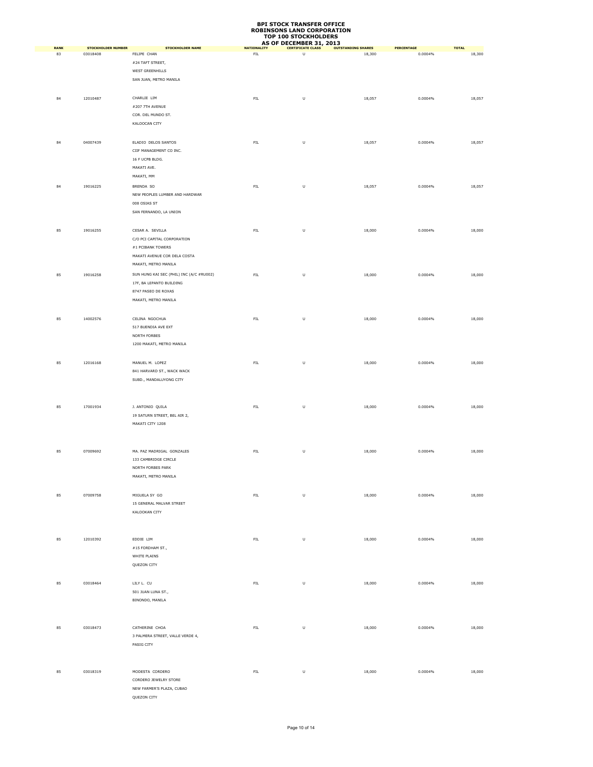**BPI STOCK TRANSFER OFFICE**
**ROBINSONS LAND CORPORATION**
**TOP 100 STOCKHOLDERS**
**AS OF DECEMBER 31, 2013**

| RANK | STOCKHOLDER NUMBER | STOCKHOLDER NAME | NATIONALITY | CERTIFICATE CLASS | OUTSTANDING SHARES | PERCENTAGE | TOTAL |
|---|---|---|---|---|---|---|---|
| 83 | 03018408 | FELIPE CHAN<br>#24 TAFT STREET,<br>WEST GREENHILLS<br>SAN JUAN, METRO MANILA | FIL | U | 18,300 | 0.0004% | 18,300 |
| 84 | 12010487 | CHARLIE LIM<br>#207 7TH AVENUE<br>COR. DEL MUNDO ST.<br>KALOOCAN CITY | FIL | U | 18,057 | 0.0004% | 18,057 |
| 84 | 04007439 | ELADIO DELOS SANTOS<br>CIIF MANAGEMENT CO INC.<br>16 F UCPB BLDG.<br>MAKATI AVE.<br>MAKATI, MM | FIL | U | 18,057 | 0.0004% | 18,057 |
| 84 | 19016225 | BRENDA SO<br>NEW PEOPLES LUMBER AND HARDWAR<br>008 OSIAS ST<br>SAN FERNANDO, LA UNION | FIL | U | 18,057 | 0.0004% | 18,057 |
| 85 | 19016255 | CESAR A. SEVILLA<br>C/O PCI CAPITAL CORPORATION<br>#1 PCIBANK TOWERS<br>MAKATI AVENUE COR DELA COSTA<br>MAKATI, METRO MANILA | FIL | U | 18,000 | 0.0004% | 18,000 |
| 85 | 19016258 | SUN HUNG KAI SEC (PHIL) INC (A/C #RU002)<br>17F, BA LEPANTO BUILDING<br>8747 PASEO DE ROXAS<br>MAKATI, METRO MANILA | FIL | U | 18,000 | 0.0004% | 18,000 |
| 85 | 14002576 | CELINA NGOCHUA<br>517 BUENDIA AVE EXT<br>NORTH FORBES<br>1200 MAKATI, METRO MANILA | FIL | U | 18,000 | 0.0004% | 18,000 |
| 85 | 12016168 | MANUEL M. LOPEZ<br>841 HARVARD ST., WACK WACK<br>SUBD., MANDALUYONG CITY | FIL | U | 18,000 | 0.0004% | 18,000 |
| 85 | 17001934 | J. ANTONIO QUILA<br>19 SATURN STREET, BEL AIR 2,<br>MAKATI CITY 1208 | FIL | U | 18,000 | 0.0004% | 18,000 |
| 85 | 07009692 | MA. PAZ MADRIGAL GONZALES<br>133 CAMBRIDGE CIRCLE<br>NORTH FORBES PARK<br>MAKATI, METRO MANILA | FIL | U | 18,000 | 0.0004% | 18,000 |
| 85 | 07009758 | MIGUELA SY GO<br>15 GENERAL MALVAR STREET<br>KALOOKAN CITY | FIL | U | 18,000 | 0.0004% | 18,000 |
| 85 | 12010392 | EDDIE LIM<br>#15 FORDHAM ST.,<br>WHITE PLAINS<br>QUEZON CITY | FIL | U | 18,000 | 0.0004% | 18,000 |
| 85 | 03018464 | LILY L. CU<br>501 JUAN LUNA ST.,<br>BINONDO, MANILA | FIL | U | 18,000 | 0.0004% | 18,000 |
| 85 | 03018473 | CATHERINE CHOA<br>3 PALMERA STREET, VALLE VERDE 4,<br>PASIG CITY | FIL | U | 18,000 | 0.0004% | 18,000 |
| 85 | 03018319 | MODESTA CORDERO<br>CORDERO JEWELRY STORE<br>NEW FARMER'S PLAZA, CUBAO<br>QUEZON CITY | FIL | U | 18,000 | 0.0004% | 18,000 |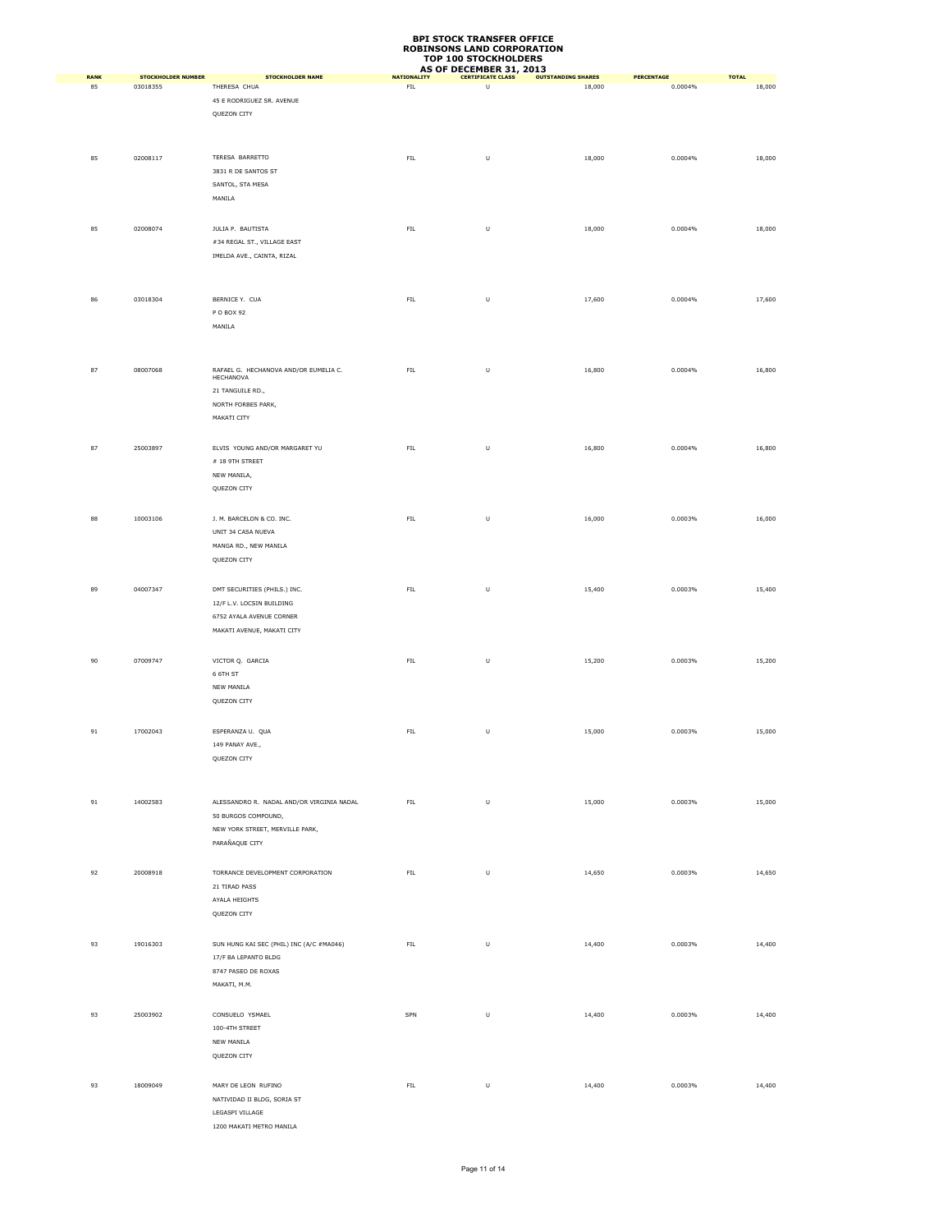# BPI STOCK TRANSFER OFFICE
# ROBINSONS LAND CORPORATION
# TOP 100 STOCKHOLDERS
# AS OF DECEMBER 31, 2013

| RANK | STOCKHOLDER NUMBER | STOCKHOLDER NAME | NATIONALITY | CERTIFICATE CLASS | OUTSTANDING SHARES | PERCENTAGE | TOTAL |
|---|---|---|---|---|---|---|---|
| 85 | 03018355 | THERESA CHUA<br>45 E RODRIGUEZ SR. AVENUE<br>QUEZON CITY | FIL | U | 18,000 | 0.0004% | 18,000 |
| 85 | 02008117 | TERESA BARRETTO<br>3831 R DE SANTOS ST<br>SANTOL, STA MESA<br>MANILA | FIL | U | 18,000 | 0.0004% | 18,000 |
| 85 | 02008074 | JULIA P. BAUTISTA<br>#34 REGAL ST., VILLAGE EAST<br>IMELDA AVE., CAINTA, RIZAL | FIL | U | 18,000 | 0.0004% | 18,000 |
| 86 | 03018304 | BERNICE Y. CUA<br>P O BOX 92<br>MANILA | FIL | U | 17,600 | 0.0004% | 17,600 |
| 87 | 08007068 | RAFAEL G. HECHANOVA AND/OR EUMELIA C. HECHANOVA<br>21 TANGUILE RD.,<br>NORTH FORBES PARK,<br>MAKATI CITY | FIL | U | 16,800 | 0.0004% | 16,800 |
| 87 | 25003897 | ELVIS YOUNG AND/OR MARGARET YU<br># 18 9TH STREET<br>NEW MANILA,<br>QUEZON CITY | FIL | U | 16,800 | 0.0004% | 16,800 |
| 88 | 10003106 | J. M. BARCELON & CO. INC.<br>UNIT 34 CASA NUEVA<br>MANGA RD., NEW MANILA<br>QUEZON CITY | FIL | U | 16,000 | 0.0003% | 16,000 |
| 89 | 04007347 | DMT SECURITIES (PHILS.) INC.<br>12/F L.V. LOCSIN BUILDING<br>6752 AYALA AVENUE CORNER<br>MAKATI AVENUE, MAKATI CITY | FIL | U | 15,400 | 0.0003% | 15,400 |
| 90 | 07009747 | VICTOR Q. GARCIA<br>6 6TH ST<br>NEW MANILA<br>QUEZON CITY | FIL | U | 15,200 | 0.0003% | 15,200 |
| 91 | 17002043 | ESPERANZA U. QUA<br>149 PANAY AVE.,<br>QUEZON CITY | FIL | U | 15,000 | 0.0003% | 15,000 |
| 91 | 14002583 | ALESSANDRO R. NADAL AND/OR VIRGINIA NADAL<br>50 BURGOS COMPOUND,<br>NEW YORK STREET, MERVILLE PARK,<br>PARAÑAQUE CITY | FIL | U | 15,000 | 0.0003% | 15,000 |
| 92 | 20008918 | TORRANCE DEVELOPMENT CORPORATION<br>21 TIRAD PASS<br>AYALA HEIGHTS<br>QUEZON CITY | FIL | U | 14,650 | 0.0003% | 14,650 |
| 93 | 19016303 | SUN HUNG KAI SEC (PHIL) INC (A/C #MA046)<br>17/F BA LEPANTO BLDG<br>8747 PASEO DE ROXAS<br>MAKATI, M.M. | FIL | U | 14,400 | 0.0003% | 14,400 |
| 93 | 25003902 | CONSUELO YSMAEL<br>100-4TH STREET<br>NEW MANILA<br>QUEZON CITY | SPN | U | 14,400 | 0.0003% | 14,400 |
| 93 | 18009049 | MARY DE LEON RUFINO<br>NATIVIDAD II BLDG, SORIA ST<br>LEGASPI VILLAGE<br>1200 MAKATI METRO MANILA | FIL | U | 14,400 | 0.0003% | 14,400 |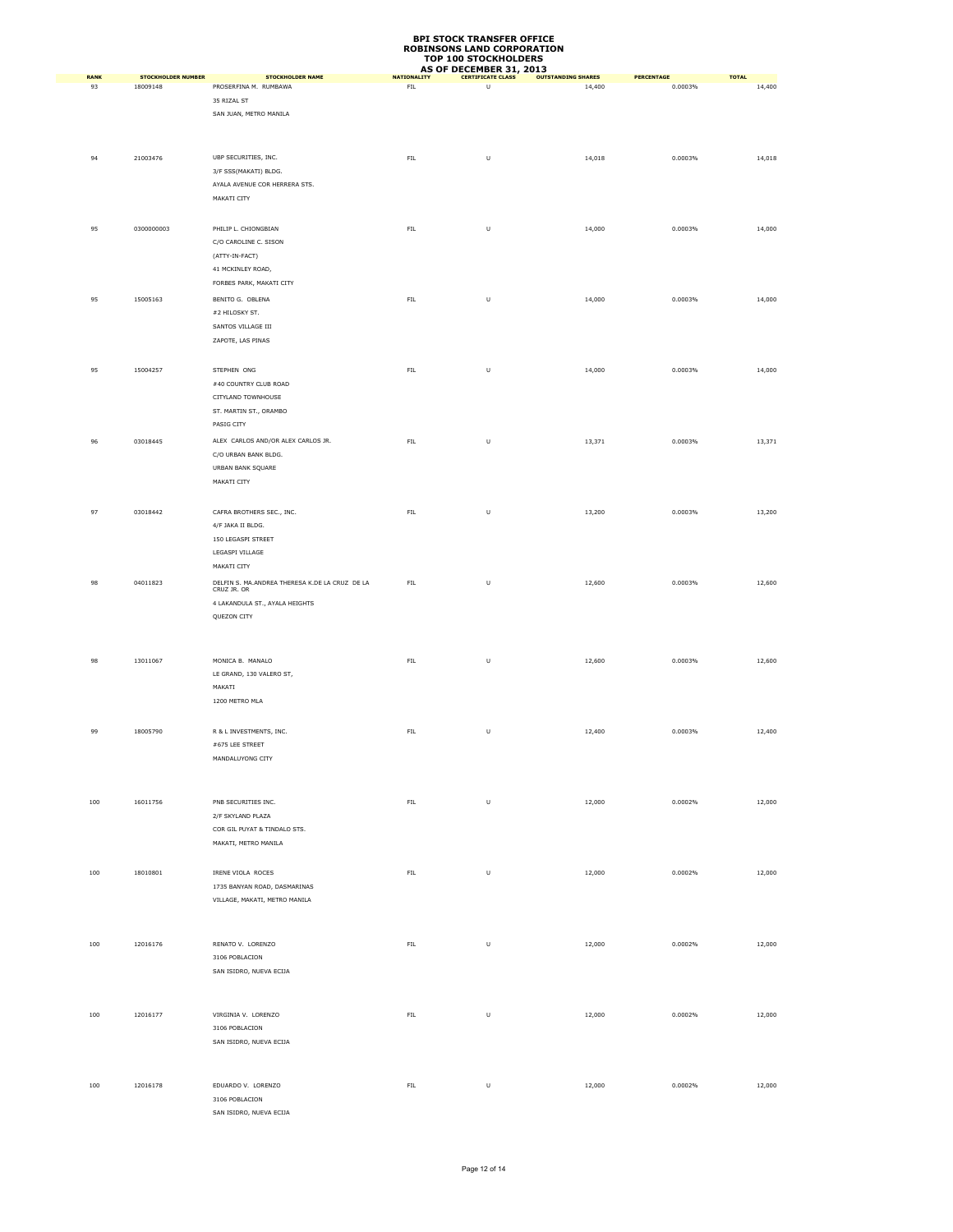# BPI STOCK TRANSFER OFFICE
# ROBINSONS LAND CORPORATION
# TOP 100 STOCKHOLDERS
# AS OF DECEMBER 31, 2013

| RANK | STOCKHOLDER NUMBER | STOCKHOLDER NAME | NATIONALITY | CERTIFICATE CLASS | OUTSTANDING SHARES | PERCENTAGE | TOTAL |
|---|---|---|---|---|---|---|---|
| 93 | 18009148 | PROSERFINA M. RUMBAWA<br>35 RIZAL ST<br>SAN JUAN, METRO MANILA | FIL | U | 14,400 | 0.0003% | 14,400 |
| 94 | 21003476 | UBP SECURITIES, INC.<br>3/F SSS(MAKATI) BLDG.<br>AYALA AVENUE COR HERRERA STS.<br>MAKATI CITY | FIL | U | 14,018 | 0.0003% | 14,018 |
| 95 | 0300000003 | PHILIP L. CHIONGBIAN<br>C/O CAROLINE C. SISON<br>(ATTY-IN-FACT)<br>41 MCKINLEY ROAD,<br>FORBES PARK, MAKATI CITY | FIL | U | 14,000 | 0.0003% | 14,000 |
| 95 | 15005163 | BENITO G. OBLENA<br>#2 HILOSKY ST.<br>SANTOS VILLAGE III<br>ZAPOTE, LAS PINAS | FIL | U | 14,000 | 0.0003% | 14,000 |
| 95 | 15004257 | STEPHEN ONG<br>#40 COUNTRY CLUB ROAD<br>CITYLAND TOWNHOUSE<br>ST. MARTIN ST., ORAMBO<br>PASIG CITY | FIL | U | 14,000 | 0.0003% | 14,000 |
| 96 | 03018445 | ALEX CARLOS AND/OR ALEX CARLOS JR.<br>C/O URBAN BANK BLDG.<br>URBAN BANK SQUARE<br>MAKATI CITY | FIL | U | 13,371 | 0.0003% | 13,371 |
| 97 | 03018442 | CAFRA BROTHERS SEC., INC.<br>4/F JAKA II BLDG.<br>150 LEGASPI STREET<br>LEGASPI VILLAGE<br>MAKATI CITY | FIL | U | 13,200 | 0.0003% | 13,200 |
| 98 | 04011823 | DELFIN S. MA.ANDREA THERESA K.DE LA CRUZ DE LA CRUZ JR. OR<br>4 LAKANDULA ST., AYALA HEIGHTS<br>QUEZON CITY | FIL | U | 12,600 | 0.0003% | 12,600 |
| 98 | 13011067 | MONICA B. MANALO<br>LE GRAND, 130 VALERO ST,<br>MAKATI<br>1200 METRO MLA | FIL | U | 12,600 | 0.0003% | 12,600 |
| 99 | 18005790 | R & L INVESTMENTS, INC.<br>#675 LEE STREET<br>MANDALUYONG CITY | FIL | U | 12,400 | 0.0003% | 12,400 |
| 100 | 16011756 | PNB SECURITIES INC.<br>2/F SKYLAND PLAZA<br>COR GIL PUYAT & TINDALO STS.<br>MAKATI, METRO MANILA | FIL | U | 12,000 | 0.0002% | 12,000 |
| 100 | 18010801 | IRENE VIOLA ROCES<br>1735 BANYAN ROAD, DASMARINAS<br>VILLAGE, MAKATI, METRO MANILA | FIL | U | 12,000 | 0.0002% | 12,000 |
| 100 | 12016176 | RENATO V. LORENZO<br>3106 POBLACION<br>SAN ISIDRO, NUEVA ECIJA | FIL | U | 12,000 | 0.0002% | 12,000 |
| 100 | 12016177 | VIRGINIA V. LORENZO<br>3106 POBLACION<br>SAN ISIDRO, NUEVA ECIJA | FIL | U | 12,000 | 0.0002% | 12,000 |
| 100 | 12016178 | EDUARDO V. LORENZO<br>3106 POBLACION<br>SAN ISIDRO, NUEVA ECIJA | FIL | U | 12,000 | 0.0002% | 12,000 |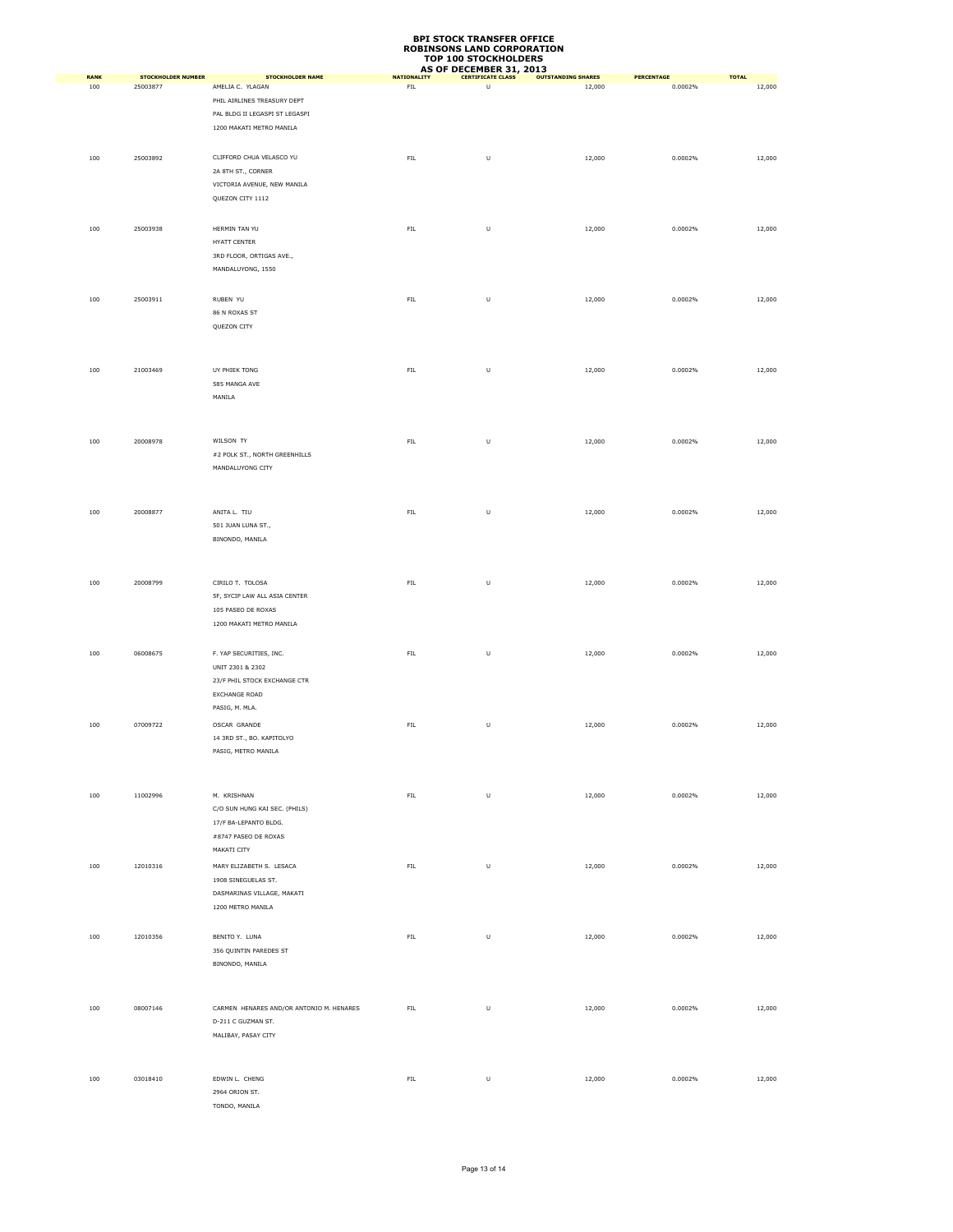**BPI STOCK TRANSFER OFFICE**
**ROBINSONS LAND CORPORATION**
**TOP 100 STOCKHOLDERS**
**AS OF DECEMBER 31, 2013**

| RANK | STOCKHOLDER NUMBER | STOCKHOLDER NAME | NATIONALITY | CERTIFICATE CLASS | OUTSTANDING SHARES | PERCENTAGE | TOTAL |
|---|---|---|---|---|---|---|---|
| 100 | 25003877 | AMELIA C. YLAGAN<br>PHIL AIRLINES TREASURY DEPT<br>PAL BLDG II LEGASPI ST LEGASPI<br>1200 MAKATI METRO MANILA | FIL | U | 12,000 | 0.0002% | 12,000 |
| 100 | 25003892 | CLIFFORD CHUA VELASCO YU<br>2A 8TH ST., CORNER<br>VICTORIA AVENUE, NEW MANILA<br>QUEZON CITY 1112 | FIL | U | 12,000 | 0.0002% | 12,000 |
| 100 | 25003938 | HERMIN TAN YU<br>HYATT CENTER<br>3RD FLOOR, ORTIGAS AVE.,<br>MANDALUYONG, 1550 | FIL | U | 12,000 | 0.0002% | 12,000 |
| 100 | 25003911 | RUBEN YU<br>86 N ROXAS ST<br>QUEZON CITY | FIL | U | 12,000 | 0.0002% | 12,000 |
| 100 | 21003469 | UY PHIEK TONG<br>585 MANGA AVE<br>MANILA | FIL | U | 12,000 | 0.0002% | 12,000 |
| 100 | 20008978 | WILSON TY<br>#2 POLK ST., NORTH GREENHILLS<br>MANDALUYONG CITY | FIL | U | 12,000 | 0.0002% | 12,000 |
| 100 | 20008877 | ANITA L. TIU<br>501 JUAN LUNA ST.,<br>BINONDO, MANILA | FIL | U | 12,000 | 0.0002% | 12,000 |
| 100 | 20008799 | CIRILO T. TOLOSA<br>5F, SYCIP LAW ALL ASIA CENTER<br>105 PASEO DE ROXAS<br>1200 MAKATI METRO MANILA | FIL | U | 12,000 | 0.0002% | 12,000 |
| 100 | 06008675 | F. YAP SECURITIES, INC.<br>UNIT 2301 & 2302<br>23/F PHIL STOCK EXCHANGE CTR<br>EXCHANGE ROAD<br>PASIG, M. MLA. | FIL | U | 12,000 | 0.0002% | 12,000 |
| 100 | 07009722 | OSCAR GRANDE<br>14 3RD ST., BO. KAPITOLYO<br>PASIG, METRO MANILA | FIL | U | 12,000 | 0.0002% | 12,000 |
| 100 | 11002996 | M. KRISHNAN<br>C/O SUN HUNG KAI SEC. (PHILS)<br>17/F BA-LEPANTO BLDG.<br>#8747 PASEO DE ROXAS<br>MAKATI CITY | FIL | U | 12,000 | 0.0002% | 12,000 |
| 100 | 12010316 | MARY ELIZABETH S. LESACA<br>1908 SINEGUELAS ST.<br>DASMARINAS VILLAGE, MAKATI<br>1200 METRO MANILA | FIL | U | 12,000 | 0.0002% | 12,000 |
| 100 | 12010356 | BENITO Y. LUNA<br>356 QUINTIN PAREDES ST<br>BINONDO, MANILA | FIL | U | 12,000 | 0.0002% | 12,000 |
| 100 | 08007146 | CARMEN HENARES AND/OR ANTONIO M. HENARES<br>D-211 C GUZMAN ST.<br>MALIBAY, PASAY CITY | FIL | U | 12,000 | 0.0002% | 12,000 |
| 100 | 03018410 | EDWIN L. CHENG<br>2964 ORION ST.<br>TONDO, MANILA | FIL | U | 12,000 | 0.0002% | 12,000 |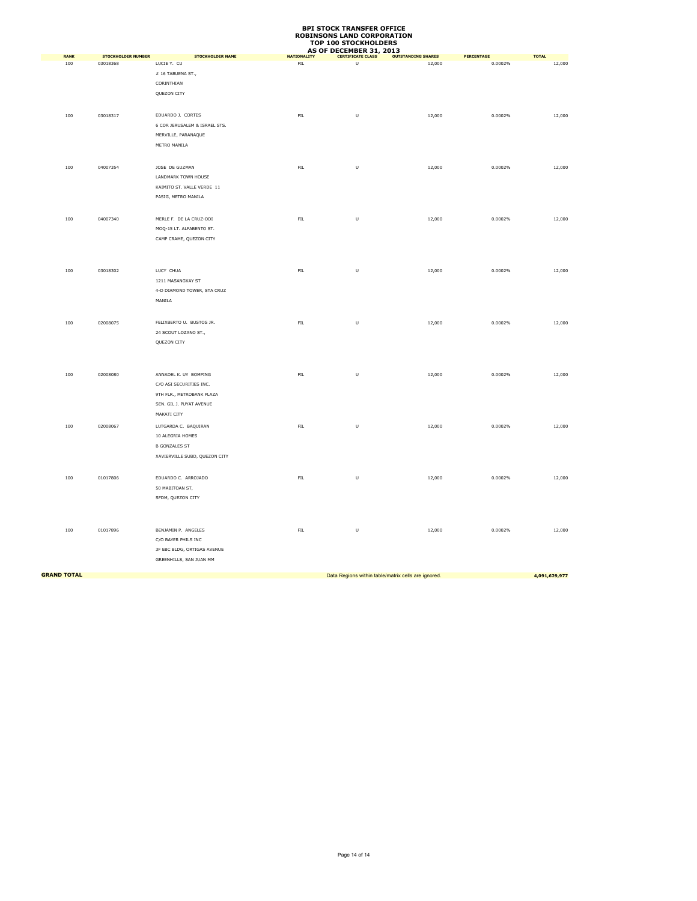# BPI STOCK TRANSFER OFFICE
# ROBINSONS LAND CORPORATION
## TOP 100 STOCKHOLDERS
### AS OF DECEMBER 31, 2013

| RANK | STOCKHOLDER NUMBER | STOCKHOLDER NAME | NATIONALITY | CERTIFICATE CLASS | OUTSTANDING SHARES | PERCENTAGE | TOTAL |
|---|---|---|---|---|---|---|---|
| 100 | 03018368 | LUCIE Y. CU<br># 16 TABUENA ST.,<br>CORINTHIAN<br>QUEZON CITY | FIL | U | 12,000 | 0.0002% | 12,000 |
| 100 | 03018317 | EDUARDO J. CORTES<br>6 COR JERUSALEM & ISRAEL STS.<br>MERVILLE, PARANAQUE<br>METRO MANILA | FIL | U | 12,000 | 0.0002% | 12,000 |
| 100 | 04007354 | JOSE DE GUZMAN<br>LANDMARK TOWN HOUSE<br>KAIMITO ST. VALLE VERDE 11<br>PASIG, METRO MANILA | FIL | U | 12,000 | 0.0002% | 12,000 |
| 100 | 04007340 | MERLE F. DE LA CRUZ-ODI<br>MOQ-15 LT. ALFABENTO ST.<br>CAMP CRAME, QUEZON CITY | FIL | U | 12,000 | 0.0002% | 12,000 |
| 100 | 03018302 | LUCY CHUA<br>1211 MASANGKAY ST<br>4-D DIAMOND TOWER, STA CRUZ<br>MANILA | FIL | U | 12,000 | 0.0002% | 12,000 |
| 100 | 02008075 | FELIXBERTO U. BUSTOS JR.<br>24 SCOUT LOZANO ST.,<br>QUEZON CITY | FIL | U | 12,000 | 0.0002% | 12,000 |
| 100 | 02008080 | ANNADEL K. UY BOMPING<br>C/O ASI SECURITIES INC.<br>9TH FLR., METROBANK PLAZA<br>SEN. GIL J. PUYAT AVENUE<br>MAKATI CITY | FIL | U | 12,000 | 0.0002% | 12,000 |
| 100 | 02008067 | LUTGARDA C. BAQUIRAN<br>10 ALEGRIA HOMES<br>B GONZALES ST<br>XAVIERVILLE SUBD, QUEZON CITY | FIL | U | 12,000 | 0.0002% | 12,000 |
| 100 | 01017806 | EDUARDO C. ARROJADO<br>50 MABITOAN ST,<br>SFDM, QUEZON CITY | FIL | U | 12,000 | 0.0002% | 12,000 |
| 100 | 01017896 | BENJAMIN P. ANGELES<br>C/O BAYER PHILS INC<br>3F EBC BLDG, ORTIGAS AVENUE<br>GREENHILLS, SAN JUAN MM | FIL | U | 12,000 | 0.0002% | 12,000 |
| **GRAND TOTAL** | | | | Data Regions within table/matrix cells are ignored. | | | **4,091,629,977** |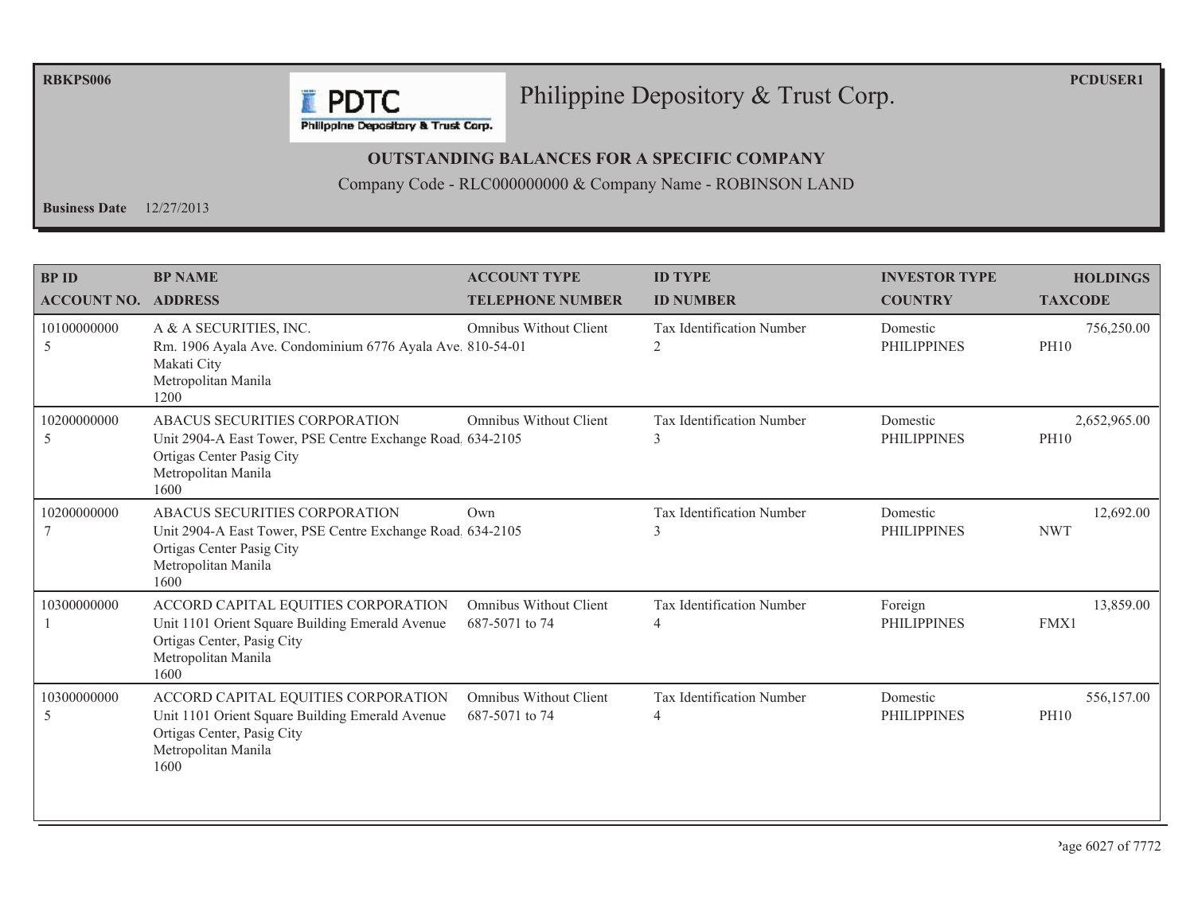# Philippine Depository & Trust Corp.

RBKPS006 PCDUSER1

## OUTSTANDING BALANCES FOR A SPECIFIC COMPANY

Company Code - RLC000000000 & Company Name - ROBINSON LAND

**Business Date** 12/27/2013

| BP ID / ACCOUNT NO. | BP NAME / ADDRESS | ACCOUNT TYPE / TELEPHONE NUMBER | ID TYPE / ID NUMBER | INVESTOR TYPE / COUNTRY | HOLDINGS / TAXCODE |
|---|---|---|---|---|---|
| 10100000000 5 | A & A SECURITIES, INC. Rm. 1906 Ayala Ave. Condominium 6776 Ayala Ave. Makati City Metropolitan Manila 1200 | Omnibus Without Client 810-54-01 | Tax Identification Number 2 | Domestic PHILIPPINES | 756,250.00 PH10 |
| 10200000000 5 | ABACUS SECURITIES CORPORATION Unit 2904-A East Tower, PSE Centre Exchange Road Ortigas Center Pasig City Metropolitan Manila 1600 | Omnibus Without Client 634-2105 | Tax Identification Number 3 | Domestic PHILIPPINES | 2,652,965.00 PH10 |
| 10200000000 7 | ABACUS SECURITIES CORPORATION Unit 2904-A East Tower, PSE Centre Exchange Road Ortigas Center Pasig City Metropolitan Manila 1600 | Own 634-2105 | Tax Identification Number 3 | Domestic PHILIPPINES | 12,692.00 NWT |
| 10300000000 1 | ACCORD CAPITAL EQUITIES CORPORATION Unit 1101 Orient Square Building Emerald Avenue Ortigas Center, Pasig City Metropolitan Manila 1600 | Omnibus Without Client 687-5071 to 74 | Tax Identification Number 4 | Foreign PHILIPPINES | 13,859.00 FMX1 |
| 10300000000 5 | ACCORD CAPITAL EQUITIES CORPORATION Unit 1101 Orient Square Building Emerald Avenue Ortigas Center, Pasig City Metropolitan Manila 1600 | Omnibus Without Client 687-5071 to 74 | Tax Identification Number 4 | Domestic PHILIPPINES | 556,157.00 PH10 |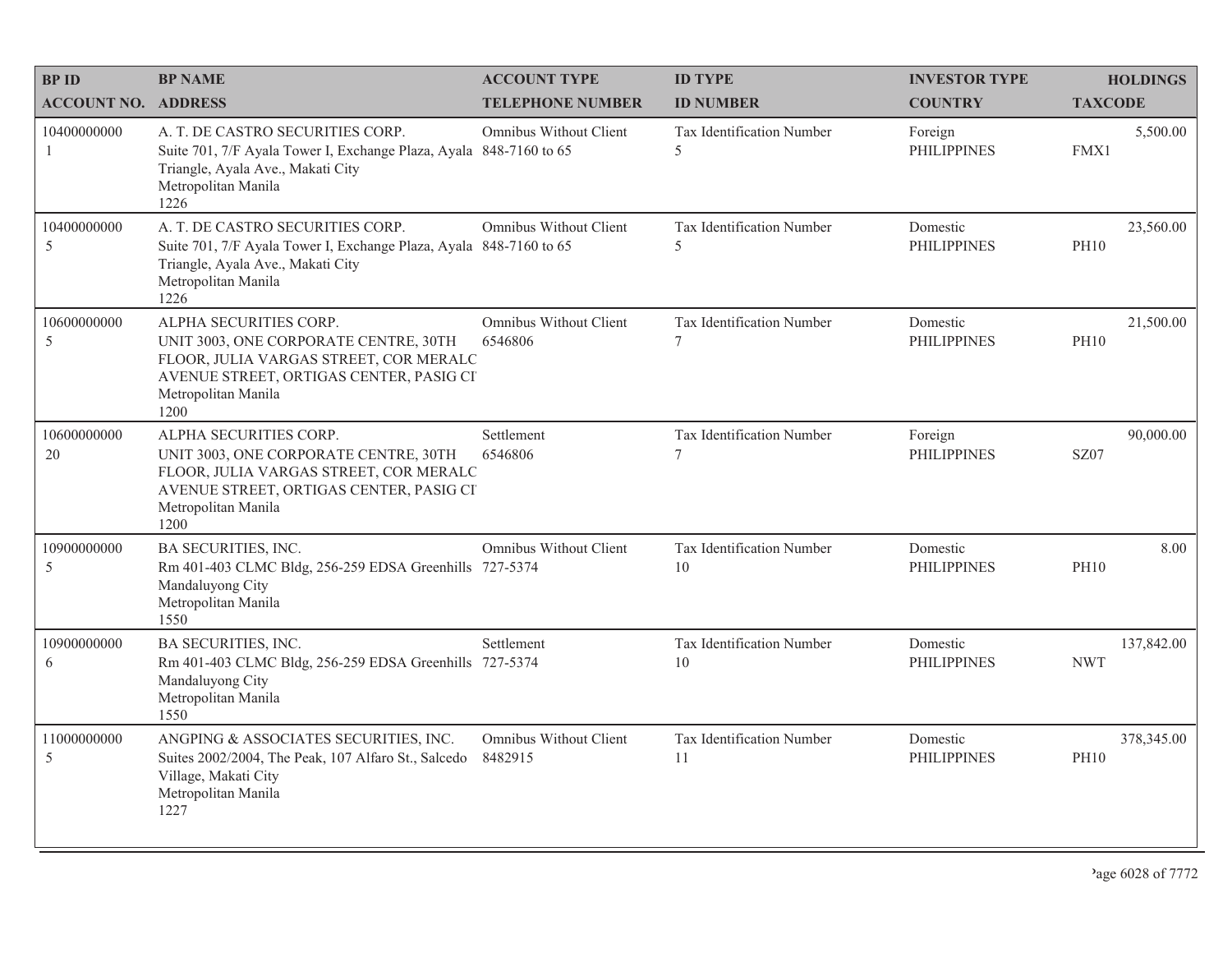| BP ID<br>ACCOUNT NO. | BP NAME<br>ADDRESS | ACCOUNT TYPE<br>TELEPHONE NUMBER | ID TYPE<br>ID NUMBER | INVESTOR TYPE<br>COUNTRY | HOLDINGS<br>TAXCODE |
|---|---|---|---|---|---|
| 10400000000<br>1 | A. T. DE CASTRO SECURITIES CORP.<br>Suite 701, 7/F Ayala Tower I, Exchange Plaza, Ayala Triangle, Ayala Ave., Makati City<br>Metropolitan Manila<br>1226 | Omnibus Without Client<br>848-7160 to 65 | Tax Identification Number<br>5 | Foreign<br>PHILIPPINES | 5,500.00<br>FMX1 |
| 10400000000<br>5 | A. T. DE CASTRO SECURITIES CORP.<br>Suite 701, 7/F Ayala Tower I, Exchange Plaza, Ayala Triangle, Ayala Ave., Makati City<br>Metropolitan Manila<br>1226 | Omnibus Without Client<br>848-7160 to 65 | Tax Identification Number<br>5 | Domestic<br>PHILIPPINES | 23,560.00<br>PH10 |
| 10600000000<br>5 | ALPHA SECURITIES CORP.<br>UNIT 3003, ONE CORPORATE CENTRE, 30TH FLOOR, JULIA VARGAS STREET, COR MERALC AVENUE STREET, ORTIGAS CENTER, PASIG CI<br>Metropolitan Manila<br>1200 | Omnibus Without Client<br>6546806 | Tax Identification Number<br>7 | Domestic<br>PHILIPPINES | 21,500.00<br>PH10 |
| 10600000000<br>20 | ALPHA SECURITIES CORP.<br>UNIT 3003, ONE CORPORATE CENTRE, 30TH FLOOR, JULIA VARGAS STREET, COR MERALC AVENUE STREET, ORTIGAS CENTER, PASIG CI<br>Metropolitan Manila<br>1200 | Settlement<br>6546806 | Tax Identification Number<br>7 | Foreign<br>PHILIPPINES | 90,000.00<br>SZ07 |
| 10900000000<br>5 | BA SECURITIES, INC.<br>Rm 401-403 CLMC Bldg, 256-259 EDSA Greenhills Mandaluyong City<br>Metropolitan Manila<br>1550 | Omnibus Without Client<br>727-5374 | Tax Identification Number<br>10 | Domestic<br>PHILIPPINES | 8.00<br>PH10 |
| 10900000000<br>6 | BA SECURITIES, INC.<br>Rm 401-403 CLMC Bldg, 256-259 EDSA Greenhills Mandaluyong City<br>Metropolitan Manila<br>1550 | Settlement<br>727-5374 | Tax Identification Number<br>10 | Domestic<br>PHILIPPINES | 137,842.00<br>NWT |
| 11000000000<br>5 | ANGPING & ASSOCIATES SECURITIES, INC.<br>Suites 2002/2004, The Peak, 107 Alfaro St., Salcedo Village, Makati City<br>Metropolitan Manila<br>1227 | Omnibus Without Client<br>8482915 | Tax Identification Number<br>11 | Domestic<br>PHILIPPINES | 378,345.00<br>PH10 |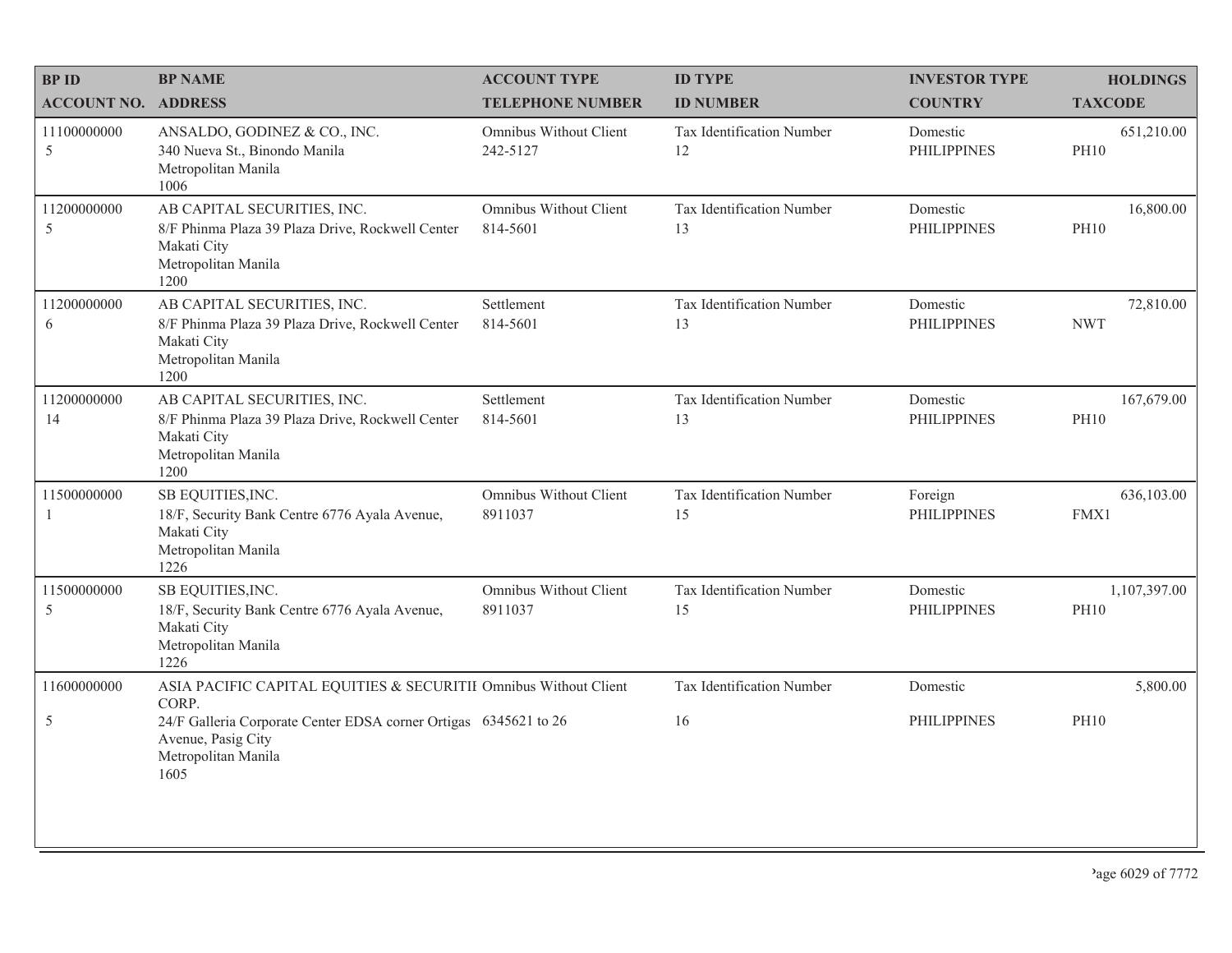| BP ID<br>ACCOUNT NO. | BP NAME<br>ADDRESS | ACCOUNT TYPE<br>TELEPHONE NUMBER | ID TYPE<br>ID NUMBER | INVESTOR TYPE<br>COUNTRY | HOLDINGS<br>TAXCODE |
|---|---|---|---|---|---|
| 11100000000<br>5 | ANSALDO, GODINEZ & CO., INC.<br>340 Nueva St., Binondo Manila<br>Metropolitan Manila<br>1006 | Omnibus Without Client<br>242-5127 | Tax Identification Number<br>12 | Domestic<br>PHILIPPINES | 651,210.00<br>PH10 |
| 11200000000<br>5 | AB CAPITAL SECURITIES, INC.<br>8/F Phinma Plaza 39 Plaza Drive, Rockwell Center<br>Makati City<br>Metropolitan Manila<br>1200 | Omnibus Without Client<br>814-5601 | Tax Identification Number<br>13 | Domestic<br>PHILIPPINES | 16,800.00<br>PH10 |
| 11200000000<br>6 | AB CAPITAL SECURITIES, INC.<br>8/F Phinma Plaza 39 Plaza Drive, Rockwell Center<br>Makati City<br>Metropolitan Manila<br>1200 | Settlement<br>814-5601 | Tax Identification Number<br>13 | Domestic<br>PHILIPPINES | 72,810.00<br>NWT |
| 11200000000<br>14 | AB CAPITAL SECURITIES, INC.<br>8/F Phinma Plaza 39 Plaza Drive, Rockwell Center<br>Makati City<br>Metropolitan Manila<br>1200 | Settlement<br>814-5601 | Tax Identification Number<br>13 | Domestic<br>PHILIPPINES | 167,679.00<br>PH10 |
| 11500000000<br>1 | SB EQUITIES,INC.<br>18/F, Security Bank Centre 6776 Ayala Avenue,<br>Makati City<br>Metropolitan Manila<br>1226 | Omnibus Without Client<br>8911037 | Tax Identification Number<br>15 | Foreign<br>PHILIPPINES | 636,103.00<br>FMX1 |
| 11500000000<br>5 | SB EQUITIES,INC.<br>18/F, Security Bank Centre 6776 Ayala Avenue,<br>Makati City<br>Metropolitan Manila<br>1226 | Omnibus Without Client<br>8911037 | Tax Identification Number<br>15 | Domestic<br>PHILIPPINES | 1,107,397.00<br>PH10 |
| 11600000000<br>5 | ASIA PACIFIC CAPITAL EQUITIES & SECURITIE CORP.<br>24/F Galleria Corporate Center EDSA corner Ortigas Avenue, Pasig City<br>Metropolitan Manila<br>1605 | Omnibus Without Client<br>6345621 to 26 | Tax Identification Number<br>16 | Domestic<br>PHILIPPINES | 5,800.00<br>PH10 |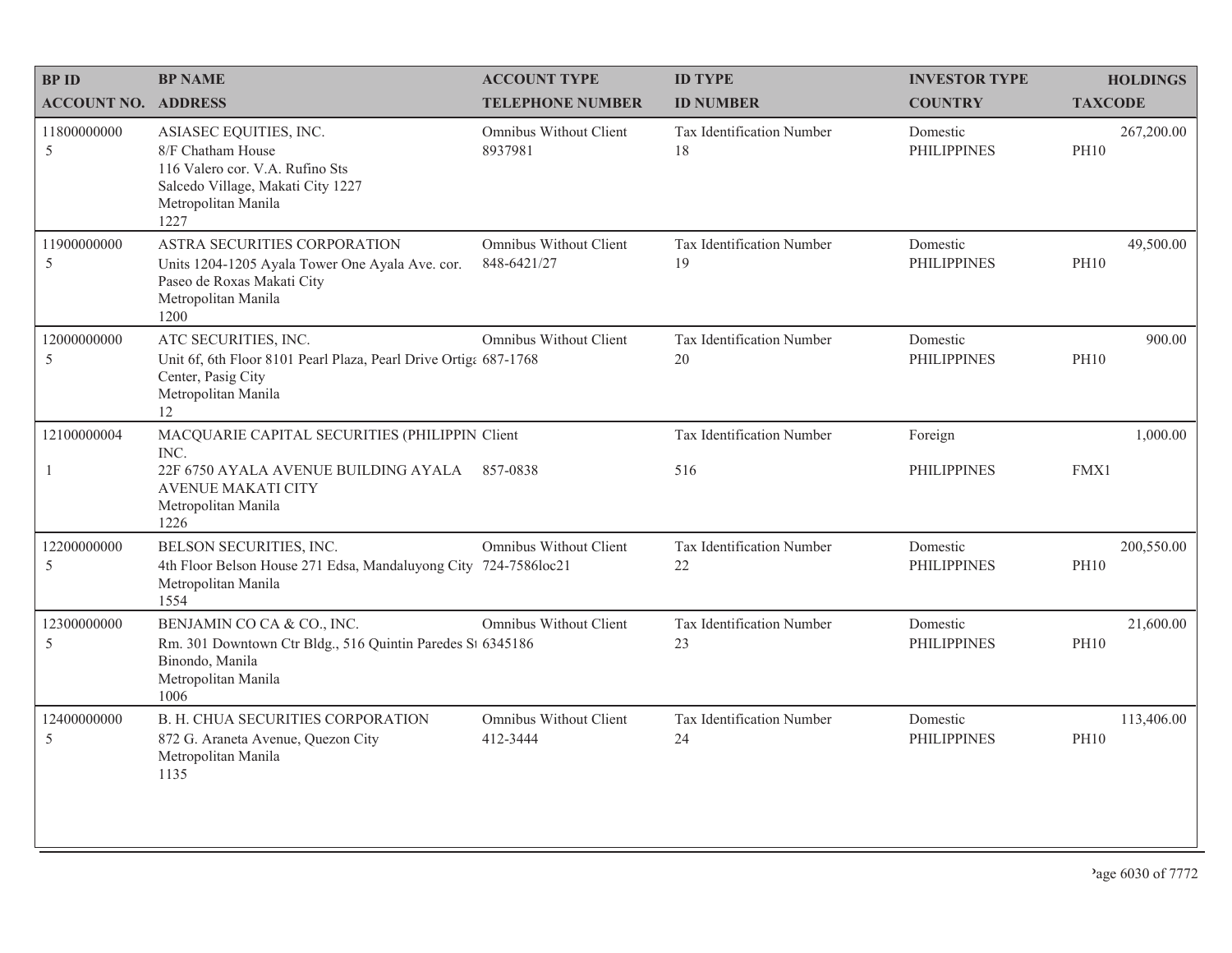| BP ID<br>ACCOUNT NO. | BP NAME<br>ADDRESS | ACCOUNT TYPE<br>TELEPHONE NUMBER | ID TYPE<br>ID NUMBER | INVESTOR TYPE<br>COUNTRY | HOLDINGS<br>TAXCODE |
|---|---|---|---|---|---|
| 11800000000<br>5 | ASIASEC EQUITIES, INC.<br>8/F Chatham House<br>116 Valero cor. V.A. Rufino Sts<br>Salcedo Village, Makati City 1227<br>Metropolitan Manila<br>1227 | Omnibus Without Client<br>8937981 | Tax Identification Number<br>18 | Domestic<br>PHILIPPINES | 267,200.00<br>PH10 |
| 11900000000<br>5 | ASTRA SECURITIES CORPORATION<br>Units 1204-1205 Ayala Tower One Ayala Ave. cor.<br>Paseo de Roxas Makati City<br>Metropolitan Manila<br>1200 | Omnibus Without Client<br>848-6421/27 | Tax Identification Number<br>19 | Domestic<br>PHILIPPINES | 49,500.00<br>PH10 |
| 12000000000<br>5 | ATC SECURITIES, INC.<br>Unit 6f, 6th Floor 8101 Pearl Plaza, Pearl Drive Ortiga<br>Center, Pasig City<br>Metropolitan Manila<br>12 | Omnibus Without Client<br>687-1768 | Tax Identification Number<br>20 | Domestic<br>PHILIPPINES | 900.00<br>PH10 |
| 12100000004<br>1 | MACQUARIE CAPITAL SECURITIES (PHILIPPIN<br>INC.<br>22F 6750 AYALA AVENUE BUILDING AYALA<br>AVENUE MAKATI CITY<br>Metropolitan Manila<br>1226 | Client<br>857-0838 | Tax Identification Number<br>516 | Foreign<br>PHILIPPINES | 1,000.00<br>FMX1 |
| 12200000000<br>5 | BELSON SECURITIES, INC.<br>4th Floor Belson House 271 Edsa, Mandaluyong City<br>Metropolitan Manila<br>1554 | Omnibus Without Client<br>724-7586loc21 | Tax Identification Number<br>22 | Domestic<br>PHILIPPINES | 200,550.00<br>PH10 |
| 12300000000<br>5 | BENJAMIN CO CA & CO., INC.<br>Rm. 301 Downtown Ctr Bldg., 516 Quintin Paredes St<br>Binondo, Manila<br>Metropolitan Manila<br>1006 | Omnibus Without Client<br>6345186 | Tax Identification Number<br>23 | Domestic<br>PHILIPPINES | 21,600.00<br>PH10 |
| 12400000000<br>5 | B. H. CHUA SECURITIES CORPORATION<br>872 G. Araneta Avenue, Quezon City<br>Metropolitan Manila<br>1135 | Omnibus Without Client<br>412-3444 | Tax Identification Number<br>24 | Domestic<br>PHILIPPINES | 113,406.00<br>PH10 |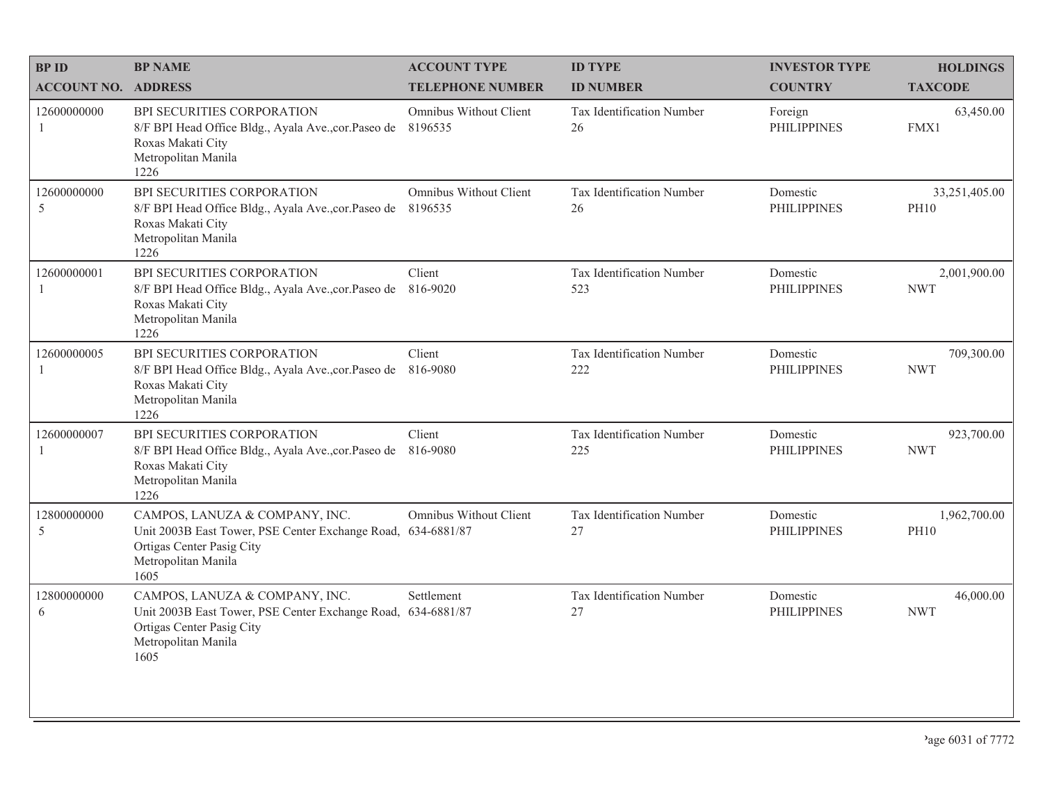| BP ID<br>ACCOUNT NO. | BP NAME<br>ADDRESS | ACCOUNT TYPE<br>TELEPHONE NUMBER | ID TYPE<br>ID NUMBER | INVESTOR TYPE<br>COUNTRY | HOLDINGS<br>TAXCODE |
|---|---|---|---|---|---|
| 12600000000<br>1 | BPI SECURITIES CORPORATION<br>8/F BPI Head Office Bldg., Ayala Ave.,cor.Paseo de Roxas Makati City<br>Metropolitan Manila<br>1226 | Omnibus Without Client<br>8196535 | Tax Identification Number<br>26 | Foreign<br>PHILIPPINES | 63,450.00<br>FMX1 |
| 12600000000<br>5 | BPI SECURITIES CORPORATION<br>8/F BPI Head Office Bldg., Ayala Ave.,cor.Paseo de Roxas Makati City<br>Metropolitan Manila<br>1226 | Omnibus Without Client<br>8196535 | Tax Identification Number<br>26 | Domestic<br>PHILIPPINES | 33,251,405.00<br>PH10 |
| 12600000001<br>1 | BPI SECURITIES CORPORATION<br>8/F BPI Head Office Bldg., Ayala Ave.,cor.Paseo de Roxas Makati City<br>Metropolitan Manila<br>1226 | Client<br>816-9020 | Tax Identification Number<br>523 | Domestic<br>PHILIPPINES | 2,001,900.00<br>NWT |
| 12600000005<br>1 | BPI SECURITIES CORPORATION<br>8/F BPI Head Office Bldg., Ayala Ave.,cor.Paseo de Roxas Makati City<br>Metropolitan Manila<br>1226 | Client<br>816-9080 | Tax Identification Number<br>222 | Domestic<br>PHILIPPINES | 709,300.00<br>NWT |
| 12600000007<br>1 | BPI SECURITIES CORPORATION<br>8/F BPI Head Office Bldg., Ayala Ave.,cor.Paseo de Roxas Makati City<br>Metropolitan Manila<br>1226 | Client<br>816-9080 | Tax Identification Number<br>225 | Domestic<br>PHILIPPINES | 923,700.00<br>NWT |
| 12800000000<br>5 | CAMPOS, LANUZA & COMPANY, INC.<br>Unit 2003B East Tower, PSE Center Exchange Road, Ortigas Center Pasig City<br>Metropolitan Manila<br>1605 | Omnibus Without Client<br>634-6881/87 | Tax Identification Number<br>27 | Domestic<br>PHILIPPINES | 1,962,700.00<br>PH10 |
| 12800000000<br>6 | CAMPOS, LANUZA & COMPANY, INC.<br>Unit 2003B East Tower, PSE Center Exchange Road, Ortigas Center Pasig City<br>Metropolitan Manila<br>1605 | Settlement<br>634-6881/87 | Tax Identification Number<br>27 | Domestic<br>PHILIPPINES | 46,000.00<br>NWT |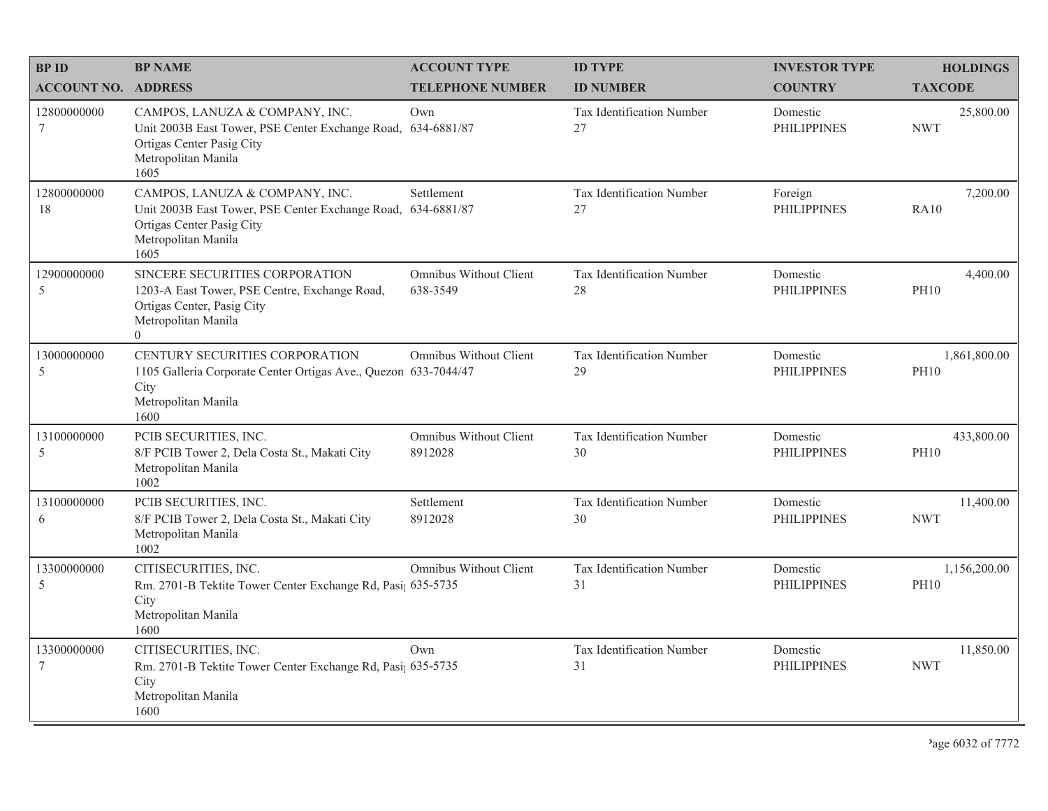| BP ID<br>ACCOUNT NO. | BP NAME<br>ADDRESS | ACCOUNT TYPE<br>TELEPHONE NUMBER | ID TYPE<br>ID NUMBER | INVESTOR TYPE<br>COUNTRY | HOLDINGS<br>TAXCODE |
| --- | --- | --- | --- | --- | --- |
| 12800000000<br>7 | CAMPOS, LANUZA & COMPANY, INC.<br>Unit 2003B East Tower, PSE Center Exchange Road, Ortigas Center Pasig City<br>Metropolitan Manila<br>1605 | Own<br>634-6881/87 | Tax Identification Number<br>27 | Domestic<br>PHILIPPINES | 25,800.00<br>NWT |
| 12800000000<br>18 | CAMPOS, LANUZA & COMPANY, INC.<br>Unit 2003B East Tower, PSE Center Exchange Road, Ortigas Center Pasig City<br>Metropolitan Manila<br>1605 | Settlement<br>634-6881/87 | Tax Identification Number<br>27 | Foreign<br>PHILIPPINES | 7,200.00<br>RA10 |
| 12900000000<br>5 | SINCERE SECURITIES CORPORATION<br>1203-A East Tower, PSE Centre, Exchange Road, Ortigas Center, Pasig City<br>Metropolitan Manila<br>0 | Omnibus Without Client<br>638-3549 | Tax Identification Number<br>28 | Domestic<br>PHILIPPINES | 4,400.00<br>PH10 |
| 13000000000<br>5 | CENTURY SECURITIES CORPORATION<br>1105 Galleria Corporate Center Ortigas Ave., Quezon City<br>Metropolitan Manila<br>1600 | Omnibus Without Client<br>633-7044/47 | Tax Identification Number<br>29 | Domestic<br>PHILIPPINES | 1,861,800.00<br>PH10 |
| 13100000000<br>5 | PCIB SECURITIES, INC.<br>8/F PCIB Tower 2, Dela Costa St., Makati City<br>Metropolitan Manila<br>1002 | Omnibus Without Client<br>8912028 | Tax Identification Number<br>30 | Domestic<br>PHILIPPINES | 433,800.00<br>PH10 |
| 13100000000<br>6 | PCIB SECURITIES, INC.<br>8/F PCIB Tower 2, Dela Costa St., Makati City<br>Metropolitan Manila<br>1002 | Settlement<br>8912028 | Tax Identification Number<br>30 | Domestic<br>PHILIPPINES | 11,400.00<br>NWT |
| 13300000000<br>5 | CITISECURITIES, INC.<br>Rm. 2701-B Tektite Tower Center Exchange Rd, Pasig City<br>Metropolitan Manila<br>1600 | Omnibus Without Client<br>635-5735 | Tax Identification Number<br>31 | Domestic<br>PHILIPPINES | 1,156,200.00<br>PH10 |
| 13300000000<br>7 | CITISECURITIES, INC.<br>Rm. 2701-B Tektite Tower Center Exchange Rd, Pasig City<br>Metropolitan Manila<br>1600 | Own<br>635-5735 | Tax Identification Number<br>31 | Domestic<br>PHILIPPINES | 11,850.00<br>NWT |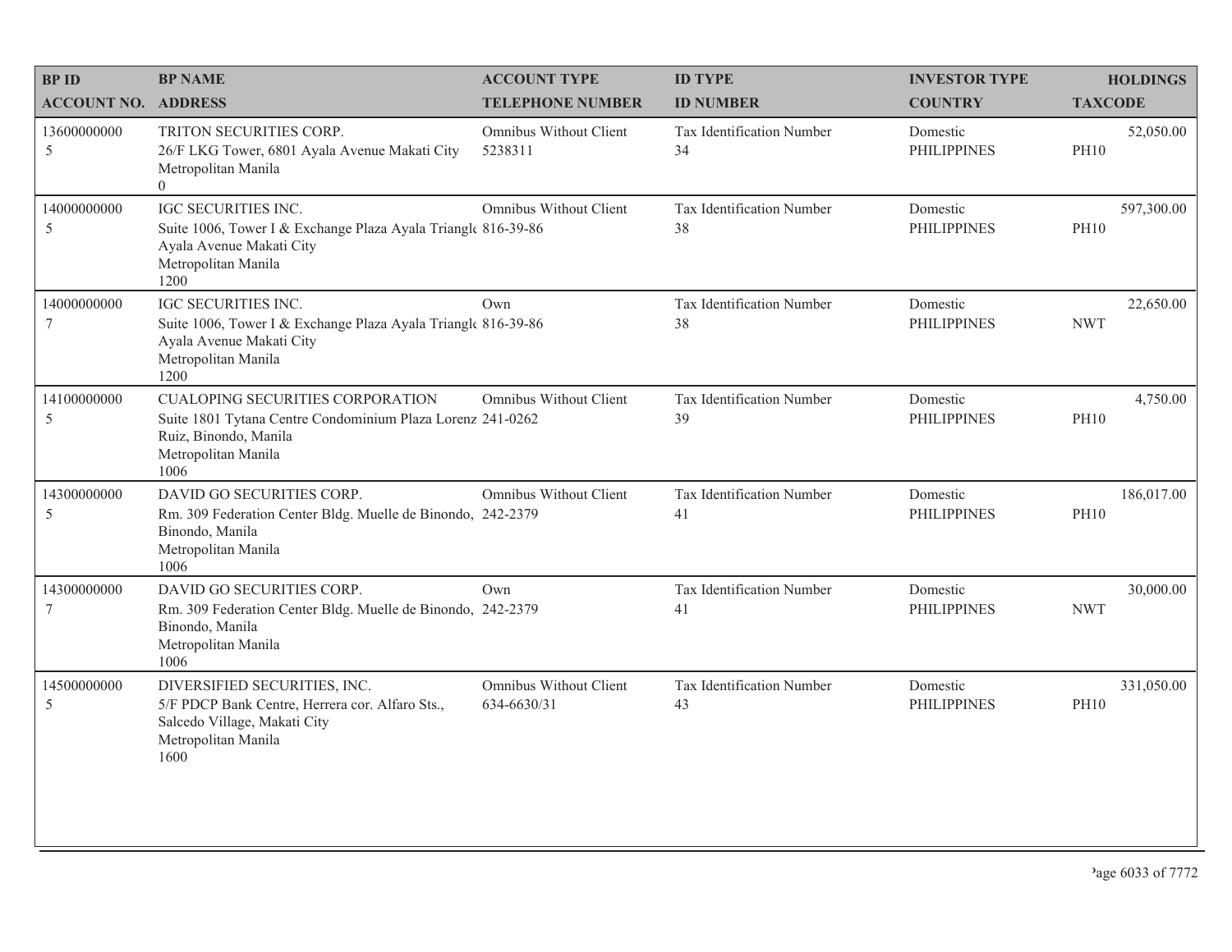| BP ID<br>ACCOUNT NO. | BP NAME<br>ADDRESS | ACCOUNT TYPE<br>TELEPHONE NUMBER | ID TYPE<br>ID NUMBER | INVESTOR TYPE<br>COUNTRY | HOLDINGS<br>TAXCODE |
|---|---|---|---|---|---|
| 13600000000<br>5 | TRITON SECURITIES CORP.<br>26/F LKG Tower, 6801 Ayala Avenue Makati City<br>Metropolitan Manila<br>0 | Omnibus Without Client<br>5238311 | Tax Identification Number<br>34 | Domestic<br>PHILIPPINES | 52,050.00<br>PH10 |
| 14000000000<br>5 | IGC SECURITIES INC.<br>Suite 1006, Tower I & Exchange Plaza Ayala Triangle<br>Ayala Avenue Makati City<br>Metropolitan Manila<br>1200 | Omnibus Without Client<br>816-39-86 | Tax Identification Number<br>38 | Domestic<br>PHILIPPINES | 597,300.00<br>PH10 |
| 14000000000<br>7 | IGC SECURITIES INC.<br>Suite 1006, Tower I & Exchange Plaza Ayala Triangle<br>Ayala Avenue Makati City<br>Metropolitan Manila<br>1200 | Own<br>816-39-86 | Tax Identification Number<br>38 | Domestic<br>PHILIPPINES | 22,650.00<br>NWT |
| 14100000000<br>5 | CUALOPING SECURITIES CORPORATION<br>Suite 1801 Tytana Centre Condominium Plaza Lorenz<br>Ruiz, Binondo, Manila<br>Metropolitan Manila<br>1006 | Omnibus Without Client<br>241-0262 | Tax Identification Number<br>39 | Domestic<br>PHILIPPINES | 4,750.00<br>PH10 |
| 14300000000<br>5 | DAVID GO SECURITIES CORP.<br>Rm. 309 Federation Center Bldg. Muelle de Binondo,<br>Binondo, Manila<br>Metropolitan Manila<br>1006 | Omnibus Without Client<br>242-2379 | Tax Identification Number<br>41 | Domestic<br>PHILIPPINES | 186,017.00<br>PH10 |
| 14300000000<br>7 | DAVID GO SECURITIES CORP.<br>Rm. 309 Federation Center Bldg. Muelle de Binondo,<br>Binondo, Manila<br>Metropolitan Manila<br>1006 | Own<br>242-2379 | Tax Identification Number<br>41 | Domestic<br>PHILIPPINES | 30,000.00<br>NWT |
| 14500000000<br>5 | DIVERSIFIED SECURITIES, INC.<br>5/F PDCP Bank Centre, Herrera cor. Alfaro Sts.,<br>Salcedo Village, Makati City<br>Metropolitan Manila<br>1600 | Omnibus Without Client<br>634-6630/31 | Tax Identification Number<br>43 | Domestic<br>PHILIPPINES | 331,050.00<br>PH10 |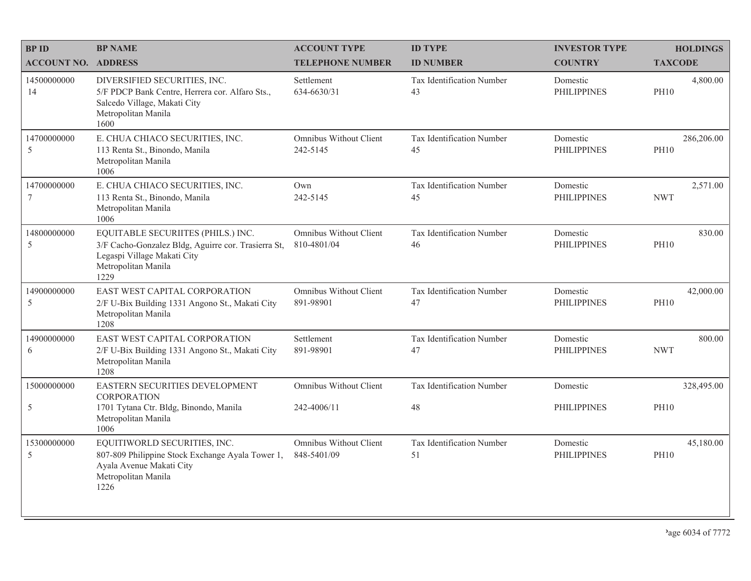| BP ID<br>ACCOUNT NO. | BP NAME<br>ADDRESS | ACCOUNT TYPE<br>TELEPHONE NUMBER | ID TYPE<br>ID NUMBER | INVESTOR TYPE<br>COUNTRY | HOLDINGS<br>TAXCODE |
|---|---|---|---|---|---|
| 14500000000<br>14 | DIVERSIFIED SECURITIES, INC.<br>5/F PDCP Bank Centre, Herrera cor. Alfaro Sts., Salcedo Village, Makati City<br>Metropolitan Manila<br>1600 | Settlement<br>634-6630/31 | Tax Identification Number<br>43 | Domestic<br>PHILIPPINES | 4,800.00<br>PH10 |
| 14700000000<br>5 | E. CHUA CHIACO SECURITIES, INC.<br>113 Renta St., Binondo, Manila<br>Metropolitan Manila<br>1006 | Omnibus Without Client<br>242-5145 | Tax Identification Number<br>45 | Domestic<br>PHILIPPINES | 286,206.00<br>PH10 |
| 14700000000<br>7 | E. CHUA CHIACO SECURITIES, INC.<br>113 Renta St., Binondo, Manila<br>Metropolitan Manila<br>1006 | Own<br>242-5145 | Tax Identification Number<br>45 | Domestic<br>PHILIPPINES | 2,571.00<br>NWT |
| 14800000000<br>5 | EQUITABLE SECURIITES (PHILS.) INC.<br>3/F Cacho-Gonzalez Bldg, Aguirre cor. Trasierra St, Legaspi Village Makati City<br>Metropolitan Manila<br>1229 | Omnibus Without Client<br>810-4801/04 | Tax Identification Number<br>46 | Domestic<br>PHILIPPINES | 830.00<br>PH10 |
| 14900000000<br>5 | EAST WEST CAPITAL CORPORATION<br>2/F U-Bix Building 1331 Angono St., Makati City<br>Metropolitan Manila<br>1208 | Omnibus Without Client<br>891-98901 | Tax Identification Number<br>47 | Domestic<br>PHILIPPINES | 42,000.00<br>PH10 |
| 14900000000<br>6 | EAST WEST CAPITAL CORPORATION<br>2/F U-Bix Building 1331 Angono St., Makati City<br>Metropolitan Manila<br>1208 | Settlement<br>891-98901 | Tax Identification Number<br>47 | Domestic<br>PHILIPPINES | 800.00<br>NWT |
| 15000000000<br>5 | EASTERN SECURITIES DEVELOPMENT CORPORATION<br>1701 Tytana Ctr. Bldg, Binondo, Manila<br>Metropolitan Manila<br>1006 | Omnibus Without Client<br>242-4006/11 | Tax Identification Number<br>48 | Domestic<br>PHILIPPINES | 328,495.00<br>PH10 |
| 15300000000<br>5 | EQUITIWORLD SECURITIES, INC.<br>807-809 Philippine Stock Exchange Ayala Tower 1, Ayala Avenue Makati City<br>Metropolitan Manila<br>1226 | Omnibus Without Client<br>848-5401/09 | Tax Identification Number<br>51 | Domestic<br>PHILIPPINES | 45,180.00<br>PH10 |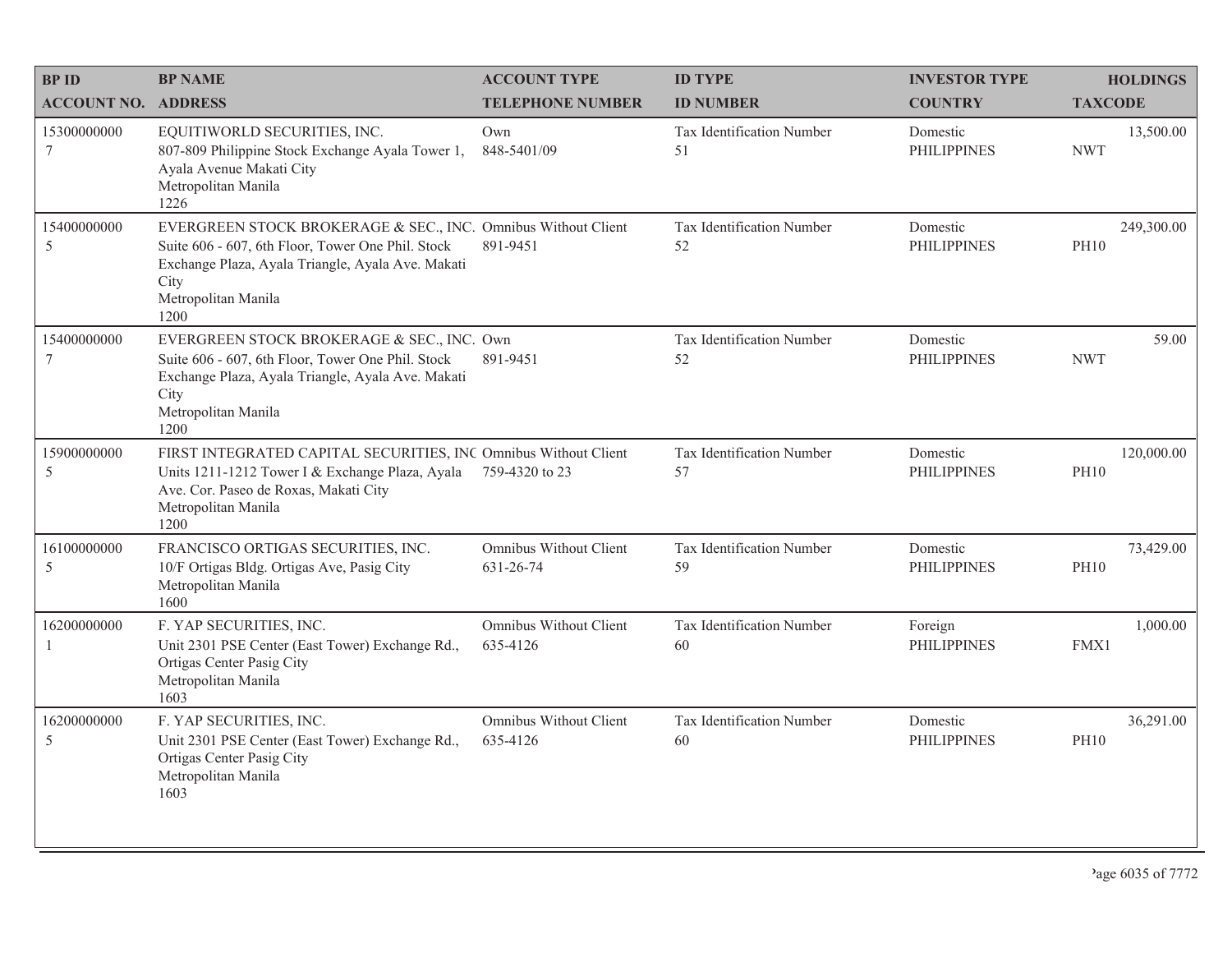| BP ID<br>ACCOUNT NO. | BP NAME<br>ADDRESS | ACCOUNT TYPE<br>TELEPHONE NUMBER | ID TYPE<br>ID NUMBER | INVESTOR TYPE<br>COUNTRY | HOLDINGS<br>TAXCODE |
|---|---|---|---|---|---|
| 15300000000<br>7 | EQUITIWORLD SECURITIES, INC.<br>807-809 Philippine Stock Exchange Ayala Tower 1, Ayala Avenue Makati City<br>Metropolitan Manila<br>1226 | Own<br>848-5401/09 | Tax Identification Number<br>51 | Domestic<br>PHILIPPINES | 13,500.00<br>NWT |
| 15400000000<br>5 | EVERGREEN STOCK BROKERAGE & SEC., INC.<br>Suite 606 - 607, 6th Floor, Tower One Phil. Stock Exchange Plaza, Ayala Triangle, Ayala Ave. Makati City<br>Metropolitan Manila<br>1200 | Omnibus Without Client<br>891-9451 | Tax Identification Number<br>52 | Domestic<br>PHILIPPINES | 249,300.00<br>PH10 |
| 15400000000<br>7 | EVERGREEN STOCK BROKERAGE & SEC., INC.<br>Suite 606 - 607, 6th Floor, Tower One Phil. Stock Exchange Plaza, Ayala Triangle, Ayala Ave. Makati City<br>Metropolitan Manila<br>1200 | Own<br>891-9451 | Tax Identification Number<br>52 | Domestic<br>PHILIPPINES | 59.00<br>NWT |
| 15900000000<br>5 | FIRST INTEGRATED CAPITAL SECURITIES, INC<br>Units 1211-1212 Tower I & Exchange Plaza, Ayala Ave. Cor. Paseo de Roxas, Makati City<br>Metropolitan Manila<br>1200 | Omnibus Without Client<br>759-4320 to 23 | Tax Identification Number<br>57 | Domestic<br>PHILIPPINES | 120,000.00<br>PH10 |
| 16100000000<br>5 | FRANCISCO ORTIGAS SECURITIES, INC.<br>10/F Ortigas Bldg. Ortigas Ave, Pasig City<br>Metropolitan Manila<br>1600 | Omnibus Without Client<br>631-26-74 | Tax Identification Number<br>59 | Domestic<br>PHILIPPINES | 73,429.00<br>PH10 |
| 16200000000<br>1 | F. YAP SECURITIES, INC.<br>Unit 2301 PSE Center (East Tower) Exchange Rd., Ortigas Center Pasig City<br>Metropolitan Manila<br>1603 | Omnibus Without Client<br>635-4126 | Tax Identification Number<br>60 | Foreign<br>PHILIPPINES | 1,000.00<br>FMX1 |
| 16200000000<br>5 | F. YAP SECURITIES, INC.<br>Unit 2301 PSE Center (East Tower) Exchange Rd., Ortigas Center Pasig City<br>Metropolitan Manila<br>1603 | Omnibus Without Client<br>635-4126 | Tax Identification Number<br>60 | Domestic<br>PHILIPPINES | 36,291.00<br>PH10 |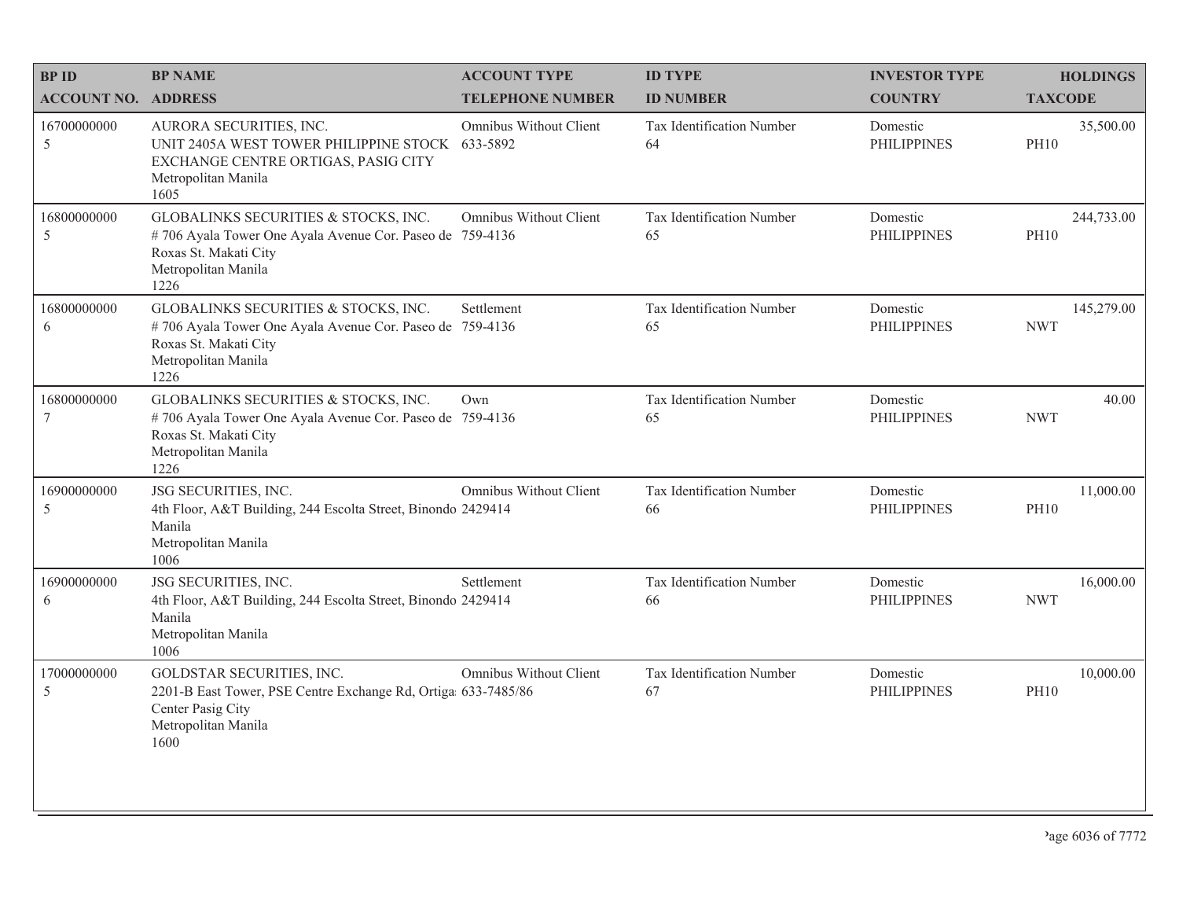| BP ID<br>ACCOUNT NO. | BP NAME<br>ADDRESS | ACCOUNT TYPE<br>TELEPHONE NUMBER | ID TYPE<br>ID NUMBER | INVESTOR TYPE<br>COUNTRY | HOLDINGS<br>TAXCODE |
|---|---|---|---|---|---|
| 16700000000<br>5 | AURORA SECURITIES, INC.<br>UNIT 2405A WEST TOWER PHILIPPINE STOCK EXCHANGE CENTRE ORTIGAS, PASIG CITY<br>Metropolitan Manila<br>1605 | Omnibus Without Client<br>633-5892 | Tax Identification Number<br>64 | Domestic<br>PHILIPPINES | 35,500.00<br>PH10 |
| 16800000000<br>5 | GLOBALINKS SECURITIES & STOCKS, INC.<br># 706 Ayala Tower One Ayala Avenue Cor. Paseo de Roxas St. Makati City<br>Metropolitan Manila<br>1226 | Omnibus Without Client<br>759-4136 | Tax Identification Number<br>65 | Domestic<br>PHILIPPINES | 244,733.00<br>PH10 |
| 16800000000<br>6 | GLOBALINKS SECURITIES & STOCKS, INC.<br># 706 Ayala Tower One Ayala Avenue Cor. Paseo de Roxas St. Makati City<br>Metropolitan Manila<br>1226 | Settlement<br>759-4136 | Tax Identification Number<br>65 | Domestic<br>PHILIPPINES | 145,279.00<br>NWT |
| 16800000000<br>7 | GLOBALINKS SECURITIES & STOCKS, INC.<br># 706 Ayala Tower One Ayala Avenue Cor. Paseo de Roxas St. Makati City<br>Metropolitan Manila<br>1226 | Own<br>759-4136 | Tax Identification Number<br>65 | Domestic<br>PHILIPPINES | 40.00<br>NWT |
| 16900000000<br>5 | JSG SECURITIES, INC.<br>4th Floor, A&T Building, 244 Escolta Street, Binondo Manila<br>Metropolitan Manila<br>1006 | Omnibus Without Client<br>2429414 | Tax Identification Number<br>66 | Domestic<br>PHILIPPINES | 11,000.00<br>PH10 |
| 16900000000<br>6 | JSG SECURITIES, INC.<br>4th Floor, A&T Building, 244 Escolta Street, Binondo Manila<br>Metropolitan Manila<br>1006 | Settlement<br>2429414 | Tax Identification Number<br>66 | Domestic<br>PHILIPPINES | 16,000.00<br>NWT |
| 17000000000<br>5 | GOLDSTAR SECURITIES, INC.<br>2201-B East Tower, PSE Centre Exchange Rd, Ortigas Center Pasig City<br>Metropolitan Manila<br>1600 | Omnibus Without Client<br>633-7485/86 | Tax Identification Number<br>67 | Domestic<br>PHILIPPINES | 10,000.00<br>PH10 |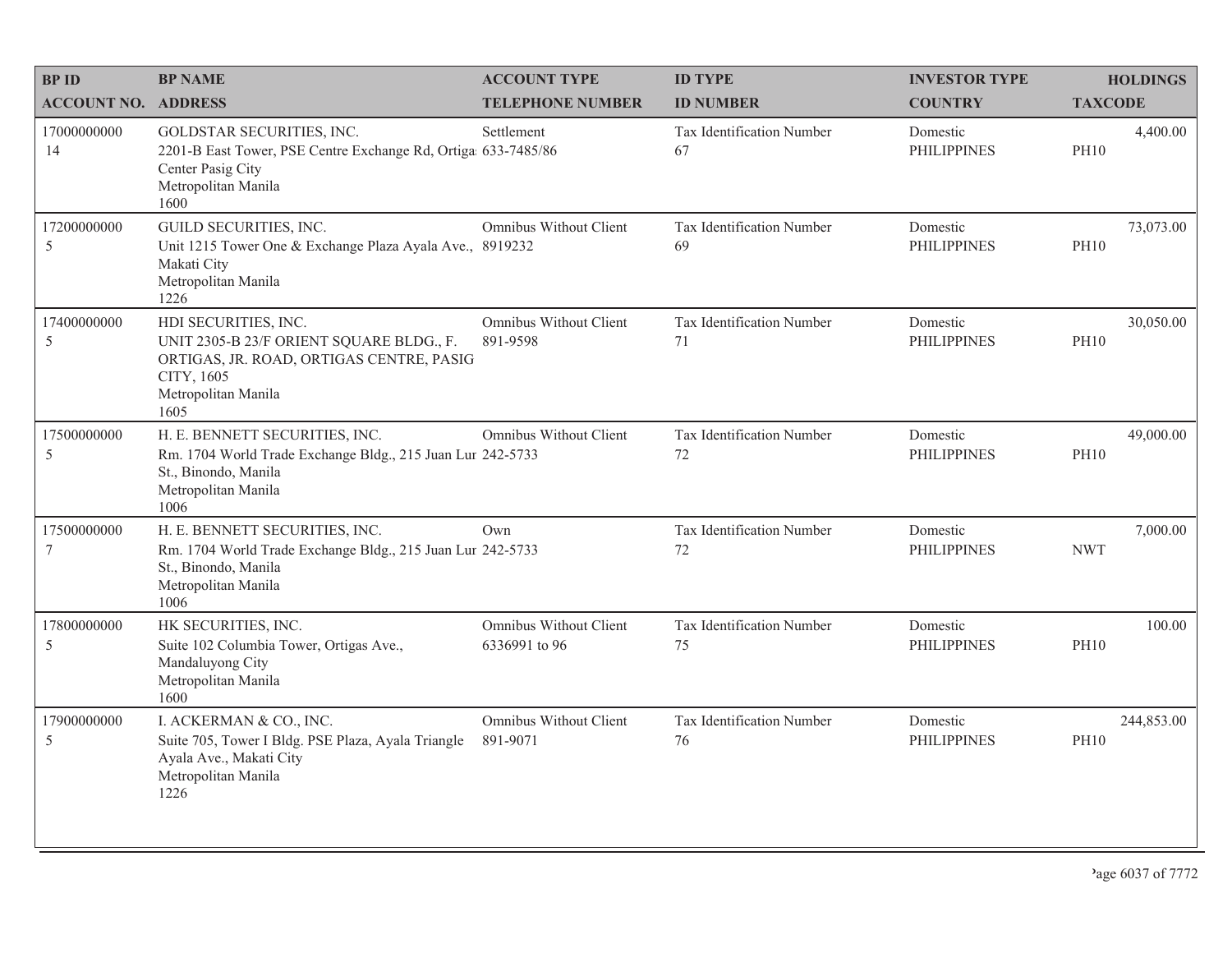| BP ID<br>ACCOUNT NO. | BP NAME<br>ADDRESS | ACCOUNT TYPE<br>TELEPHONE NUMBER | ID TYPE<br>ID NUMBER | INVESTOR TYPE<br>COUNTRY | HOLDINGS<br>TAXCODE |
|---|---|---|---|---|---|
| 17000000000<br>14 | GOLDSTAR SECURITIES, INC.<br>2201-B East Tower, PSE Centre Exchange Rd, Ortiga Center Pasig City<br>Metropolitan Manila<br>1600 | Settlement<br>633-7485/86 | Tax Identification Number<br>67 | Domestic<br>PHILIPPINES | 4,400.00<br>PH10 |
| 17200000000<br>5 | GUILD SECURITIES, INC.<br>Unit 1215 Tower One & Exchange Plaza Ayala Ave., Makati City<br>Metropolitan Manila<br>1226 | Omnibus Without Client<br>8919232 | Tax Identification Number<br>69 | Domestic<br>PHILIPPINES | 73,073.00<br>PH10 |
| 17400000000<br>5 | HDI SECURITIES, INC.<br>UNIT 2305-B 23/F ORIENT SQUARE BLDG., F. ORTIGAS, JR. ROAD, ORTIGAS CENTRE, PASIG CITY, 1605<br>Metropolitan Manila<br>1605 | Omnibus Without Client<br>891-9598 | Tax Identification Number<br>71 | Domestic<br>PHILIPPINES | 30,050.00<br>PH10 |
| 17500000000<br>5 | H. E. BENNETT SECURITIES, INC.<br>Rm. 1704 World Trade Exchange Bldg., 215 Juan Lur St., Binondo, Manila<br>Metropolitan Manila<br>1006 | Omnibus Without Client<br>242-5733 | Tax Identification Number<br>72 | Domestic<br>PHILIPPINES | 49,000.00<br>PH10 |
| 17500000000<br>7 | H. E. BENNETT SECURITIES, INC.<br>Rm. 1704 World Trade Exchange Bldg., 215 Juan Lur St., Binondo, Manila<br>Metropolitan Manila<br>1006 | Own<br>242-5733 | Tax Identification Number<br>72 | Domestic<br>PHILIPPINES | 7,000.00<br>NWT |
| 17800000000<br>5 | HK SECURITIES, INC.<br>Suite 102 Columbia Tower, Ortigas Ave., Mandaluyong City<br>Metropolitan Manila<br>1600 | Omnibus Without Client<br>6336991 to 96 | Tax Identification Number<br>75 | Domestic<br>PHILIPPINES | 100.00<br>PH10 |
| 17900000000<br>5 | I. ACKERMAN & CO., INC.<br>Suite 705, Tower I Bldg. PSE Plaza, Ayala Triangle Ayala Ave., Makati City<br>Metropolitan Manila<br>1226 | Omnibus Without Client<br>891-9071 | Tax Identification Number<br>76 | Domestic<br>PHILIPPINES | 244,853.00<br>PH10 |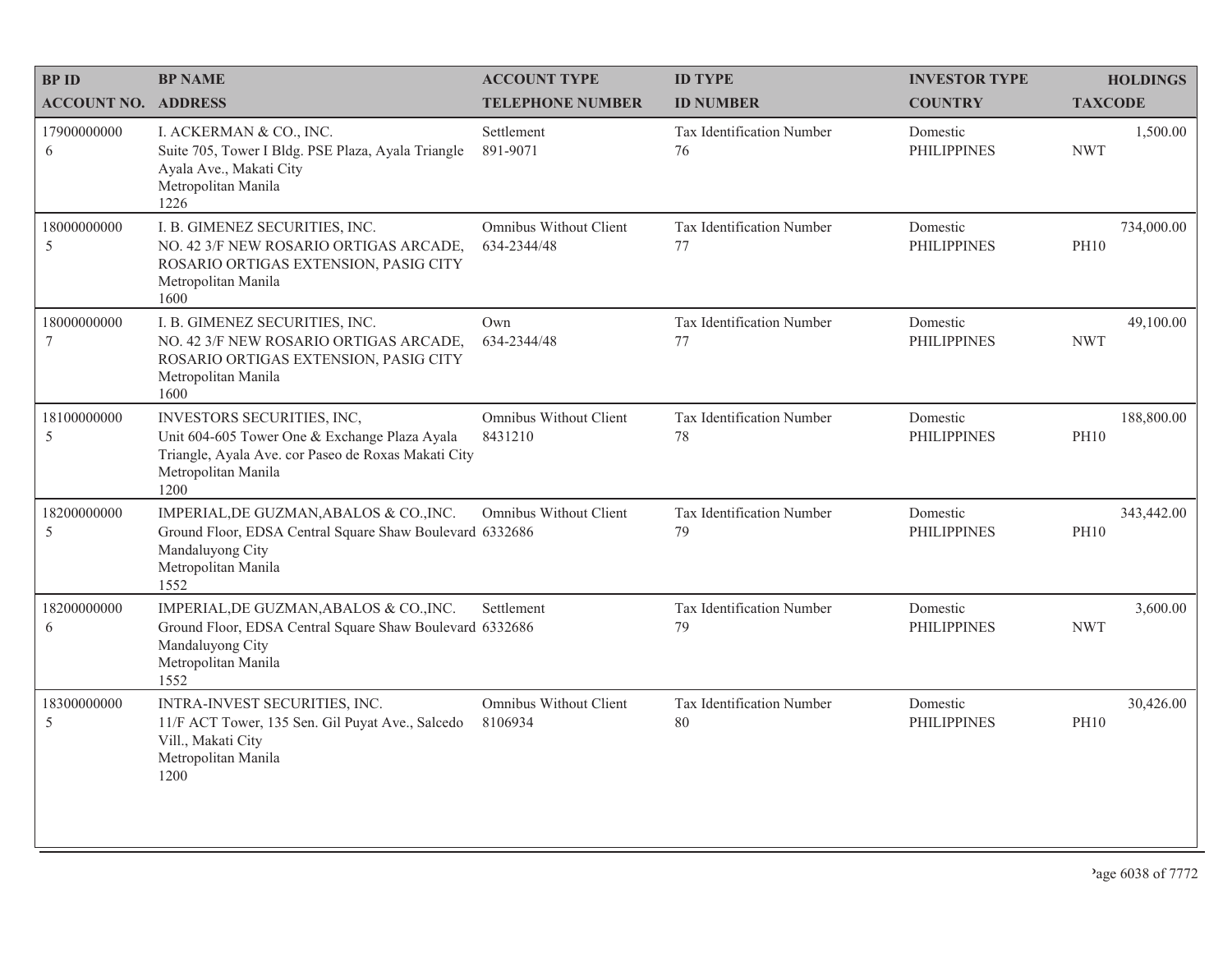| BP ID<br>ACCOUNT NO. | BP NAME<br>ADDRESS | ACCOUNT TYPE<br>TELEPHONE NUMBER | ID TYPE<br>ID NUMBER | INVESTOR TYPE<br>COUNTRY | HOLDINGS<br>TAXCODE |
|---|---|---|---|---|---|
| 17900000000<br>6 | I. ACKERMAN & CO., INC.<br>Suite 705, Tower I Bldg. PSE Plaza, Ayala Triangle Ayala Ave., Makati City<br>Metropolitan Manila<br>1226 | Settlement<br>891-9071 | Tax Identification Number<br>76 | Domestic<br>PHILIPPINES | 1,500.00<br>NWT |
| 18000000000<br>5 | I. B. GIMENEZ SECURITIES, INC.<br>NO. 42 3/F NEW ROSARIO ORTIGAS ARCADE, ROSARIO ORTIGAS EXTENSION, PASIG CITY<br>Metropolitan Manila<br>1600 | Omnibus Without Client<br>634-2344/48 | Tax Identification Number<br>77 | Domestic<br>PHILIPPINES | 734,000.00<br>PH10 |
| 18000000000<br>7 | I. B. GIMENEZ SECURITIES, INC.<br>NO. 42 3/F NEW ROSARIO ORTIGAS ARCADE, ROSARIO ORTIGAS EXTENSION, PASIG CITY<br>Metropolitan Manila<br>1600 | Own<br>634-2344/48 | Tax Identification Number<br>77 | Domestic<br>PHILIPPINES | 49,100.00<br>NWT |
| 18100000000<br>5 | INVESTORS SECURITIES, INC,<br>Unit 604-605 Tower One & Exchange Plaza Ayala Triangle, Ayala Ave. cor Paseo de Roxas Makati City<br>Metropolitan Manila<br>1200 | Omnibus Without Client<br>8431210 | Tax Identification Number<br>78 | Domestic<br>PHILIPPINES | 188,800.00<br>PH10 |
| 18200000000<br>5 | IMPERIAL,DE GUZMAN,ABALOS & CO.,INC.<br>Ground Floor, EDSA Central Square Shaw Boulevard Mandaluyong City<br>Metropolitan Manila<br>1552 | Omnibus Without Client<br>6332686 | Tax Identification Number<br>79 | Domestic<br>PHILIPPINES | 343,442.00<br>PH10 |
| 18200000000<br>6 | IMPERIAL,DE GUZMAN,ABALOS & CO.,INC.<br>Ground Floor, EDSA Central Square Shaw Boulevard Mandaluyong City<br>Metropolitan Manila<br>1552 | Settlement<br>6332686 | Tax Identification Number<br>79 | Domestic<br>PHILIPPINES | 3,600.00<br>NWT |
| 18300000000<br>5 | INTRA-INVEST SECURITIES, INC.<br>11/F ACT Tower, 135 Sen. Gil Puyat Ave., Salcedo Vill., Makati City<br>Metropolitan Manila<br>1200 | Omnibus Without Client<br>8106934 | Tax Identification Number<br>80 | Domestic<br>PHILIPPINES | 30,426.00<br>PH10 |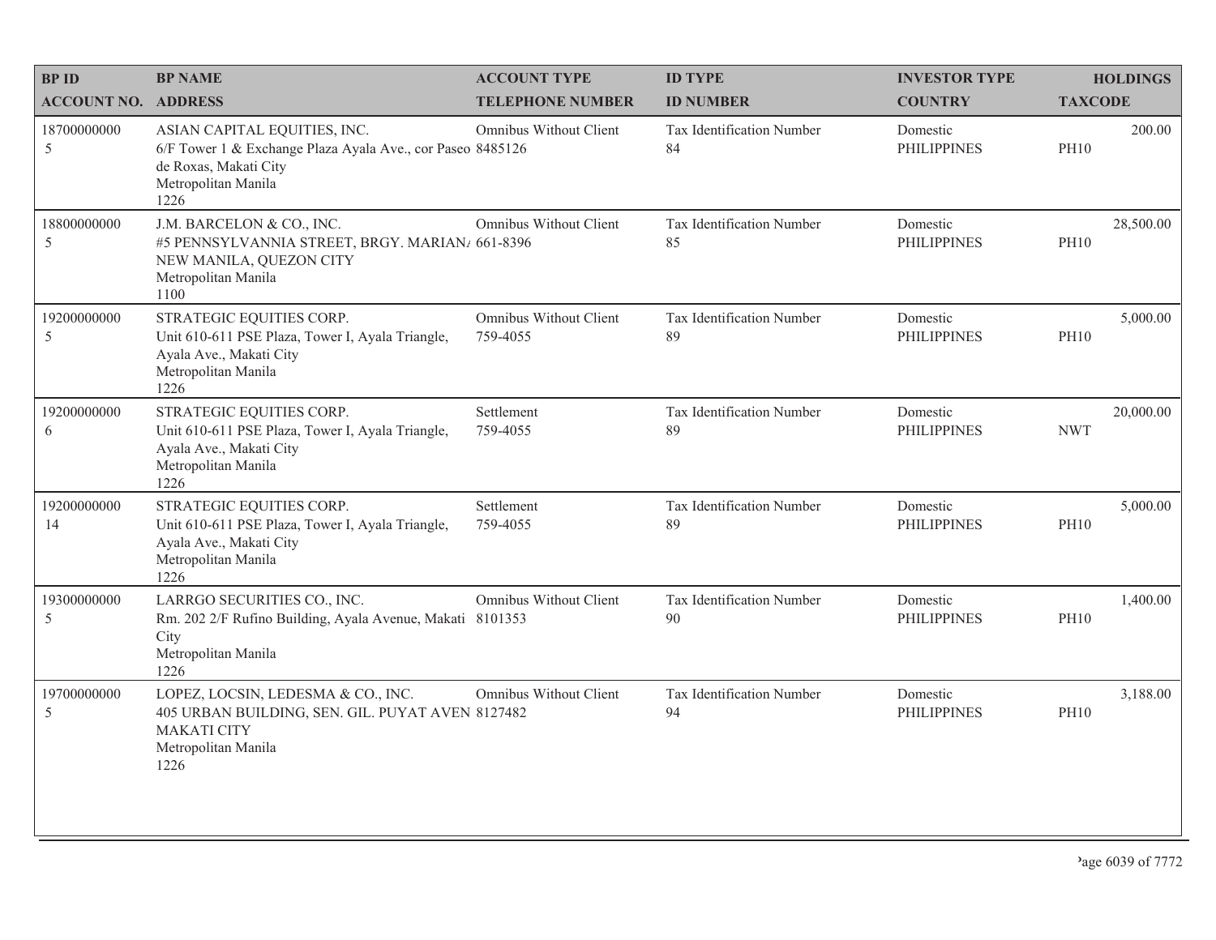| BP ID<br>ACCOUNT NO. | BP NAME<br>ADDRESS | ACCOUNT TYPE<br>TELEPHONE NUMBER | ID TYPE<br>ID NUMBER | INVESTOR TYPE<br>COUNTRY | HOLDINGS<br>TAXCODE |
|---|---|---|---|---|---|
| 18700000000<br>5 | ASIAN CAPITAL EQUITIES, INC.<br>6/F Tower 1 & Exchange Plaza Ayala Ave., cor Paseo de Roxas, Makati City<br>Metropolitan Manila<br>1226 | Omnibus Without Client<br>8485126 | Tax Identification Number<br>84 | Domestic<br>PHILIPPINES | 200.00<br>PH10 |
| 18800000000<br>5 | J.M. BARCELON & CO., INC.<br>#5 PENNSYLVANNIA STREET, BRGY. MARIAN/ NEW MANILA, QUEZON CITY<br>Metropolitan Manila<br>1100 | Omnibus Without Client<br>661-8396 | Tax Identification Number<br>85 | Domestic<br>PHILIPPINES | 28,500.00<br>PH10 |
| 19200000000<br>5 | STRATEGIC EQUITIES CORP.<br>Unit 610-611 PSE Plaza, Tower I, Ayala Triangle, Ayala Ave., Makati City<br>Metropolitan Manila<br>1226 | Omnibus Without Client<br>759-4055 | Tax Identification Number<br>89 | Domestic<br>PHILIPPINES | 5,000.00<br>PH10 |
| 19200000000<br>6 | STRATEGIC EQUITIES CORP.<br>Unit 610-611 PSE Plaza, Tower I, Ayala Triangle, Ayala Ave., Makati City<br>Metropolitan Manila<br>1226 | Settlement<br>759-4055 | Tax Identification Number<br>89 | Domestic<br>PHILIPPINES | 20,000.00<br>NWT |
| 19200000000<br>14 | STRATEGIC EQUITIES CORP.<br>Unit 610-611 PSE Plaza, Tower I, Ayala Triangle, Ayala Ave., Makati City<br>Metropolitan Manila<br>1226 | Settlement<br>759-4055 | Tax Identification Number<br>89 | Domestic<br>PHILIPPINES | 5,000.00<br>PH10 |
| 19300000000<br>5 | LARRGO SECURITIES CO., INC.<br>Rm. 202 2/F Rufino Building, Ayala Avenue, Makati City<br>Metropolitan Manila<br>1226 | Omnibus Without Client<br>8101353 | Tax Identification Number<br>90 | Domestic<br>PHILIPPINES | 1,400.00<br>PH10 |
| 19700000000<br>5 | LOPEZ, LOCSIN, LEDESMA & CO., INC.<br>405 URBAN BUILDING, SEN. GIL. PUYAT AVEN MAKATI CITY<br>Metropolitan Manila<br>1226 | Omnibus Without Client<br>8127482 | Tax Identification Number<br>94 | Domestic<br>PHILIPPINES | 3,188.00<br>PH10 |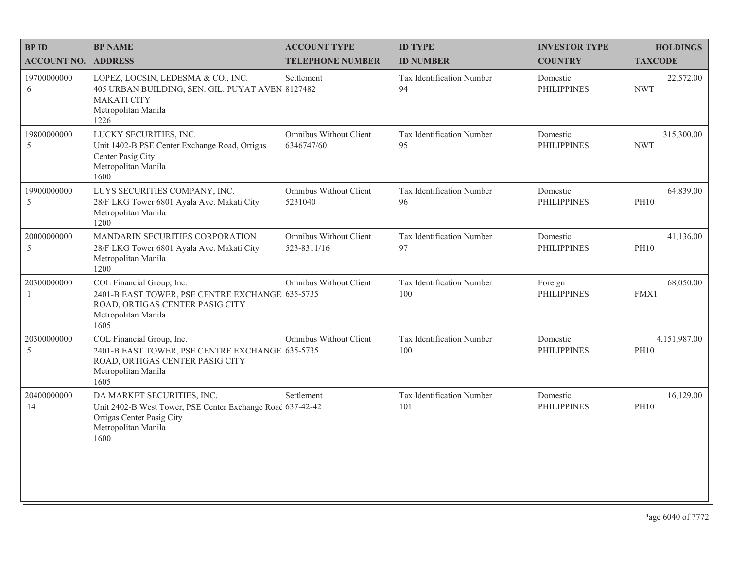| BP ID<br>ACCOUNT NO. | BP NAME<br>ADDRESS | ACCOUNT TYPE<br>TELEPHONE NUMBER | ID TYPE<br>ID NUMBER | INVESTOR TYPE<br>COUNTRY | HOLDINGS<br>TAXCODE |
|---|---|---|---|---|---|
| 19700000000<br>6 | LOPEZ, LOCSIN, LEDESMA & CO., INC.<br>405 URBAN BUILDING, SEN. GIL. PUYAT AVEN<br>MAKATI CITY<br>Metropolitan Manila<br>1226 | Settlement<br>8127482 | Tax Identification Number<br>94 | Domestic<br>PHILIPPINES | 22,572.00<br>NWT |
| 19800000000<br>5 | LUCKY SECURITIES, INC.<br>Unit 1402-B PSE Center Exchange Road, Ortigas Center Pasig City<br>Metropolitan Manila<br>1600 | Omnibus Without Client<br>6346747/60 | Tax Identification Number<br>95 | Domestic<br>PHILIPPINES | 315,300.00<br>NWT |
| 19900000000<br>5 | LUYS SECURITIES COMPANY, INC.<br>28/F LKG Tower 6801 Ayala Ave. Makati City<br>Metropolitan Manila<br>1200 | Omnibus Without Client<br>5231040 | Tax Identification Number<br>96 | Domestic<br>PHILIPPINES | 64,839.00<br>PH10 |
| 20000000000<br>5 | MANDARIN SECURITIES CORPORATION<br>28/F LKG Tower 6801 Ayala Ave. Makati City<br>Metropolitan Manila<br>1200 | Omnibus Without Client<br>523-8311/16 | Tax Identification Number<br>97 | Domestic<br>PHILIPPINES | 41,136.00<br>PH10 |
| 20300000000<br>1 | COL Financial Group, Inc.<br>2401-B EAST TOWER, PSE CENTRE EXCHANGE ROAD, ORTIGAS CENTER PASIG CITY<br>Metropolitan Manila<br>1605 | Omnibus Without Client<br>635-5735 | Tax Identification Number<br>100 | Foreign<br>PHILIPPINES | 68,050.00<br>FMX1 |
| 20300000000<br>5 | COL Financial Group, Inc.<br>2401-B EAST TOWER, PSE CENTRE EXCHANGE ROAD, ORTIGAS CENTER PASIG CITY<br>Metropolitan Manila<br>1605 | Omnibus Without Client<br>635-5735 | Tax Identification Number<br>100 | Domestic<br>PHILIPPINES | 4,151,987.00<br>PH10 |
| 20400000000<br>14 | DA MARKET SECURITIES, INC.<br>Unit 2402-B West Tower, PSE Center Exchange Road Ortigas Center Pasig City<br>Metropolitan Manila<br>1600 | Settlement<br>637-42-42 | Tax Identification Number<br>101 | Domestic<br>PHILIPPINES | 16,129.00<br>PH10 |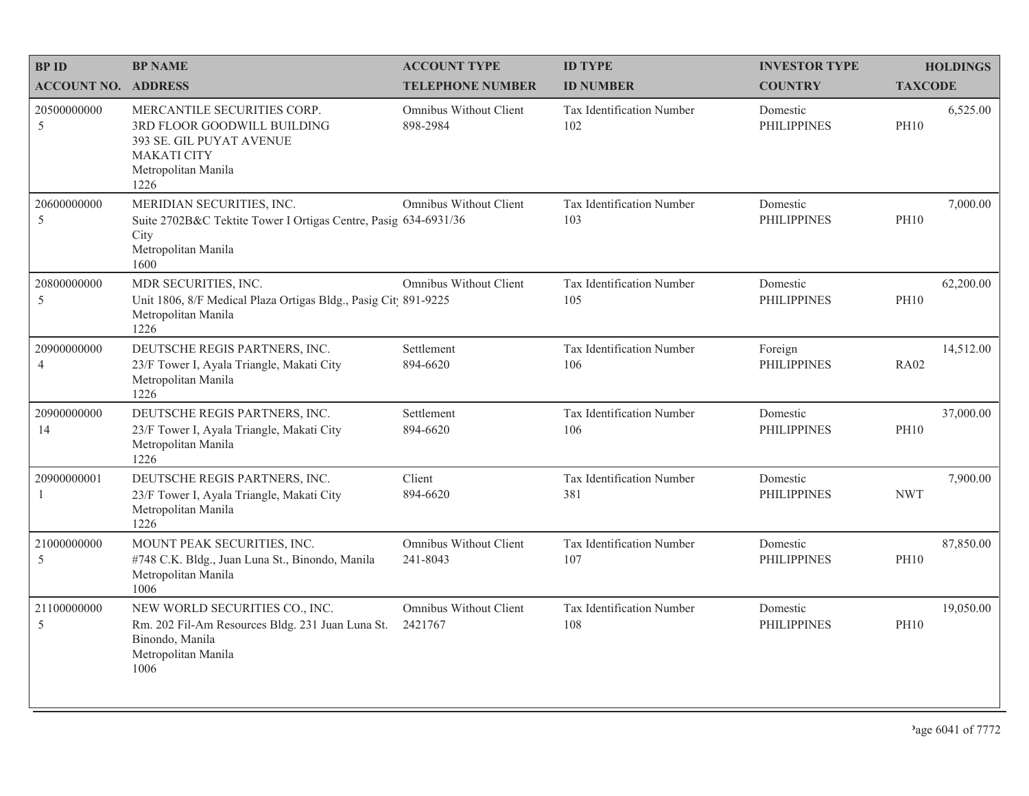| BP ID<br>ACCOUNT NO. | BP NAME<br>ADDRESS | ACCOUNT TYPE<br>TELEPHONE NUMBER | ID TYPE<br>ID NUMBER | INVESTOR TYPE<br>COUNTRY | HOLDINGS<br>TAXCODE |
|---|---|---|---|---|---|
| 20500000000<br>5 | MERCANTILE SECURITIES CORP.<br>3RD FLOOR GOODWILL BUILDING<br>393 SE. GIL PUYAT AVENUE<br>MAKATI CITY<br>Metropolitan Manila<br>1226 | Omnibus Without Client<br>898-2984 | Tax Identification Number<br>102 | Domestic<br>PHILIPPINES | 6,525.00<br>PH10 |
| 20600000000<br>5 | MERIDIAN SECURITIES, INC.<br>Suite 2702B&C Tektite Tower I Ortigas Centre, Pasig City<br>Metropolitan Manila<br>1600 | Omnibus Without Client<br>634-6931/36 | Tax Identification Number<br>103 | Domestic<br>PHILIPPINES | 7,000.00<br>PH10 |
| 20800000000<br>5 | MDR SECURITIES, INC.<br>Unit 1806, 8/F Medical Plaza Ortigas Bldg., Pasig City<br>Metropolitan Manila<br>1226 | Omnibus Without Client<br>891-9225 | Tax Identification Number<br>105 | Domestic<br>PHILIPPINES | 62,200.00<br>PH10 |
| 20900000000<br>4 | DEUTSCHE REGIS PARTNERS, INC.<br>23/F Tower I, Ayala Triangle, Makati City<br>Metropolitan Manila<br>1226 | Settlement<br>894-6620 | Tax Identification Number<br>106 | Foreign<br>PHILIPPINES | 14,512.00<br>RA02 |
| 20900000000<br>14 | DEUTSCHE REGIS PARTNERS, INC.<br>23/F Tower I, Ayala Triangle, Makati City<br>Metropolitan Manila<br>1226 | Settlement<br>894-6620 | Tax Identification Number<br>106 | Domestic<br>PHILIPPINES | 37,000.00<br>PH10 |
| 20900000001<br>1 | DEUTSCHE REGIS PARTNERS, INC.<br>23/F Tower I, Ayala Triangle, Makati City<br>Metropolitan Manila<br>1226 | Client<br>894-6620 | Tax Identification Number<br>381 | Domestic<br>PHILIPPINES | 7,900.00<br>NWT |
| 21000000000<br>5 | MOUNT PEAK SECURITIES, INC.<br>#748 C.K. Bldg., Juan Luna St., Binondo, Manila<br>Metropolitan Manila<br>1006 | Omnibus Without Client<br>241-8043 | Tax Identification Number<br>107 | Domestic<br>PHILIPPINES | 87,850.00<br>PH10 |
| 21100000000<br>5 | NEW WORLD SECURITIES CO., INC.<br>Rm. 202 Fil-Am Resources Bldg. 231 Juan Luna St. Binondo, Manila<br>Metropolitan Manila<br>1006 | Omnibus Without Client<br>2421767 | Tax Identification Number<br>108 | Domestic<br>PHILIPPINES | 19,050.00<br>PH10 |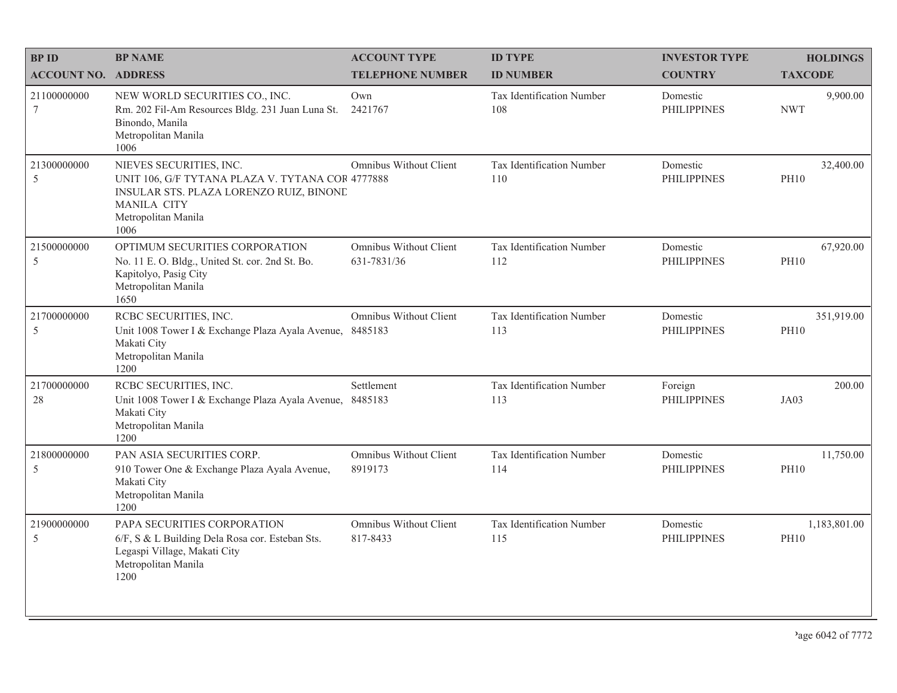| BP ID<br>ACCOUNT NO. | BP NAME<br>ADDRESS | ACCOUNT TYPE<br>TELEPHONE NUMBER | ID TYPE<br>ID NUMBER | INVESTOR TYPE<br>COUNTRY | HOLDINGS<br>TAXCODE |
|---|---|---|---|---|---|
| 21100000000<br>7 | NEW WORLD SECURITIES CO., INC.<br>Rm. 202 Fil-Am Resources Bldg. 231 Juan Luna St. Binondo, Manila<br>Metropolitan Manila<br>1006 | Own<br>2421767 | Tax Identification Number<br>108 | Domestic<br>PHILIPPINES | 9,900.00<br>NWT |
| 21300000000<br>5 | NIEVES SECURITIES, INC.<br>UNIT 106, G/F TYTANA PLAZA V. TYTANA COR INSULAR STS. PLAZA LORENZO RUIZ, BINOND MANILA CITY<br>Metropolitan Manila<br>1006 | Omnibus Without Client<br>4777888 | Tax Identification Number<br>110 | Domestic<br>PHILIPPINES | 32,400.00<br>PH10 |
| 21500000000<br>5 | OPTIMUM SECURITIES CORPORATION<br>No. 11 E. O. Bldg., United St. cor. 2nd St. Bo. Kapitolyo, Pasig City<br>Metropolitan Manila<br>1650 | Omnibus Without Client<br>631-7831/36 | Tax Identification Number<br>112 | Domestic<br>PHILIPPINES | 67,920.00<br>PH10 |
| 21700000000<br>5 | RCBC SECURITIES, INC.<br>Unit 1008 Tower I & Exchange Plaza Ayala Avenue, Makati City<br>Metropolitan Manila<br>1200 | Omnibus Without Client<br>8485183 | Tax Identification Number<br>113 | Domestic<br>PHILIPPINES | 351,919.00<br>PH10 |
| 21700000000<br>28 | RCBC SECURITIES, INC.<br>Unit 1008 Tower I & Exchange Plaza Ayala Avenue, Makati City<br>Metropolitan Manila<br>1200 | Settlement<br>8485183 | Tax Identification Number<br>113 | Foreign<br>PHILIPPINES | 200.00<br>JA03 |
| 21800000000<br>5 | PAN ASIA SECURITIES CORP.<br>910 Tower One & Exchange Plaza Ayala Avenue, Makati City<br>Metropolitan Manila<br>1200 | Omnibus Without Client<br>8919173 | Tax Identification Number<br>114 | Domestic<br>PHILIPPINES | 11,750.00<br>PH10 |
| 21900000000<br>5 | PAPA SECURITIES CORPORATION<br>6/F, S & L Building Dela Rosa cor. Esteban Sts. Legaspi Village, Makati City<br>Metropolitan Manila<br>1200 | Omnibus Without Client<br>817-8433 | Tax Identification Number<br>115 | Domestic<br>PHILIPPINES | 1,183,801.00<br>PH10 |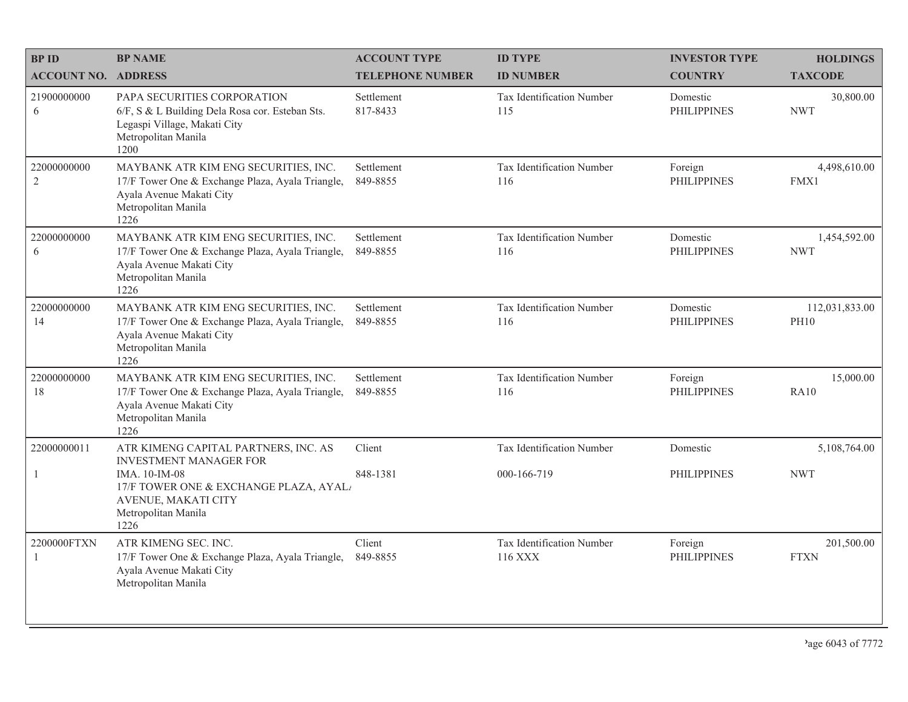| BP ID<br>ACCOUNT NO. | BP NAME<br>ADDRESS | ACCOUNT TYPE<br>TELEPHONE NUMBER | ID TYPE<br>ID NUMBER | INVESTOR TYPE<br>COUNTRY | HOLDINGS<br>TAXCODE |
|---|---|---|---|---|---|
| 21900000000<br>6 | PAPA SECURITIES CORPORATION<br>6/F, S & L Building Dela Rosa cor. Esteban Sts. Legaspi Village, Makati City<br>Metropolitan Manila<br>1200 | Settlement<br>817-8433 | Tax Identification Number<br>115 | Domestic<br>PHILIPPINES | 30,800.00<br>NWT |
| 22000000000<br>2 | MAYBANK ATR KIM ENG SECURITIES, INC.<br>17/F Tower One & Exchange Plaza, Ayala Triangle, Ayala Avenue Makati City<br>Metropolitan Manila<br>1226 | Settlement<br>849-8855 | Tax Identification Number<br>116 | Foreign<br>PHILIPPINES | 4,498,610.00<br>FMX1 |
| 22000000000<br>6 | MAYBANK ATR KIM ENG SECURITIES, INC.<br>17/F Tower One & Exchange Plaza, Ayala Triangle, Ayala Avenue Makati City<br>Metropolitan Manila<br>1226 | Settlement<br>849-8855 | Tax Identification Number<br>116 | Domestic<br>PHILIPPINES | 1,454,592.00<br>NWT |
| 22000000000<br>14 | MAYBANK ATR KIM ENG SECURITIES, INC.<br>17/F Tower One & Exchange Plaza, Ayala Triangle, Ayala Avenue Makati City<br>Metropolitan Manila<br>1226 | Settlement<br>849-8855 | Tax Identification Number<br>116 | Domestic<br>PHILIPPINES | 112,031,833.00<br>PH10 |
| 22000000000<br>18 | MAYBANK ATR KIM ENG SECURITIES, INC.<br>17/F Tower One & Exchange Plaza, Ayala Triangle, Ayala Avenue Makati City<br>Metropolitan Manila<br>1226 | Settlement<br>849-8855 | Tax Identification Number<br>116 | Foreign<br>PHILIPPINES | 15,000.00<br>RA10 |
| 22000000011<br>1 | ATR KIMENG CAPITAL PARTNERS, INC. AS INVESTMENT MANAGER FOR<br>IMA. 10-IM-08<br>17/F TOWER ONE & EXCHANGE PLAZA, AYAL/ AVENUE, MAKATI CITY<br>Metropolitan Manila<br>1226 | Client<br>848-1381 | Tax Identification Number<br>000-166-719 | Domestic<br>PHILIPPINES | 5,108,764.00<br>NWT |
| 2200000FTXN<br>1 | ATR KIMENG SEC. INC.<br>17/F Tower One & Exchange Plaza, Ayala Triangle, Ayala Avenue Makati City<br>Metropolitan Manila | Client<br>849-8855 | Tax Identification Number<br>116 XXX | Foreign<br>PHILIPPINES | 201,500.00<br>FTXN |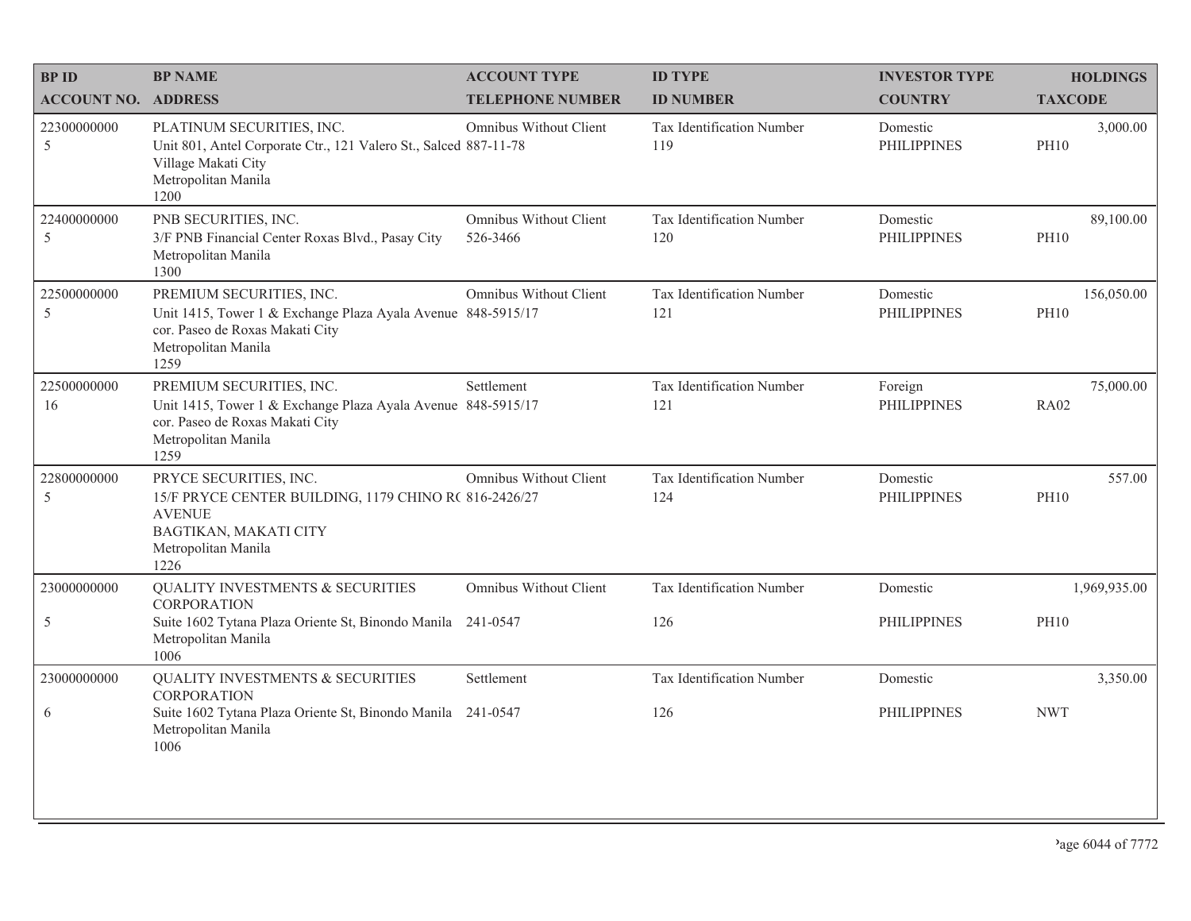| BP ID<br>ACCOUNT NO. | BP NAME<br>ADDRESS | ACCOUNT TYPE<br>TELEPHONE NUMBER | ID TYPE<br>ID NUMBER | INVESTOR TYPE<br>COUNTRY | HOLDINGS<br>TAXCODE |
|---|---|---|---|---|---|
| 22300000000<br>5 | PLATINUM SECURITIES, INC.<br>Unit 801, Antel Corporate Ctr., 121 Valero St., Salced Village Makati City<br>Metropolitan Manila<br>1200 | Omnibus Without Client<br>887-11-78 | Tax Identification Number<br>119 | Domestic<br>PHILIPPINES | 3,000.00<br>PH10 |
| 22400000000<br>5 | PNB SECURITIES, INC.<br>3/F PNB Financial Center Roxas Blvd., Pasay City<br>Metropolitan Manila<br>1300 | Omnibus Without Client<br>526-3466 | Tax Identification Number<br>120 | Domestic<br>PHILIPPINES | 89,100.00<br>PH10 |
| 22500000000<br>5 | PREMIUM SECURITIES, INC.<br>Unit 1415, Tower 1 & Exchange Plaza Ayala Avenue cor. Paseo de Roxas Makati City<br>Metropolitan Manila<br>1259 | Omnibus Without Client<br>848-5915/17 | Tax Identification Number<br>121 | Domestic<br>PHILIPPINES | 156,050.00<br>PH10 |
| 22500000000<br>16 | PREMIUM SECURITIES, INC.<br>Unit 1415, Tower 1 & Exchange Plaza Ayala Avenue cor. Paseo de Roxas Makati City<br>Metropolitan Manila<br>1259 | Settlement<br>848-5915/17 | Tax Identification Number<br>121 | Foreign<br>PHILIPPINES | 75,000.00<br>RA02 |
| 22800000000<br>5 | PRYCE SECURITIES, INC.<br>15/F PRYCE CENTER BUILDING, 1179 CHINO R( AVENUE<br>BAGTIKAN, MAKATI CITY<br>Metropolitan Manila<br>1226 | Omnibus Without Client<br>816-2426/27 | Tax Identification Number<br>124 | Domestic<br>PHILIPPINES | 557.00<br>PH10 |
| 23000000000<br>5 | QUALITY INVESTMENTS & SECURITIES CORPORATION<br>Suite 1602 Tytana Plaza Oriente St, Binondo Manila<br>Metropolitan Manila<br>1006 | Omnibus Without Client<br>241-0547 | Tax Identification Number<br>126 | Domestic<br>PHILIPPINES | 1,969,935.00<br>PH10 |
| 23000000000<br>6 | QUALITY INVESTMENTS & SECURITIES CORPORATION<br>Suite 1602 Tytana Plaza Oriente St, Binondo Manila<br>Metropolitan Manila<br>1006 | Settlement<br>241-0547 | Tax Identification Number<br>126 | Domestic<br>PHILIPPINES | 3,350.00<br>NWT |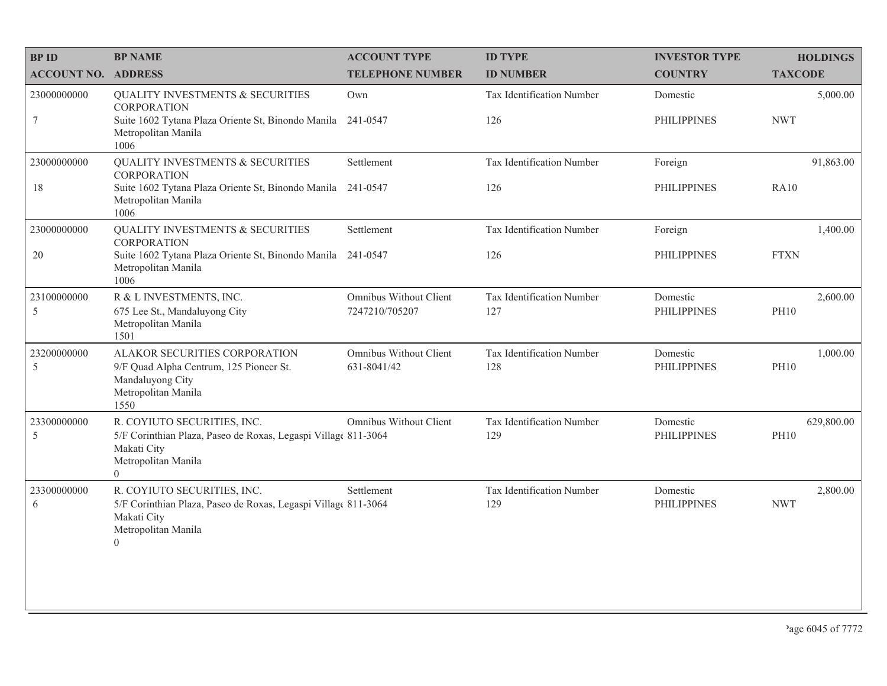| BP ID<br>ACCOUNT NO. | BP NAME<br>ADDRESS | ACCOUNT TYPE<br>TELEPHONE NUMBER | ID TYPE<br>ID NUMBER | INVESTOR TYPE<br>COUNTRY | HOLDINGS<br>TAXCODE |
|---|---|---|---|---|---|
| 23000000000<br>7 | QUALITY INVESTMENTS & SECURITIES CORPORATION<br>Suite 1602 Tytana Plaza Oriente St, Binondo Manila<br>Metropolitan Manila<br>1006 | Own<br>241-0547 | Tax Identification Number<br>126 | Domestic<br>PHILIPPINES | 5,000.00<br>NWT |
| 23000000000<br>18 | QUALITY INVESTMENTS & SECURITIES CORPORATION<br>Suite 1602 Tytana Plaza Oriente St, Binondo Manila<br>Metropolitan Manila<br>1006 | Settlement<br>241-0547 | Tax Identification Number<br>126 | Foreign<br>PHILIPPINES | 91,863.00<br>RA10 |
| 23000000000<br>20 | QUALITY INVESTMENTS & SECURITIES CORPORATION<br>Suite 1602 Tytana Plaza Oriente St, Binondo Manila<br>Metropolitan Manila<br>1006 | Settlement<br>241-0547 | Tax Identification Number<br>126 | Foreign<br>PHILIPPINES | 1,400.00<br>FTXN |
| 23100000000<br>5 | R & L INVESTMENTS, INC.<br>675 Lee St., Mandaluyong City<br>Metropolitan Manila<br>1501 | Omnibus Without Client<br>7247210/705207 | Tax Identification Number<br>127 | Domestic<br>PHILIPPINES | 2,600.00<br>PH10 |
| 23200000000<br>5 | ALAKOR SECURITIES CORPORATION<br>9/F Quad Alpha Centrum, 125 Pioneer St.<br>Mandaluyong City<br>Metropolitan Manila<br>1550 | Omnibus Without Client<br>631-8041/42 | Tax Identification Number<br>128 | Domestic<br>PHILIPPINES | 1,000.00<br>PH10 |
| 23300000000<br>5 | R. COYIUTO SECURITIES, INC.<br>5/F Corinthian Plaza, Paseo de Roxas, Legaspi Villag<br>Makati City<br>Metropolitan Manila<br>0 | Omnibus Without Client<br>811-3064 | Tax Identification Number<br>129 | Domestic<br>PHILIPPINES | 629,800.00<br>PH10 |
| 23300000000<br>6 | R. COYIUTO SECURITIES, INC.<br>5/F Corinthian Plaza, Paseo de Roxas, Legaspi Villag<br>Makati City<br>Metropolitan Manila<br>0 | Settlement<br>811-3064 | Tax Identification Number<br>129 | Domestic<br>PHILIPPINES | 2,800.00<br>NWT |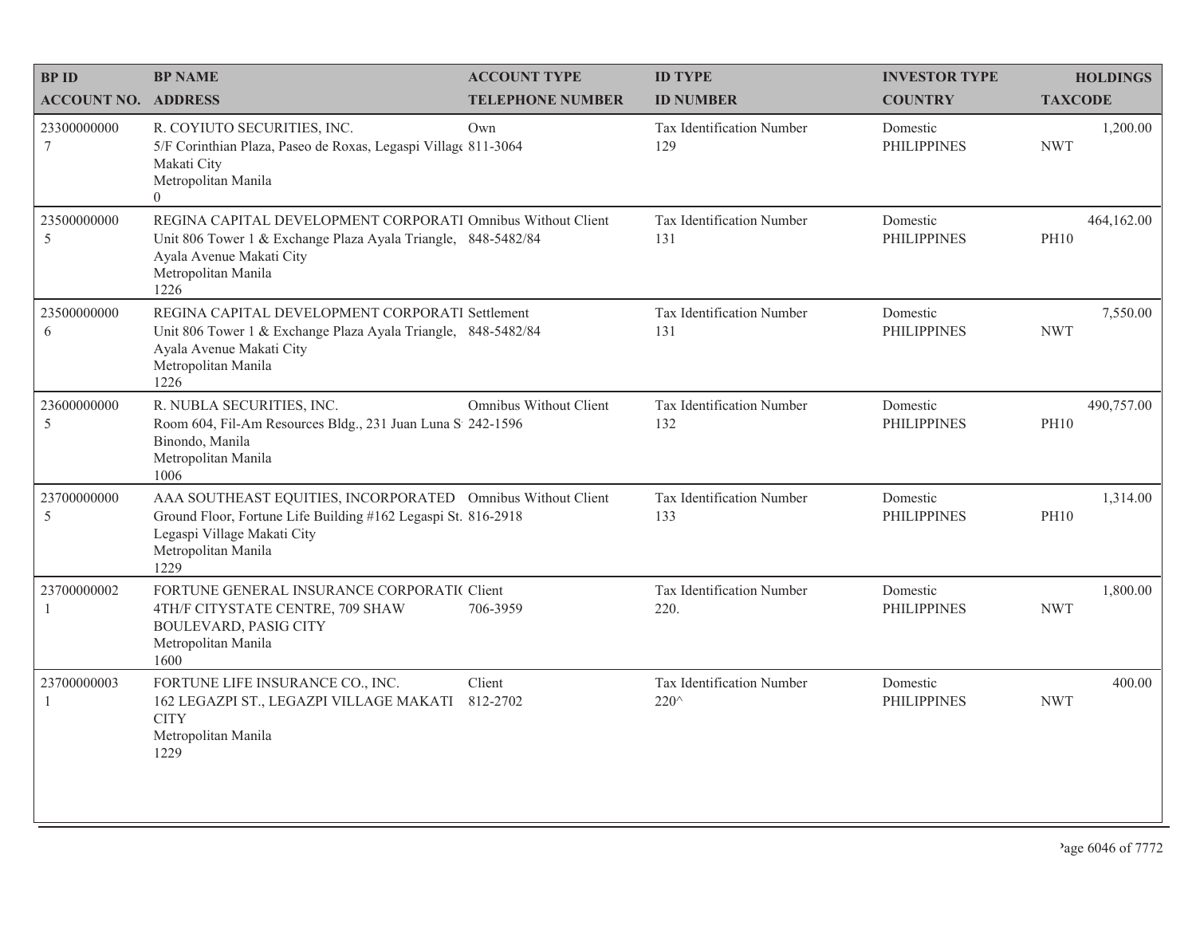| BP ID<br>ACCOUNT NO. | BP NAME<br>ADDRESS | ACCOUNT TYPE<br>TELEPHONE NUMBER | ID TYPE<br>ID NUMBER | INVESTOR TYPE<br>COUNTRY | HOLDINGS<br>TAXCODE |
|---|---|---|---|---|---|
| 23300000000<br>7 | R. COYIUTO SECURITIES, INC.<br>5/F Corinthian Plaza, Paseo de Roxas, Legaspi Villag<br>Makati City<br>Metropolitan Manila<br>0 | Own<br>811-3064 | Tax Identification Number<br>129 | Domestic<br>PHILIPPINES | 1,200.00<br>NWT |
| 23500000000<br>5 | REGINA CAPITAL DEVELOPMENT CORPORATI<br>Unit 806 Tower 1 & Exchange Plaza Ayala Triangle,<br>Ayala Avenue Makati City<br>Metropolitan Manila<br>1226 | Omnibus Without Client<br>848-5482/84 | Tax Identification Number<br>131 | Domestic<br>PHILIPPINES | 464,162.00<br>PH10 |
| 23500000000<br>6 | REGINA CAPITAL DEVELOPMENT CORPORATI<br>Unit 806 Tower 1 & Exchange Plaza Ayala Triangle,<br>Ayala Avenue Makati City<br>Metropolitan Manila<br>1226 | Settlement<br>848-5482/84 | Tax Identification Number<br>131 | Domestic<br>PHILIPPINES | 7,550.00<br>NWT |
| 23600000000<br>5 | R. NUBLA SECURITIES, INC.<br>Room 604, Fil-Am Resources Bldg., 231 Juan Luna S<br>Binondo, Manila<br>Metropolitan Manila<br>1006 | Omnibus Without Client<br>242-1596 | Tax Identification Number<br>132 | Domestic<br>PHILIPPINES | 490,757.00<br>PH10 |
| 23700000000<br>5 | AAA SOUTHEAST EQUITIES, INCORPORATED<br>Ground Floor, Fortune Life Building #162 Legaspi St.<br>Legaspi Village Makati City<br>Metropolitan Manila<br>1229 | Omnibus Without Client<br>816-2918 | Tax Identification Number<br>133 | Domestic<br>PHILIPPINES | 1,314.00<br>PH10 |
| 23700000002<br>1 | FORTUNE GENERAL INSURANCE CORPORATI(<br>4TH/F CITYSTATE CENTRE, 709 SHAW<br>BOULEVARD, PASIG CITY<br>Metropolitan Manila<br>1600 | Client<br>706-3959 | Tax Identification Number<br>220. | Domestic<br>PHILIPPINES | 1,800.00<br>NWT |
| 23700000003<br>1 | FORTUNE LIFE INSURANCE CO., INC.<br>162 LEGAZPI ST., LEGAZPI VILLAGE MAKATI<br>CITY<br>Metropolitan Manila<br>1229 | Client<br>812-2702 | Tax Identification Number<br>220^ | Domestic<br>PHILIPPINES | 400.00<br>NWT |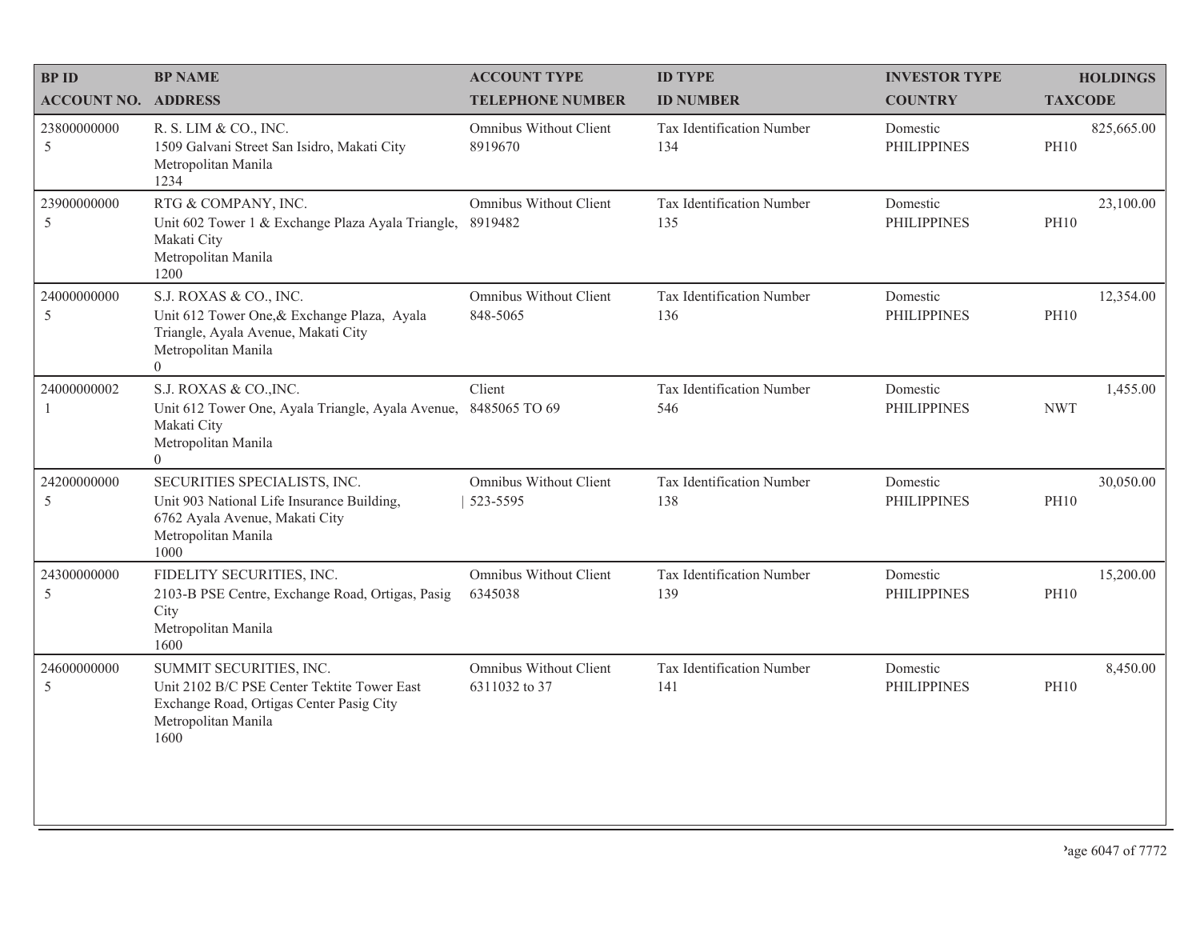| BP ID<br>ACCOUNT NO. | BP NAME<br>ADDRESS | ACCOUNT TYPE<br>TELEPHONE NUMBER | ID TYPE<br>ID NUMBER | INVESTOR TYPE<br>COUNTRY | HOLDINGS<br>TAXCODE |
|---|---|---|---|---|---|
| 23800000000<br>5 | R. S. LIM & CO., INC.<br>1509 Galvani Street San Isidro, Makati City<br>Metropolitan Manila<br>1234 | Omnibus Without Client<br>8919670 | Tax Identification Number<br>134 | Domestic<br>PHILIPPINES | 825,665.00<br>PH10 |
| 23900000000<br>5 | RTG & COMPANY, INC.<br>Unit 602 Tower 1 & Exchange Plaza Ayala Triangle, Makati City<br>Metropolitan Manila<br>1200 | Omnibus Without Client<br>8919482 | Tax Identification Number<br>135 | Domestic<br>PHILIPPINES | 23,100.00<br>PH10 |
| 24000000000<br>5 | S.J. ROXAS & CO., INC.<br>Unit 612 Tower One,& Exchange Plaza, Ayala Triangle, Ayala Avenue, Makati City<br>Metropolitan Manila<br>0 | Omnibus Without Client<br>848-5065 | Tax Identification Number<br>136 | Domestic<br>PHILIPPINES | 12,354.00<br>PH10 |
| 24000000002<br>1 | S.J. ROXAS & CO.,INC.<br>Unit 612 Tower One, Ayala Triangle, Ayala Avenue, Makati City<br>Metropolitan Manila<br>0 | Client<br>8485065 TO 69 | Tax Identification Number<br>546 | Domestic<br>PHILIPPINES | 1,455.00<br>NWT |
| 24200000000<br>5 | SECURITIES SPECIALISTS, INC.<br>Unit 903 National Life Insurance Building, 6762 Ayala Avenue, Makati City<br>Metropolitan Manila<br>1000 | Omnibus Without Client<br>523-5595 | Tax Identification Number<br>138 | Domestic<br>PHILIPPINES | 30,050.00<br>PH10 |
| 24300000000<br>5 | FIDELITY SECURITIES, INC.<br>2103-B PSE Centre, Exchange Road, Ortigas, Pasig City<br>Metropolitan Manila<br>1600 | Omnibus Without Client<br>6345038 | Tax Identification Number<br>139 | Domestic<br>PHILIPPINES | 15,200.00<br>PH10 |
| 24600000000<br>5 | SUMMIT SECURITIES, INC.<br>Unit 2102 B/C PSE Center Tektite Tower East Exchange Road, Ortigas Center Pasig City<br>Metropolitan Manila<br>1600 | Omnibus Without Client<br>6311032 to 37 | Tax Identification Number<br>141 | Domestic<br>PHILIPPINES | 8,450.00<br>PH10 |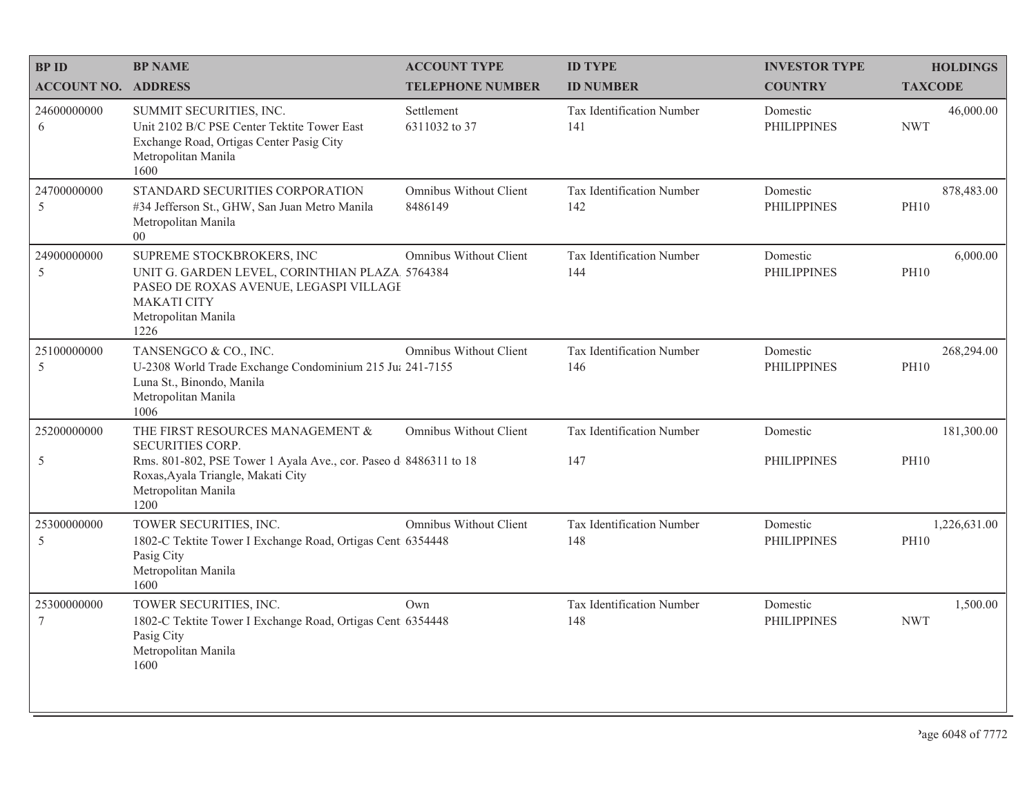| BP ID<br>ACCOUNT NO. | BP NAME<br>ADDRESS | ACCOUNT TYPE<br>TELEPHONE NUMBER | ID TYPE<br>ID NUMBER | INVESTOR TYPE<br>COUNTRY | HOLDINGS<br>TAXCODE |
|---|---|---|---|---|---|
| 24600000000<br>6 | SUMMIT SECURITIES, INC.<br>Unit 2102 B/C PSE Center Tektite Tower East Exchange Road, Ortigas Center Pasig City<br>Metropolitan Manila<br>1600 | Settlement<br>6311032 to 37 | Tax Identification Number<br>141 | Domestic<br>PHILIPPINES | 46,000.00<br>NWT |
| 24700000000<br>5 | STANDARD SECURITIES CORPORATION<br>#34 Jefferson St., GHW, San Juan Metro Manila<br>Metropolitan Manila<br>00 | Omnibus Without Client<br>8486149 | Tax Identification Number<br>142 | Domestic<br>PHILIPPINES | 878,483.00<br>PH10 |
| 24900000000<br>5 | SUPREME STOCKBROKERS, INC<br>UNIT G. GARDEN LEVEL, CORINTHIAN PLAZA PASEO DE ROXAS AVENUE, LEGASPI VILLAGE MAKATI CITY<br>Metropolitan Manila<br>1226 | Omnibus Without Client<br>5764384 | Tax Identification Number<br>144 | Domestic<br>PHILIPPINES | 6,000.00<br>PH10 |
| 25100000000<br>5 | TANSENGCO & CO., INC.<br>U-2308 World Trade Exchange Condominium 215 Juan Luna St., Binondo, Manila<br>Metropolitan Manila<br>1006 | Omnibus Without Client<br>241-7155 | Tax Identification Number<br>146 | Domestic<br>PHILIPPINES | 268,294.00<br>PH10 |
| 25200000000<br>5 | THE FIRST RESOURCES MANAGEMENT & SECURITIES CORP.<br>Rms. 801-802, PSE Tower 1 Ayala Ave., cor. Paseo de Roxas,Ayala Triangle, Makati City<br>Metropolitan Manila<br>1200 | Omnibus Without Client<br>8486311 to 18 | Tax Identification Number<br>147 | Domestic<br>PHILIPPINES | 181,300.00<br>PH10 |
| 25300000000<br>5 | TOWER SECURITIES, INC.<br>1802-C Tektite Tower I Exchange Road, Ortigas Cent Pasig City<br>Metropolitan Manila<br>1600 | Omnibus Without Client<br>6354448 | Tax Identification Number<br>148 | Domestic<br>PHILIPPINES | 1,226,631.00<br>PH10 |
| 25300000000<br>7 | TOWER SECURITIES, INC.<br>1802-C Tektite Tower I Exchange Road, Ortigas Cent Pasig City<br>Metropolitan Manila<br>1600 | Own<br>6354448 | Tax Identification Number<br>148 | Domestic<br>PHILIPPINES | 1,500.00<br>NWT |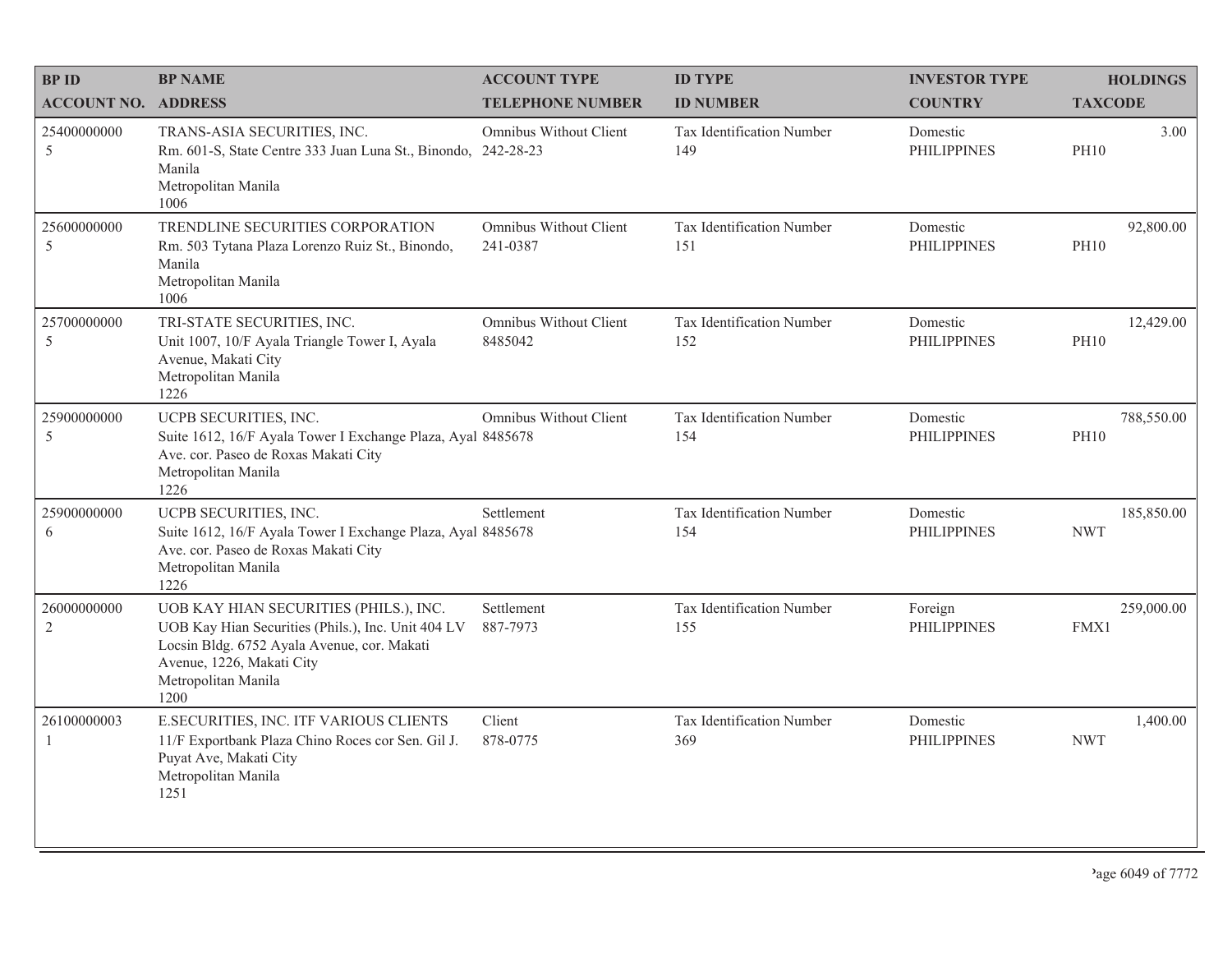| BP ID<br>ACCOUNT NO. | BP NAME<br>ADDRESS | ACCOUNT TYPE<br>TELEPHONE NUMBER | ID TYPE<br>ID NUMBER | INVESTOR TYPE<br>COUNTRY | HOLDINGS<br>TAXCODE |
|---|---|---|---|---|---|
| 25400000000<br>5 | TRANS-ASIA SECURITIES, INC.<br>Rm. 601-S, State Centre 333 Juan Luna St., Binondo, Manila<br>Metropolitan Manila<br>1006 | Omnibus Without Client<br>242-28-23 | Tax Identification Number<br>149 | Domestic<br>PHILIPPINES | 3.00<br>PH10 |
| 25600000000<br>5 | TRENDLINE SECURITIES CORPORATION<br>Rm. 503 Tytana Plaza Lorenzo Ruiz St., Binondo, Manila<br>Metropolitan Manila<br>1006 | Omnibus Without Client<br>241-0387 | Tax Identification Number<br>151 | Domestic<br>PHILIPPINES | 92,800.00<br>PH10 |
| 25700000000<br>5 | TRI-STATE SECURITIES, INC.<br>Unit 1007, 10/F Ayala Triangle Tower I, Ayala Avenue, Makati City<br>Metropolitan Manila<br>1226 | Omnibus Without Client<br>8485042 | Tax Identification Number<br>152 | Domestic<br>PHILIPPINES | 12,429.00<br>PH10 |
| 25900000000<br>5 | UCPB SECURITIES, INC.<br>Suite 1612, 16/F Ayala Tower I Exchange Plaza, Ayal Ave. cor. Paseo de Roxas Makati City<br>Metropolitan Manila<br>1226 | Omnibus Without Client<br>8485678 | Tax Identification Number<br>154 | Domestic<br>PHILIPPINES | 788,550.00<br>PH10 |
| 25900000000<br>6 | UCPB SECURITIES, INC.<br>Suite 1612, 16/F Ayala Tower I Exchange Plaza, Ayal Ave. cor. Paseo de Roxas Makati City<br>Metropolitan Manila<br>1226 | Settlement<br>8485678 | Tax Identification Number<br>154 | Domestic<br>PHILIPPINES | 185,850.00<br>NWT |
| 26000000000<br>2 | UOB KAY HIAN SECURITIES (PHILS.), INC.<br>UOB Kay Hian Securities (Phils.), Inc. Unit 404 LV Locsin Bldg. 6752 Ayala Avenue, cor. Makati Avenue, 1226, Makati City<br>Metropolitan Manila<br>1200 | Settlement<br>887-7973 | Tax Identification Number<br>155 | Foreign<br>PHILIPPINES | 259,000.00<br>FMX1 |
| 26100000003<br>1 | E.SECURITIES, INC. ITF VARIOUS CLIENTS<br>11/F Exportbank Plaza Chino Roces cor Sen. Gil J. Puyat Ave, Makati City<br>Metropolitan Manila<br>1251 | Client<br>878-0775 | Tax Identification Number<br>369 | Domestic<br>PHILIPPINES | 1,400.00<br>NWT |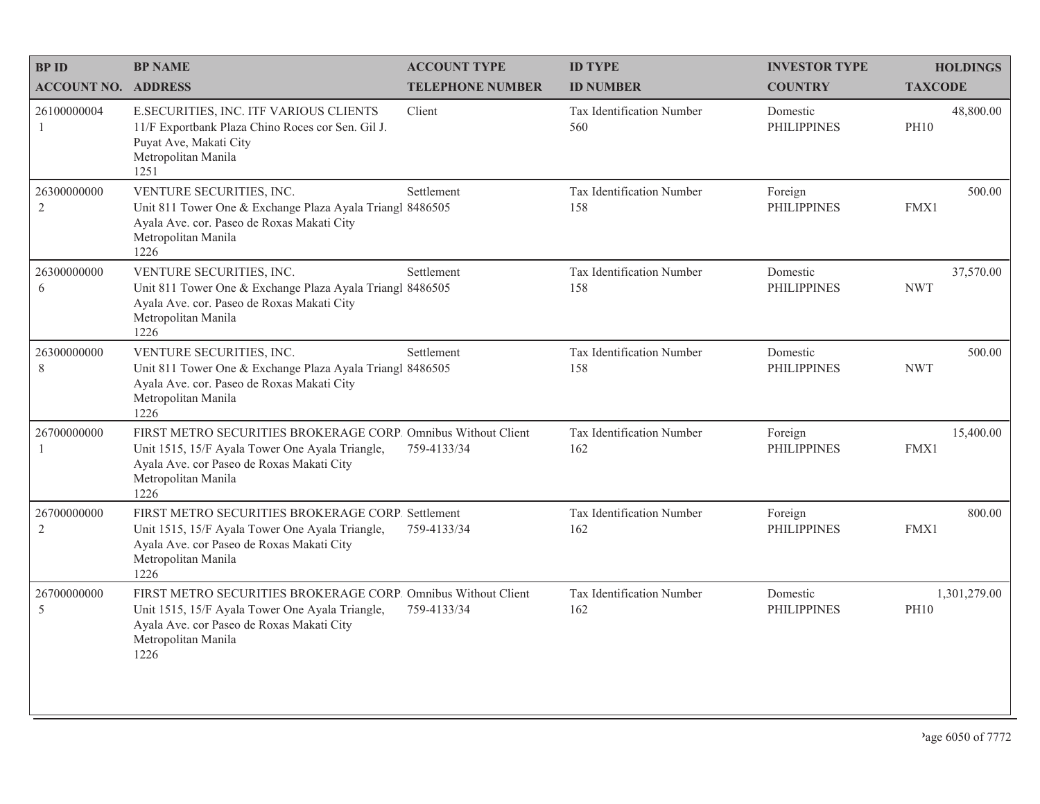| BP ID<br>ACCOUNT NO. | BP NAME<br>ADDRESS | ACCOUNT TYPE<br>TELEPHONE NUMBER | ID TYPE<br>ID NUMBER | INVESTOR TYPE<br>COUNTRY | HOLDINGS<br>TAXCODE |
|---|---|---|---|---|---|
| 26100000004<br>1 | E.SECURITIES, INC. ITF VARIOUS CLIENTS<br>11/F Exportbank Plaza Chino Roces cor Sen. Gil J. Puyat Ave, Makati City<br>Metropolitan Manila<br>1251 | Client | Tax Identification Number<br>560 | Domestic<br>PHILIPPINES | 48,800.00<br>PH10 |
| 26300000000<br>2 | VENTURE SECURITIES, INC.<br>Unit 811 Tower One & Exchange Plaza Ayala Triangl Ayala Ave. cor. Paseo de Roxas Makati City<br>Metropolitan Manila<br>1226 | Settlement<br>8486505 | Tax Identification Number<br>158 | Foreign<br>PHILIPPINES | 500.00<br>FMX1 |
| 26300000000<br>6 | VENTURE SECURITIES, INC.<br>Unit 811 Tower One & Exchange Plaza Ayala Triangl Ayala Ave. cor. Paseo de Roxas Makati City<br>Metropolitan Manila<br>1226 | Settlement<br>8486505 | Tax Identification Number<br>158 | Domestic<br>PHILIPPINES | 37,570.00<br>NWT |
| 26300000000<br>8 | VENTURE SECURITIES, INC.<br>Unit 811 Tower One & Exchange Plaza Ayala Triangl Ayala Ave. cor. Paseo de Roxas Makati City<br>Metropolitan Manila<br>1226 | Settlement<br>8486505 | Tax Identification Number<br>158 | Domestic<br>PHILIPPINES | 500.00<br>NWT |
| 26700000000<br>1 | FIRST METRO SECURITIES BROKERAGE CORP.<br>Unit 1515, 15/F Ayala Tower One Ayala Triangle, Ayala Ave. cor Paseo de Roxas Makati City<br>Metropolitan Manila<br>1226 | Omnibus Without Client<br>759-4133/34 | Tax Identification Number<br>162 | Foreign<br>PHILIPPINES | 15,400.00<br>FMX1 |
| 26700000000<br>2 | FIRST METRO SECURITIES BROKERAGE CORP.<br>Unit 1515, 15/F Ayala Tower One Ayala Triangle, Ayala Ave. cor Paseo de Roxas Makati City<br>Metropolitan Manila<br>1226 | Settlement<br>759-4133/34 | Tax Identification Number<br>162 | Foreign<br>PHILIPPINES | 800.00<br>FMX1 |
| 26700000000<br>5 | FIRST METRO SECURITIES BROKERAGE CORP.<br>Unit 1515, 15/F Ayala Tower One Ayala Triangle, Ayala Ave. cor Paseo de Roxas Makati City<br>Metropolitan Manila<br>1226 | Omnibus Without Client<br>759-4133/34 | Tax Identification Number<br>162 | Domestic<br>PHILIPPINES | 1,301,279.00<br>PH10 |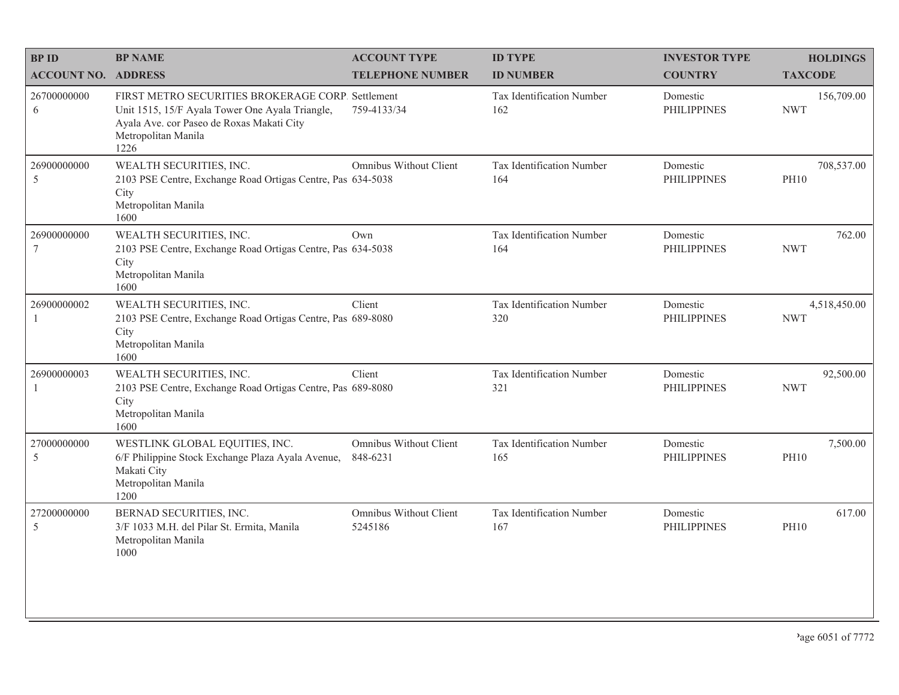| BP ID<br>ACCOUNT NO. | BP NAME<br>ADDRESS | ACCOUNT TYPE<br>TELEPHONE NUMBER | ID TYPE<br>ID NUMBER | INVESTOR TYPE<br>COUNTRY | HOLDINGS<br>TAXCODE |
|---|---|---|---|---|---|
| 26700000000<br>6 | FIRST METRO SECURITIES BROKERAGE CORP.<br>Unit 1515, 15/F Ayala Tower One Ayala Triangle, Ayala Ave. cor Paseo de Roxas Makati City<br>Metropolitan Manila<br>1226 | Settlement<br>759-4133/34 | Tax Identification Number<br>162 | Domestic<br>PHILIPPINES | 156,709.00<br>NWT |
| 26900000000<br>5 | WEALTH SECURITIES, INC.<br>2103 PSE Centre, Exchange Road Ortigas Centre, Pas City<br>Metropolitan Manila<br>1600 | Omnibus Without Client<br>634-5038 | Tax Identification Number<br>164 | Domestic<br>PHILIPPINES | 708,537.00<br>PH10 |
| 26900000000<br>7 | WEALTH SECURITIES, INC.<br>2103 PSE Centre, Exchange Road Ortigas Centre, Pas City<br>Metropolitan Manila<br>1600 | Own<br>634-5038 | Tax Identification Number<br>164 | Domestic<br>PHILIPPINES | 762.00<br>NWT |
| 26900000002<br>1 | WEALTH SECURITIES, INC.<br>2103 PSE Centre, Exchange Road Ortigas Centre, Pas City<br>Metropolitan Manila<br>1600 | Client<br>689-8080 | Tax Identification Number<br>320 | Domestic<br>PHILIPPINES | 4,518,450.00<br>NWT |
| 26900000003<br>1 | WEALTH SECURITIES, INC.<br>2103 PSE Centre, Exchange Road Ortigas Centre, Pas City<br>Metropolitan Manila<br>1600 | Client<br>689-8080 | Tax Identification Number<br>321 | Domestic<br>PHILIPPINES | 92,500.00<br>NWT |
| 27000000000<br>5 | WESTLINK GLOBAL EQUITIES, INC.<br>6/F Philippine Stock Exchange Plaza Ayala Avenue, Makati City<br>Metropolitan Manila<br>1200 | Omnibus Without Client<br>848-6231 | Tax Identification Number<br>165 | Domestic<br>PHILIPPINES | 7,500.00<br>PH10 |
| 27200000000<br>5 | BERNAD SECURITIES, INC.<br>3/F 1033 M.H. del Pilar St. Ermita, Manila<br>Metropolitan Manila<br>1000 | Omnibus Without Client<br>5245186 | Tax Identification Number<br>167 | Domestic<br>PHILIPPINES | 617.00<br>PH10 |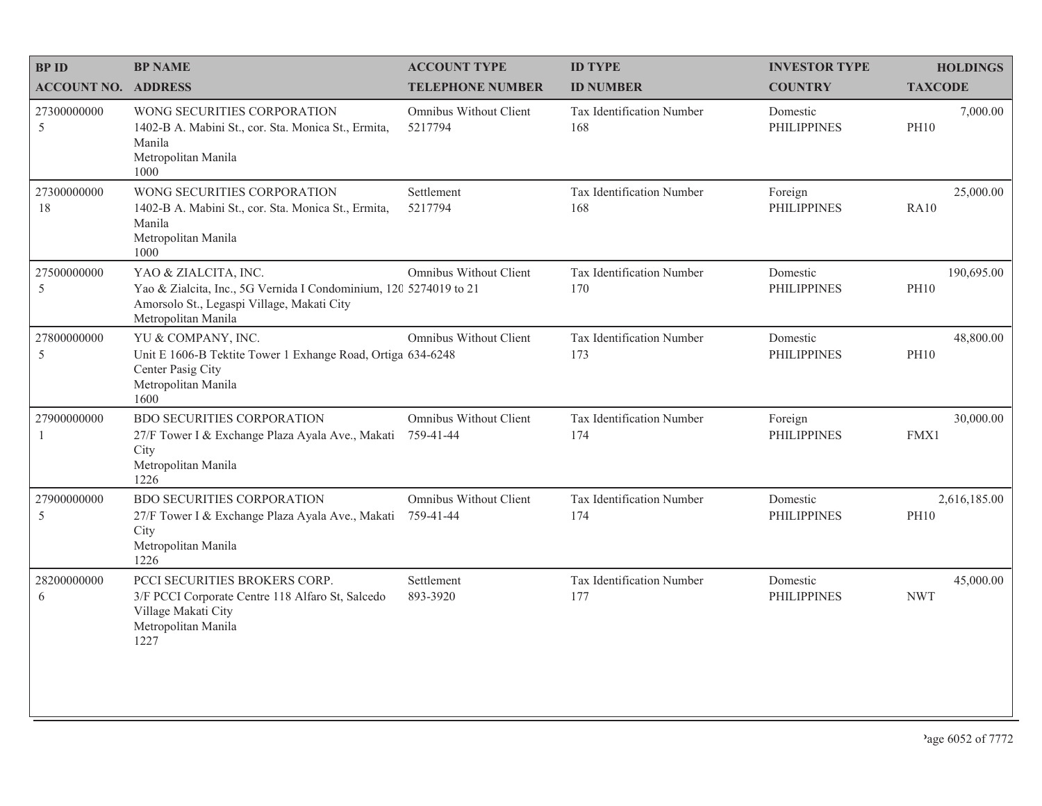| BP ID<br>ACCOUNT NO. | BP NAME<br>ADDRESS | ACCOUNT TYPE<br>TELEPHONE NUMBER | ID TYPE<br>ID NUMBER | INVESTOR TYPE<br>COUNTRY | HOLDINGS<br>TAXCODE |
|---|---|---|---|---|---|
| 27300000000<br>5 | WONG SECURITIES CORPORATION<br>1402-B A. Mabini St., cor. Sta. Monica St., Ermita, Manila<br>Metropolitan Manila<br>1000 | Omnibus Without Client<br>5217794 | Tax Identification Number<br>168 | Domestic<br>PHILIPPINES | 7,000.00<br>PH10 |
| 27300000000<br>18 | WONG SECURITIES CORPORATION<br>1402-B A. Mabini St., cor. Sta. Monica St., Ermita, Manila<br>Metropolitan Manila<br>1000 | Settlement<br>5217794 | Tax Identification Number<br>168 | Foreign<br>PHILIPPINES | 25,000.00<br>RA10 |
| 27500000000<br>5 | YAO & ZIALCITA, INC.<br>Yao & Zialcita, Inc., 5G Vernida I Condominium, 120 Amorsolo St., Legaspi Village, Makati City<br>Metropolitan Manila | Omnibus Without Client<br>5274019 to 21 | Tax Identification Number<br>170 | Domestic<br>PHILIPPINES | 190,695.00<br>PH10 |
| 27800000000<br>5 | YU & COMPANY, INC.<br>Unit E 1606-B Tektite Tower 1 Exhange Road, Ortiga Center Pasig City<br>Metropolitan Manila<br>1600 | Omnibus Without Client<br>634-6248 | Tax Identification Number<br>173 | Domestic<br>PHILIPPINES | 48,800.00<br>PH10 |
| 27900000000<br>1 | BDO SECURITIES CORPORATION<br>27/F Tower I & Exchange Plaza Ayala Ave., Makati City<br>Metropolitan Manila<br>1226 | Omnibus Without Client<br>759-41-44 | Tax Identification Number<br>174 | Foreign<br>PHILIPPINES | 30,000.00<br>FMX1 |
| 27900000000<br>5 | BDO SECURITIES CORPORATION<br>27/F Tower I & Exchange Plaza Ayala Ave., Makati City<br>Metropolitan Manila<br>1226 | Omnibus Without Client<br>759-41-44 | Tax Identification Number<br>174 | Domestic<br>PHILIPPINES | 2,616,185.00<br>PH10 |
| 28200000000<br>6 | PCCI SECURITIES BROKERS CORP.<br>3/F PCCI Corporate Centre 118 Alfaro St, Salcedo Village Makati City<br>Metropolitan Manila<br>1227 | Settlement<br>893-3920 | Tax Identification Number<br>177 | Domestic<br>PHILIPPINES | 45,000.00<br>NWT |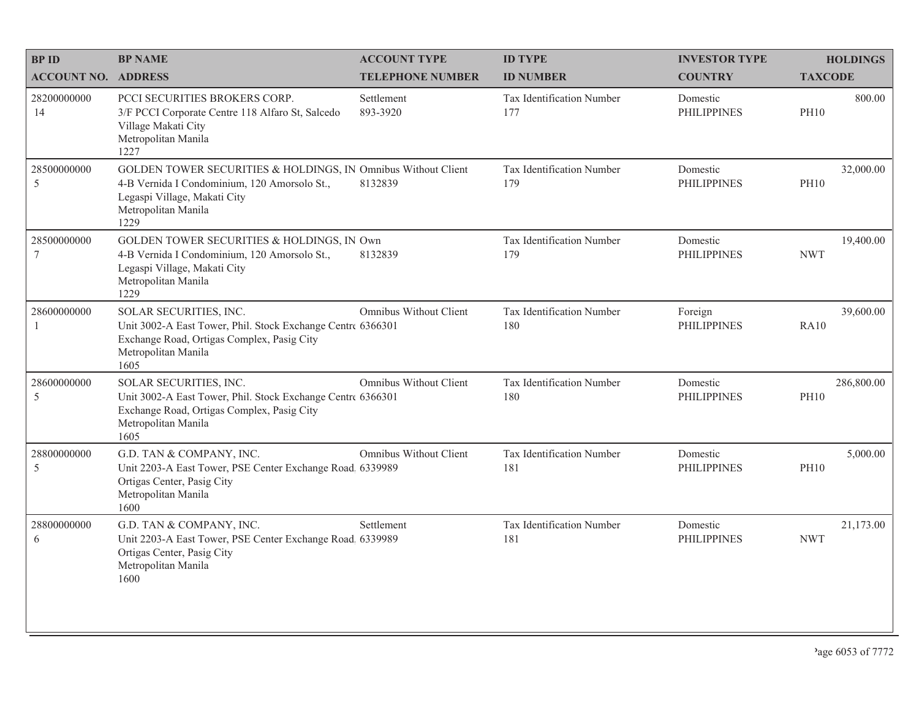| BP ID<br>ACCOUNT NO. | BP NAME<br>ADDRESS | ACCOUNT TYPE<br>TELEPHONE NUMBER | ID TYPE<br>ID NUMBER | INVESTOR TYPE<br>COUNTRY | HOLDINGS<br>TAXCODE |
|---|---|---|---|---|---|
| 28200000000<br>14 | PCCI SECURITIES BROKERS CORP.<br>3/F PCCI Corporate Centre 118 Alfaro St, Salcedo Village Makati City<br>Metropolitan Manila<br>1227 | Settlement<br>893-3920 | Tax Identification Number<br>177 | Domestic<br>PHILIPPINES | 800.00<br>PH10 |
| 28500000000<br>5 | GOLDEN TOWER SECURITIES & HOLDINGS, IN<br>4-B Vernida I Condominium, 120 Amorsolo St., Legaspi Village, Makati City<br>Metropolitan Manila<br>1229 | Omnibus Without Client<br>8132839 | Tax Identification Number<br>179 | Domestic<br>PHILIPPINES | 32,000.00<br>PH10 |
| 28500000000<br>7 | GOLDEN TOWER SECURITIES & HOLDINGS, IN<br>4-B Vernida I Condominium, 120 Amorsolo St., Legaspi Village, Makati City<br>Metropolitan Manila<br>1229 | Own<br>8132839 | Tax Identification Number<br>179 | Domestic<br>PHILIPPINES | 19,400.00<br>NWT |
| 28600000000<br>1 | SOLAR SECURITIES, INC.<br>Unit 3002-A East Tower, Phil. Stock Exchange Centre Exchange Road, Ortigas Complex, Pasig City<br>Metropolitan Manila<br>1605 | Omnibus Without Client<br>6366301 | Tax Identification Number<br>180 | Foreign<br>PHILIPPINES | 39,600.00<br>RA10 |
| 28600000000<br>5 | SOLAR SECURITIES, INC.<br>Unit 3002-A East Tower, Phil. Stock Exchange Centre Exchange Road, Ortigas Complex, Pasig City<br>Metropolitan Manila<br>1605 | Omnibus Without Client<br>6366301 | Tax Identification Number<br>180 | Domestic<br>PHILIPPINES | 286,800.00<br>PH10 |
| 28800000000<br>5 | G.D. TAN & COMPANY, INC.<br>Unit 2203-A East Tower, PSE Center Exchange Road, Ortigas Center, Pasig City<br>Metropolitan Manila<br>1600 | Omnibus Without Client<br>6339989 | Tax Identification Number<br>181 | Domestic<br>PHILIPPINES | 5,000.00<br>PH10 |
| 28800000000<br>6 | G.D. TAN & COMPANY, INC.<br>Unit 2203-A East Tower, PSE Center Exchange Road, Ortigas Center, Pasig City<br>Metropolitan Manila<br>1600 | Settlement<br>6339989 | Tax Identification Number<br>181 | Domestic<br>PHILIPPINES | 21,173.00<br>NWT |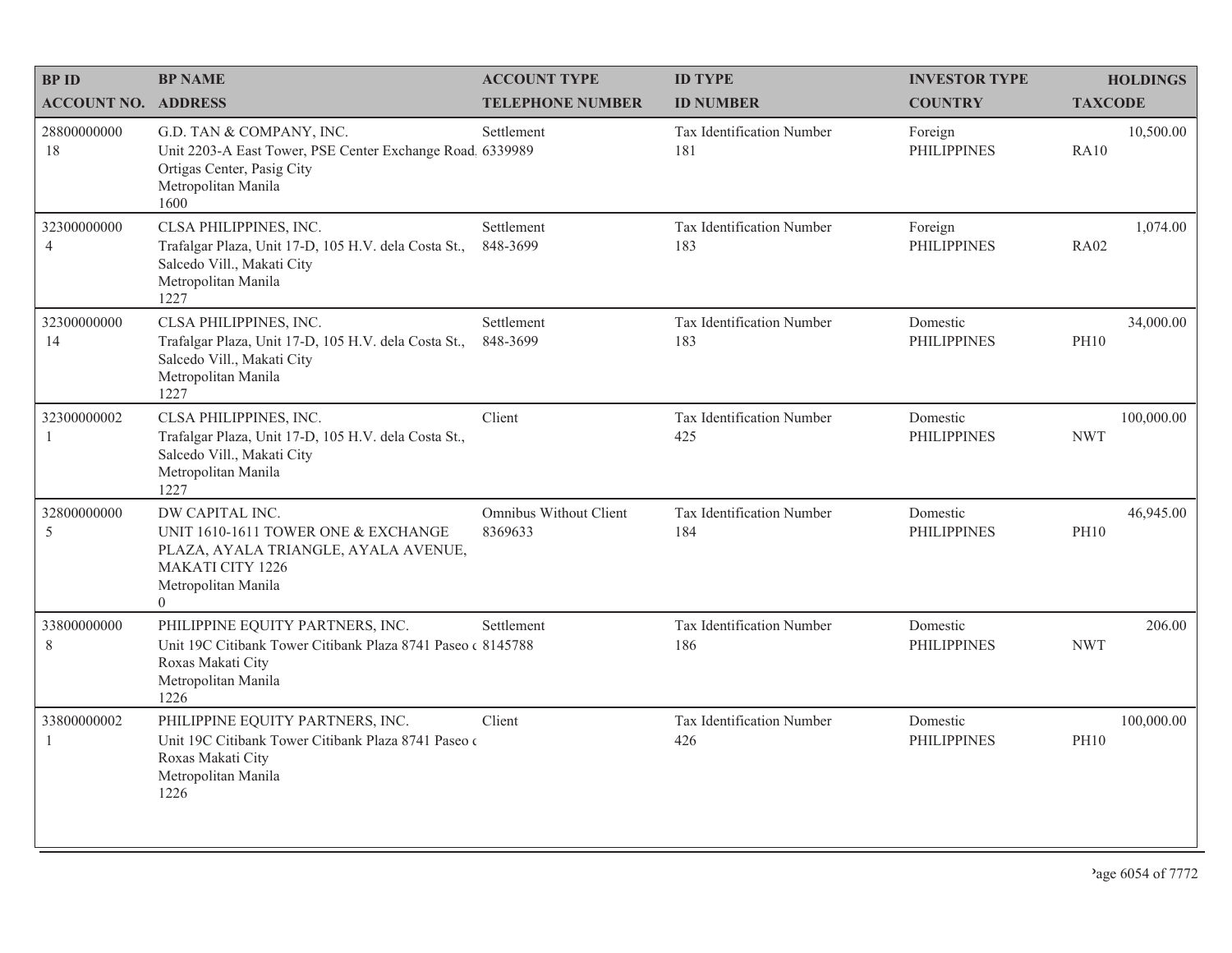| BP ID<br>ACCOUNT NO. | BP NAME<br>ADDRESS | ACCOUNT TYPE<br>TELEPHONE NUMBER | ID TYPE<br>ID NUMBER | INVESTOR TYPE<br>COUNTRY | HOLDINGS<br>TAXCODE |
|---|---|---|---|---|---|
| 28800000000<br>18 | G.D. TAN & COMPANY, INC.<br>Unit 2203-A East Tower, PSE Center Exchange Road, Ortigas Center, Pasig City<br>Metropolitan Manila<br>1600 | Settlement<br>6339989 | Tax Identification Number<br>181 | Foreign<br>PHILIPPINES | 10,500.00<br>RA10 |
| 32300000000<br>4 | CLSA PHILIPPINES, INC.<br>Trafalgar Plaza, Unit 17-D, 105 H.V. dela Costa St., Salcedo Vill., Makati City<br>Metropolitan Manila<br>1227 | Settlement<br>848-3699 | Tax Identification Number<br>183 | Foreign<br>PHILIPPINES | 1,074.00<br>RA02 |
| 32300000000<br>14 | CLSA PHILIPPINES, INC.<br>Trafalgar Plaza, Unit 17-D, 105 H.V. dela Costa St., Salcedo Vill., Makati City<br>Metropolitan Manila<br>1227 | Settlement<br>848-3699 | Tax Identification Number<br>183 | Domestic<br>PHILIPPINES | 34,000.00<br>PH10 |
| 32300000002<br>1 | CLSA PHILIPPINES, INC.<br>Trafalgar Plaza, Unit 17-D, 105 H.V. dela Costa St., Salcedo Vill., Makati City<br>Metropolitan Manila<br>1227 | Client | Tax Identification Number<br>425 | Domestic<br>PHILIPPINES | 100,000.00<br>NWT |
| 32800000000<br>5 | DW CAPITAL INC.<br>UNIT 1610-1611 TOWER ONE & EXCHANGE PLAZA, AYALA TRIANGLE, AYALA AVENUE, MAKATI CITY 1226<br>Metropolitan Manila<br>0 | Omnibus Without Client<br>8369633 | Tax Identification Number<br>184 | Domestic<br>PHILIPPINES | 46,945.00<br>PH10 |
| 33800000000<br>8 | PHILIPPINE EQUITY PARTNERS, INC.<br>Unit 19C Citibank Tower Citibank Plaza 8741 Paseo de Roxas Makati City<br>Metropolitan Manila<br>1226 | Settlement<br>8145788 | Tax Identification Number<br>186 | Domestic<br>PHILIPPINES | 206.00<br>NWT |
| 33800000002<br>1 | PHILIPPINE EQUITY PARTNERS, INC.<br>Unit 19C Citibank Tower Citibank Plaza 8741 Paseo de Roxas Makati City<br>Metropolitan Manila<br>1226 | Client | Tax Identification Number<br>426 | Domestic<br>PHILIPPINES | 100,000.00<br>PH10 |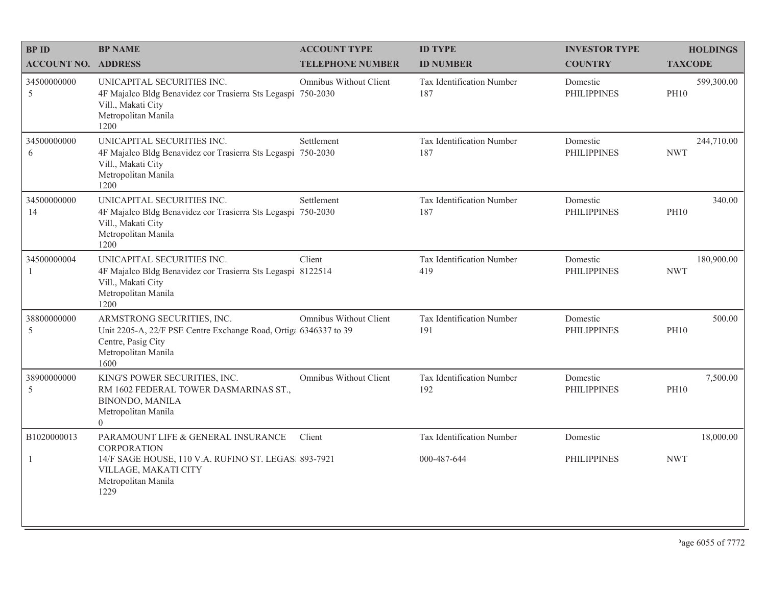| BP ID<br>ACCOUNT NO. | BP NAME<br>ADDRESS | ACCOUNT TYPE<br>TELEPHONE NUMBER | ID TYPE<br>ID NUMBER | INVESTOR TYPE<br>COUNTRY | HOLDINGS<br>TAXCODE |
|---|---|---|---|---|---|
| 34500000000<br>5 | UNICAPITAL SECURITIES INC.<br>4F Majalco Bldg Benavidez cor Trasierra Sts Legaspi Vill., Makati City<br>Metropolitan Manila<br>1200 | Omnibus Without Client<br>750-2030 | Tax Identification Number<br>187 | Domestic<br>PHILIPPINES | 599,300.00<br>PH10 |
| 34500000000<br>6 | UNICAPITAL SECURITIES INC.<br>4F Majalco Bldg Benavidez cor Trasierra Sts Legaspi Vill., Makati City<br>Metropolitan Manila<br>1200 | Settlement<br>750-2030 | Tax Identification Number<br>187 | Domestic<br>PHILIPPINES | 244,710.00<br>NWT |
| 34500000000<br>14 | UNICAPITAL SECURITIES INC.<br>4F Majalco Bldg Benavidez cor Trasierra Sts Legaspi Vill., Makati City<br>Metropolitan Manila<br>1200 | Settlement<br>750-2030 | Tax Identification Number<br>187 | Domestic<br>PHILIPPINES | 340.00<br>PH10 |
| 34500000004<br>1 | UNICAPITAL SECURITIES INC.<br>4F Majalco Bldg Benavidez cor Trasierra Sts Legaspi Vill., Makati City<br>Metropolitan Manila<br>1200 | Client<br>8122514 | Tax Identification Number<br>419 | Domestic<br>PHILIPPINES | 180,900.00<br>NWT |
| 38800000000<br>5 | ARMSTRONG SECURITIES, INC.<br>Unit 2205-A, 22/F PSE Centre Exchange Road, Ortiga Centre, Pasig City<br>Metropolitan Manila<br>1600 | Omnibus Without Client<br>6346337 to 39 | Tax Identification Number<br>191 | Domestic<br>PHILIPPINES | 500.00<br>PH10 |
| 38900000000<br>5 | KING'S POWER SECURITIES, INC.<br>RM 1602 FEDERAL TOWER DASMARINAS ST., BINONDO, MANILA<br>Metropolitan Manila<br>0 | Omnibus Without Client | Tax Identification Number<br>192 | Domestic<br>PHILIPPINES | 7,500.00<br>PH10 |
| B1020000013<br>1 | PARAMOUNT LIFE & GENERAL INSURANCE CORPORATION<br>14/F SAGE HOUSE, 110 V.A. RUFINO ST. LEGASPI VILLAGE, MAKATI CITY<br>Metropolitan Manila<br>1229 | Client<br>893-7921 | Tax Identification Number<br>000-487-644 | Domestic<br>PHILIPPINES | 18,000.00<br>NWT |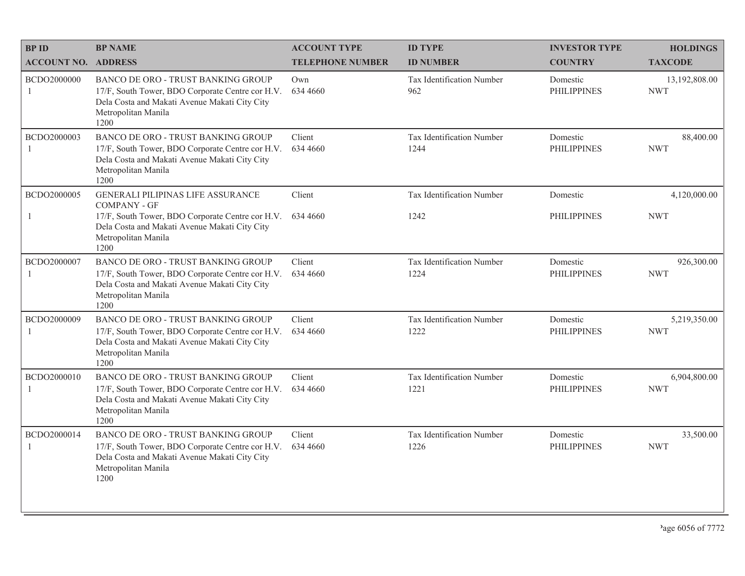| BP ID<br>ACCOUNT NO. | BP NAME<br>ADDRESS | ACCOUNT TYPE<br>TELEPHONE NUMBER | ID TYPE<br>ID NUMBER | INVESTOR TYPE<br>COUNTRY | HOLDINGS<br>TAXCODE |
|---|---|---|---|---|---|
| BCDO2000000<br>1 | BANCO DE ORO - TRUST BANKING GROUP<br>17/F, South Tower, BDO Corporate Centre cor H.V. Dela Costa and Makati Avenue Makati City City Metropolitan Manila<br>1200 | Own<br>634 4660 | Tax Identification Number<br>962 | Domestic<br>PHILIPPINES | 13,192,808.00<br>NWT |
| BCDO2000003<br>1 | BANCO DE ORO - TRUST BANKING GROUP<br>17/F, South Tower, BDO Corporate Centre cor H.V. Dela Costa and Makati Avenue Makati City City Metropolitan Manila<br>1200 | Client<br>634 4660 | Tax Identification Number<br>1244 | Domestic<br>PHILIPPINES | 88,400.00<br>NWT |
| BCDO2000005<br>1 | GENERALI PILIPINAS LIFE ASSURANCE COMPANY - GF<br>17/F, South Tower, BDO Corporate Centre cor H.V. Dela Costa and Makati Avenue Makati City City Metropolitan Manila<br>1200 | Client<br>634 4660 | Tax Identification Number<br>1242 | Domestic<br>PHILIPPINES | 4,120,000.00<br>NWT |
| BCDO2000007<br>1 | BANCO DE ORO - TRUST BANKING GROUP<br>17/F, South Tower, BDO Corporate Centre cor H.V. Dela Costa and Makati Avenue Makati City City Metropolitan Manila<br>1200 | Client<br>634 4660 | Tax Identification Number<br>1224 | Domestic<br>PHILIPPINES | 926,300.00<br>NWT |
| BCDO2000009<br>1 | BANCO DE ORO - TRUST BANKING GROUP<br>17/F, South Tower, BDO Corporate Centre cor H.V. Dela Costa and Makati Avenue Makati City City Metropolitan Manila<br>1200 | Client<br>634 4660 | Tax Identification Number<br>1222 | Domestic<br>PHILIPPINES | 5,219,350.00<br>NWT |
| BCDO2000010<br>1 | BANCO DE ORO - TRUST BANKING GROUP<br>17/F, South Tower, BDO Corporate Centre cor H.V. Dela Costa and Makati Avenue Makati City City Metropolitan Manila<br>1200 | Client<br>634 4660 | Tax Identification Number<br>1221 | Domestic<br>PHILIPPINES | 6,904,800.00<br>NWT |
| BCDO2000014<br>1 | BANCO DE ORO - TRUST BANKING GROUP<br>17/F, South Tower, BDO Corporate Centre cor H.V. Dela Costa and Makati Avenue Makati City City Metropolitan Manila<br>1200 | Client<br>634 4660 | Tax Identification Number<br>1226 | Domestic<br>PHILIPPINES | 33,500.00<br>NWT |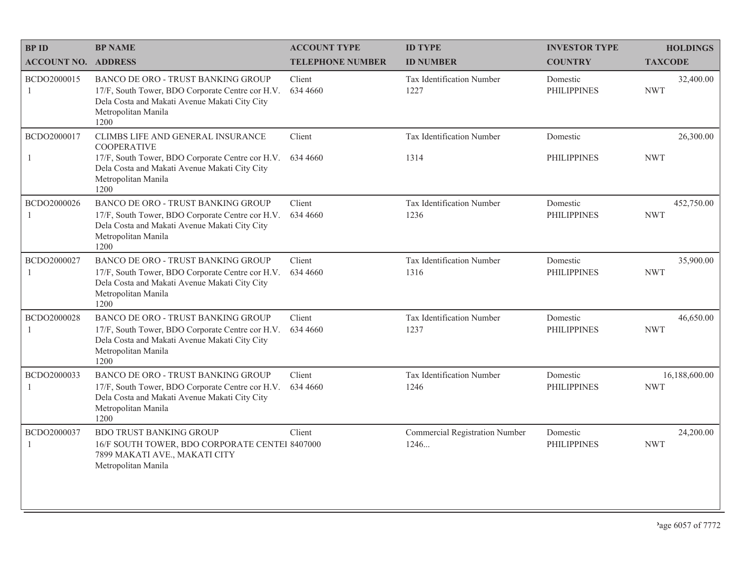| BP ID<br>ACCOUNT NO. | BP NAME<br>ADDRESS | ACCOUNT TYPE<br>TELEPHONE NUMBER | ID TYPE<br>ID NUMBER | INVESTOR TYPE<br>COUNTRY | HOLDINGS<br>TAXCODE |
|---|---|---|---|---|---|
| BCDO2000015<br>1 | BANCO DE ORO - TRUST BANKING GROUP<br>17/F, South Tower, BDO Corporate Centre cor H.V. Dela Costa and Makati Avenue Makati City City Metropolitan Manila<br>1200 | Client<br>634 4660 | Tax Identification Number<br>1227 | Domestic<br>PHILIPPINES | 32,400.00<br>NWT |
| BCDO2000017<br>1 | CLIMBS LIFE AND GENERAL INSURANCE COOPERATIVE<br>17/F, South Tower, BDO Corporate Centre cor H.V. Dela Costa and Makati Avenue Makati City City Metropolitan Manila<br>1200 | Client<br>634 4660 | Tax Identification Number<br>1314 | Domestic<br>PHILIPPINES | 26,300.00<br>NWT |
| BCDO2000026<br>1 | BANCO DE ORO - TRUST BANKING GROUP<br>17/F, South Tower, BDO Corporate Centre cor H.V. Dela Costa and Makati Avenue Makati City City Metropolitan Manila<br>1200 | Client<br>634 4660 | Tax Identification Number<br>1236 | Domestic<br>PHILIPPINES | 452,750.00<br>NWT |
| BCDO2000027<br>1 | BANCO DE ORO - TRUST BANKING GROUP<br>17/F, South Tower, BDO Corporate Centre cor H.V. Dela Costa and Makati Avenue Makati City City Metropolitan Manila<br>1200 | Client<br>634 4660 | Tax Identification Number<br>1316 | Domestic<br>PHILIPPINES | 35,900.00<br>NWT |
| BCDO2000028<br>1 | BANCO DE ORO - TRUST BANKING GROUP<br>17/F, South Tower, BDO Corporate Centre cor H.V. Dela Costa and Makati Avenue Makati City City Metropolitan Manila<br>1200 | Client<br>634 4660 | Tax Identification Number<br>1237 | Domestic<br>PHILIPPINES | 46,650.00<br>NWT |
| BCDO2000033<br>1 | BANCO DE ORO - TRUST BANKING GROUP<br>17/F, South Tower, BDO Corporate Centre cor H.V. Dela Costa and Makati Avenue Makati City City Metropolitan Manila<br>1200 | Client<br>634 4660 | Tax Identification Number<br>1246 | Domestic<br>PHILIPPINES | 16,188,600.00<br>NWT |
| BCDO2000037<br>1 | BDO TRUST BANKING GROUP<br>16/F SOUTH TOWER, BDO CORPORATE CENTEI 7899 MAKATI AVE., MAKATI CITY<br>Metropolitan Manila | Client<br>8407000 | Commercial Registration Number<br>1246... | Domestic<br>PHILIPPINES | 24,200.00<br>NWT |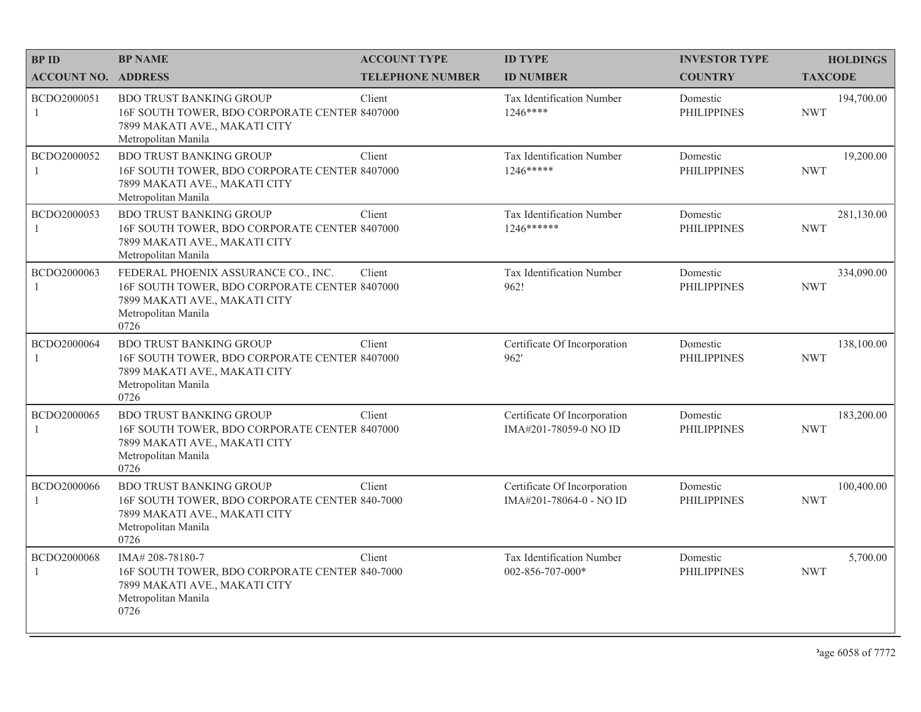| BP ID<br>ACCOUNT NO. | BP NAME<br>ADDRESS | ACCOUNT TYPE<br>TELEPHONE NUMBER | ID TYPE<br>ID NUMBER | INVESTOR TYPE<br>COUNTRY | HOLDINGS<br>TAXCODE |
|---|---|---|---|---|---|
| BCDO2000051<br>1 | BDO TRUST BANKING GROUP<br>16F SOUTH TOWER, BDO CORPORATE CENTER<br>7899 MAKATI AVE., MAKATI CITY<br>Metropolitan Manila | Client<br>8407000 | Tax Identification Number<br>1246**** | Domestic<br>PHILIPPINES | 194,700.00<br>NWT |
| BCDO2000052<br>1 | BDO TRUST BANKING GROUP<br>16F SOUTH TOWER, BDO CORPORATE CENTER<br>7899 MAKATI AVE., MAKATI CITY<br>Metropolitan Manila | Client<br>8407000 | Tax Identification Number<br>1246***** | Domestic<br>PHILIPPINES | 19,200.00<br>NWT |
| BCDO2000053<br>1 | BDO TRUST BANKING GROUP<br>16F SOUTH TOWER, BDO CORPORATE CENTER<br>7899 MAKATI AVE., MAKATI CITY<br>Metropolitan Manila | Client<br>8407000 | Tax Identification Number<br>1246****** | Domestic<br>PHILIPPINES | 281,130.00<br>NWT |
| BCDO2000063<br>1 | FEDERAL PHOENIX ASSURANCE CO., INC.<br>16F SOUTH TOWER, BDO CORPORATE CENTER<br>7899 MAKATI AVE., MAKATI CITY<br>Metropolitan Manila<br>0726 | Client<br>8407000 | Tax Identification Number<br>962! | Domestic<br>PHILIPPINES | 334,090.00<br>NWT |
| BCDO2000064<br>1 | BDO TRUST BANKING GROUP<br>16F SOUTH TOWER, BDO CORPORATE CENTER<br>7899 MAKATI AVE., MAKATI CITY<br>Metropolitan Manila<br>0726 | Client<br>8407000 | Certificate Of Incorporation<br>962' | Domestic<br>PHILIPPINES | 138,100.00<br>NWT |
| BCDO2000065<br>1 | BDO TRUST BANKING GROUP<br>16F SOUTH TOWER, BDO CORPORATE CENTER<br>7899 MAKATI AVE., MAKATI CITY<br>Metropolitan Manila<br>0726 | Client<br>8407000 | Certificate Of Incorporation<br>IMA#201-78059-0 NO ID | Domestic<br>PHILIPPINES | 183,200.00<br>NWT |
| BCDO2000066<br>1 | BDO TRUST BANKING GROUP<br>16F SOUTH TOWER, BDO CORPORATE CENTER<br>7899 MAKATI AVE., MAKATI CITY<br>Metropolitan Manila<br>0726 | Client<br>840-7000 | Certificate Of Incorporation<br>IMA#201-78064-0 - NO ID | Domestic<br>PHILIPPINES | 100,400.00<br>NWT |
| BCDO2000068<br>1 | IMA# 208-78180-7<br>16F SOUTH TOWER, BDO CORPORATE CENTER<br>7899 MAKATI AVE., MAKATI CITY<br>Metropolitan Manila<br>0726 | Client<br>840-7000 | Tax Identification Number<br>002-856-707-000* | Domestic<br>PHILIPPINES | 5,700.00<br>NWT |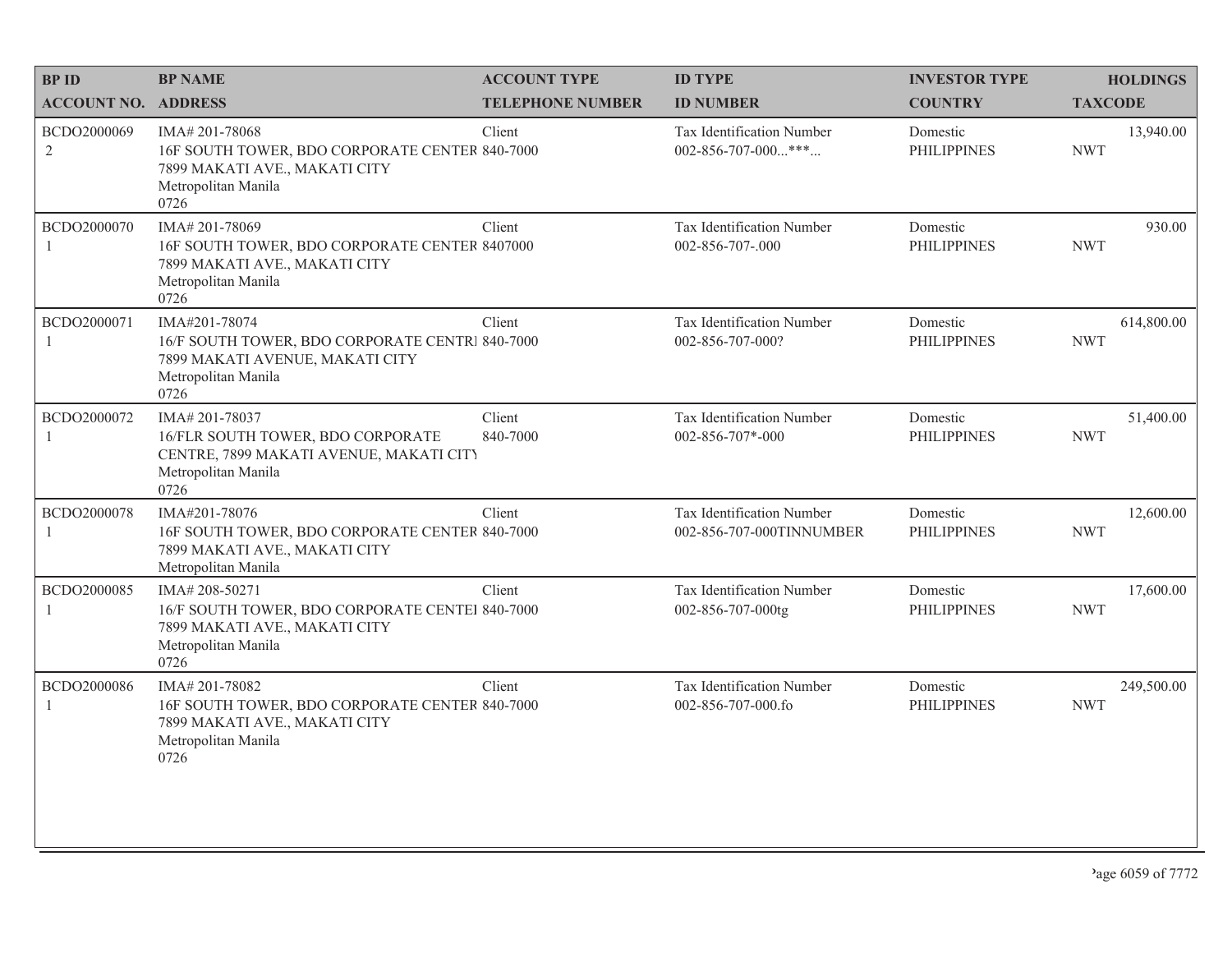| BP ID<br>ACCOUNT NO. | BP NAME<br>ADDRESS | ACCOUNT TYPE<br>TELEPHONE NUMBER | ID TYPE<br>ID NUMBER | INVESTOR TYPE<br>COUNTRY | HOLDINGS<br>TAXCODE |
|---|---|---|---|---|---|
| BCDO2000069<br>2 | IMA# 201-78068<br>16F SOUTH TOWER, BDO CORPORATE CENTER<br>7899 MAKATI AVE., MAKATI CITY<br>Metropolitan Manila<br>0726 | Client<br>840-7000 | Tax Identification Number<br>002-856-707-000...***... | Domestic<br>PHILIPPINES | 13,940.00<br>NWT |
| BCDO2000070<br>1 | IMA# 201-78069<br>16F SOUTH TOWER, BDO CORPORATE CENTER<br>7899 MAKATI AVE., MAKATI CITY<br>Metropolitan Manila<br>0726 | Client<br>8407000 | Tax Identification Number<br>002-856-707-.000 | Domestic<br>PHILIPPINES | 930.00<br>NWT |
| BCDO2000071<br>1 | IMA#201-78074<br>16/F SOUTH TOWER, BDO CORPORATE CENTRI<br>7899 MAKATI AVENUE, MAKATI CITY<br>Metropolitan Manila<br>0726 | Client<br>840-7000 | Tax Identification Number<br>002-856-707-000? | Domestic<br>PHILIPPINES | 614,800.00<br>NWT |
| BCDO2000072<br>1 | IMA# 201-78037<br>16/FLR SOUTH TOWER, BDO CORPORATE<br>CENTRE, 7899 MAKATI AVENUE, MAKATI CITY<br>Metropolitan Manila<br>0726 | Client<br>840-7000 | Tax Identification Number<br>002-856-707*-000 | Domestic<br>PHILIPPINES | 51,400.00<br>NWT |
| BCDO2000078<br>1 | IMA#201-78076<br>16F SOUTH TOWER, BDO CORPORATE CENTER<br>7899 MAKATI AVE., MAKATI CITY<br>Metropolitan Manila | Client<br>840-7000 | Tax Identification Number<br>002-856-707-000TINNUMBER | Domestic<br>PHILIPPINES | 12,600.00<br>NWT |
| BCDO2000085<br>1 | IMA# 208-50271<br>16/F SOUTH TOWER, BDO CORPORATE CENTEI<br>7899 MAKATI AVE., MAKATI CITY<br>Metropolitan Manila<br>0726 | Client<br>840-7000 | Tax Identification Number<br>002-856-707-000tg | Domestic<br>PHILIPPINES | 17,600.00<br>NWT |
| BCDO2000086<br>1 | IMA# 201-78082<br>16F SOUTH TOWER, BDO CORPORATE CENTER<br>7899 MAKATI AVE., MAKATI CITY<br>Metropolitan Manila<br>0726 | Client<br>840-7000 | Tax Identification Number<br>002-856-707-000.fo | Domestic<br>PHILIPPINES | 249,500.00<br>NWT |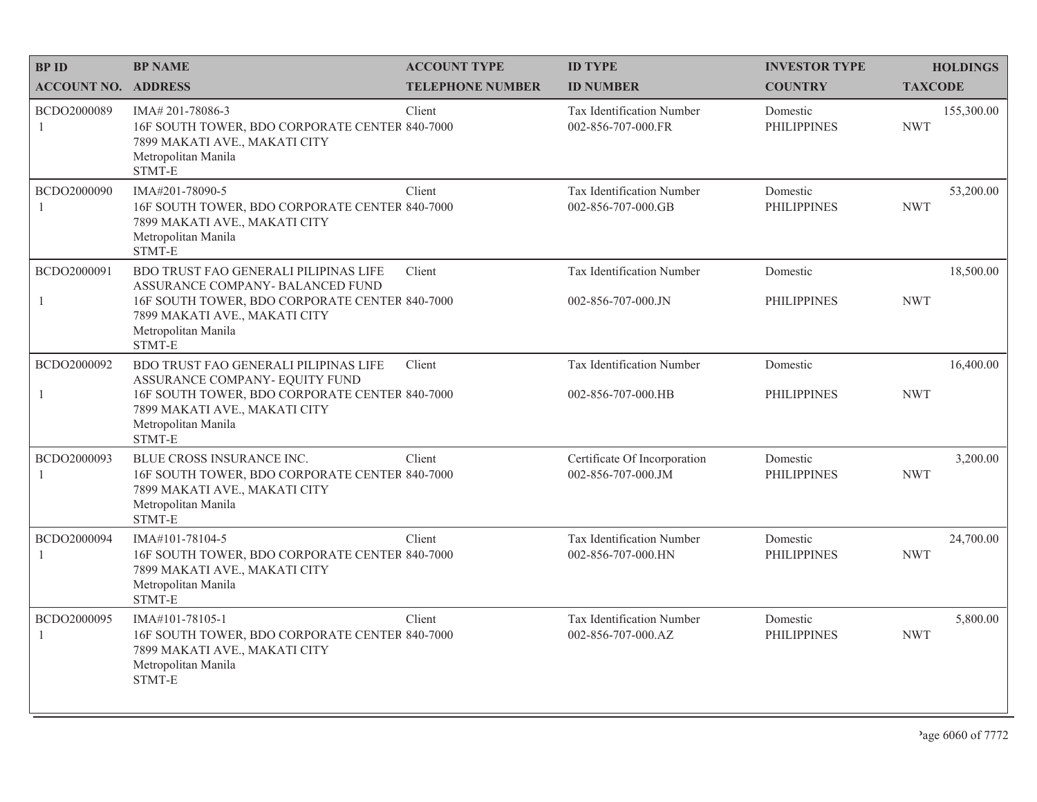| BP ID | BP NAME | ACCOUNT TYPE | ID TYPE | INVESTOR TYPE | HOLDINGS |
|---|---|---|---|---|---|
| ACCOUNT NO. | ADDRESS | TELEPHONE NUMBER | ID NUMBER | COUNTRY | TAXCODE |
| BCDO2000089 | IMA# 201-78086-3 | Client | Tax Identification Number | Domestic | 155,300.00 |
| 1 | 16F SOUTH TOWER, BDO CORPORATE CENTER 7899 MAKATI AVE., MAKATI CITY Metropolitan Manila STMT-E | 840-7000 | 002-856-707-000.FR | PHILIPPINES | NWT |
| BCDO2000090 | IMA#201-78090-5 | Client | Tax Identification Number | Domestic | 53,200.00 |
| 1 | 16F SOUTH TOWER, BDO CORPORATE CENTER 7899 MAKATI AVE., MAKATI CITY Metropolitan Manila STMT-E | 840-7000 | 002-856-707-000.GB | PHILIPPINES | NWT |
| BCDO2000091 | BDO TRUST FAO GENERALI PILIPINAS LIFE ASSURANCE COMPANY- BALANCED FUND | Client | Tax Identification Number | Domestic | 18,500.00 |
| 1 | 16F SOUTH TOWER, BDO CORPORATE CENTER 7899 MAKATI AVE., MAKATI CITY Metropolitan Manila STMT-E | 840-7000 | 002-856-707-000.JN | PHILIPPINES | NWT |
| BCDO2000092 | BDO TRUST FAO GENERALI PILIPINAS LIFE ASSURANCE COMPANY- EQUITY FUND | Client | Tax Identification Number | Domestic | 16,400.00 |
| 1 | 16F SOUTH TOWER, BDO CORPORATE CENTER 7899 MAKATI AVE., MAKATI CITY Metropolitan Manila STMT-E | 840-7000 | 002-856-707-000.HB | PHILIPPINES | NWT |
| BCDO2000093 | BLUE CROSS INSURANCE INC. | Client | Certificate Of Incorporation | Domestic | 3,200.00 |
| 1 | 16F SOUTH TOWER, BDO CORPORATE CENTER 7899 MAKATI AVE., MAKATI CITY Metropolitan Manila STMT-E | 840-7000 | 002-856-707-000.JM | PHILIPPINES | NWT |
| BCDO2000094 | IMA#101-78104-5 | Client | Tax Identification Number | Domestic | 24,700.00 |
| 1 | 16F SOUTH TOWER, BDO CORPORATE CENTER 7899 MAKATI AVE., MAKATI CITY Metropolitan Manila STMT-E | 840-7000 | 002-856-707-000.HN | PHILIPPINES | NWT |
| BCDO2000095 | IMA#101-78105-1 | Client | Tax Identification Number | Domestic | 5,800.00 |
| 1 | 16F SOUTH TOWER, BDO CORPORATE CENTER 7899 MAKATI AVE., MAKATI CITY Metropolitan Manila STMT-E | 840-7000 | 002-856-707-000.AZ | PHILIPPINES | NWT |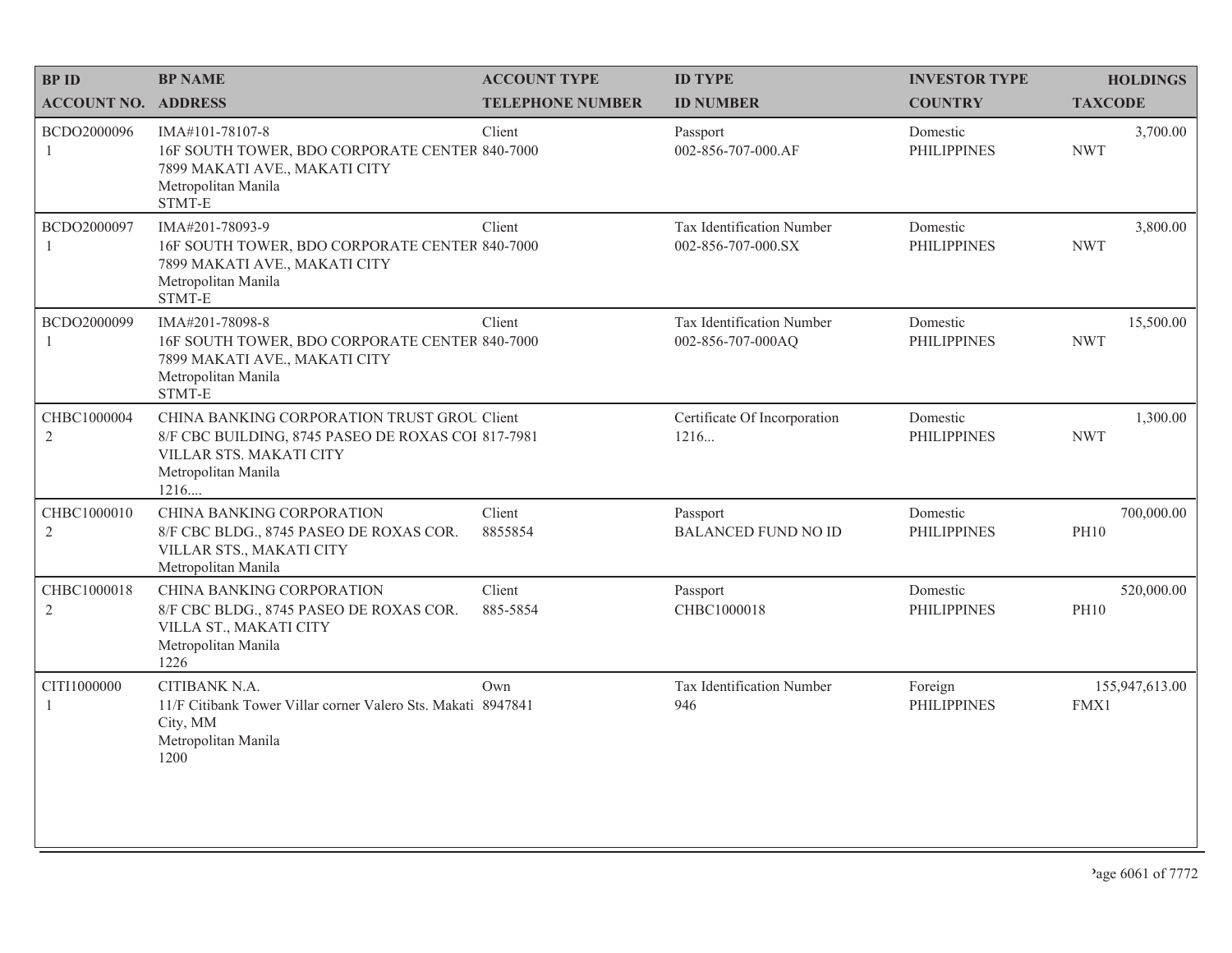| BP ID<br>ACCOUNT NO. | BP NAME<br>ADDRESS | ACCOUNT TYPE<br>TELEPHONE NUMBER | ID TYPE<br>ID NUMBER | INVESTOR TYPE<br>COUNTRY | HOLDINGS<br>TAXCODE |
|---|---|---|---|---|---|
| BCDO2000096<br>1 | IMA#101-78107-8<br>16F SOUTH TOWER, BDO CORPORATE CENTER<br>7899 MAKATI AVE., MAKATI CITY<br>Metropolitan Manila<br>STMT-E | Client<br>840-7000 | Passport<br>002-856-707-000.AF | Domestic<br>PHILIPPINES | 3,700.00<br>NWT |
| BCDO2000097<br>1 | IMA#201-78093-9<br>16F SOUTH TOWER, BDO CORPORATE CENTER<br>7899 MAKATI AVE., MAKATI CITY<br>Metropolitan Manila<br>STMT-E | Client<br>840-7000 | Tax Identification Number<br>002-856-707-000.SX | Domestic<br>PHILIPPINES | 3,800.00<br>NWT |
| BCDO2000099<br>1 | IMA#201-78098-8<br>16F SOUTH TOWER, BDO CORPORATE CENTER<br>7899 MAKATI AVE., MAKATI CITY<br>Metropolitan Manila<br>STMT-E | Client<br>840-7000 | Tax Identification Number<br>002-856-707-000AQ | Domestic<br>PHILIPPINES | 15,500.00<br>NWT |
| CHBC1000004<br>2 | CHINA BANKING CORPORATION TRUST GROU<br>8/F CBC BUILDING, 8745 PASEO DE ROXAS COI<br>VILLAR STS. MAKATI CITY<br>Metropolitan Manila<br>1216.... | Client<br>817-7981 | Certificate Of Incorporation<br>1216... | Domestic<br>PHILIPPINES | 1,300.00<br>NWT |
| CHBC1000010<br>2 | CHINA BANKING CORPORATION<br>8/F CBC BLDG., 8745 PASEO DE ROXAS COR.<br>VILLAR STS., MAKATI CITY<br>Metropolitan Manila | Client<br>8855854 | Passport<br>BALANCED FUND NO ID | Domestic<br>PHILIPPINES | 700,000.00<br>PH10 |
| CHBC1000018<br>2 | CHINA BANKING CORPORATION<br>8/F CBC BLDG., 8745 PASEO DE ROXAS COR.<br>VILLA ST., MAKATI CITY<br>Metropolitan Manila<br>1226 | Client<br>885-5854 | Passport<br>CHBC1000018 | Domestic<br>PHILIPPINES | 520,000.00<br>PH10 |
| CITI1000000<br>1 | CITIBANK N.A.<br>11/F Citibank Tower Villar corner Valero Sts. Makati City, MM<br>Metropolitan Manila<br>1200 | Own<br>8947841 | Tax Identification Number<br>946 | Foreign<br>PHILIPPINES | 155,947,613.00<br>FMX1 |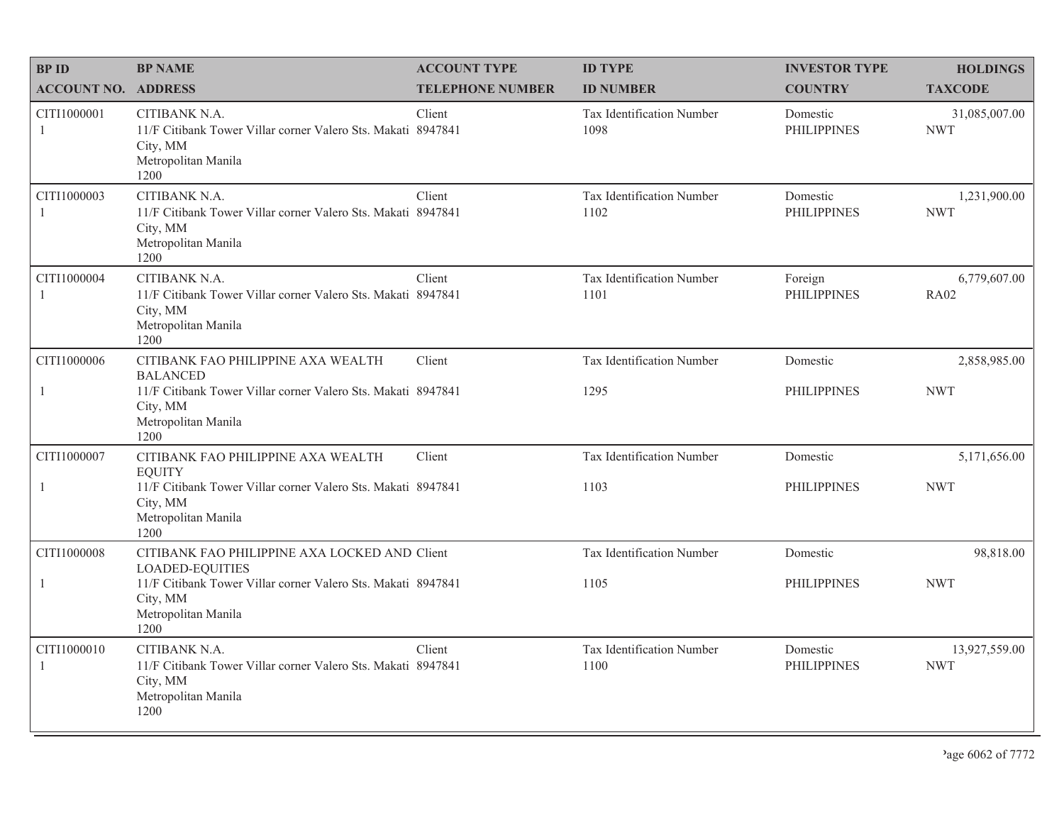| BP ID<br>ACCOUNT NO. | BP NAME<br>ADDRESS | ACCOUNT TYPE<br>TELEPHONE NUMBER | ID TYPE<br>ID NUMBER | INVESTOR TYPE<br>COUNTRY | HOLDINGS<br>TAXCODE |
|---|---|---|---|---|---|
| CITI1000001<br>1 | CITIBANK N.A.<br>11/F Citibank Tower Villar corner Valero Sts. Makati City, MM<br>Metropolitan Manila<br>1200 | Client<br>8947841 | Tax Identification Number<br>1098 | Domestic<br>PHILIPPINES | 31,085,007.00<br>NWT |
| CITI1000003<br>1 | CITIBANK N.A.<br>11/F Citibank Tower Villar corner Valero Sts. Makati City, MM<br>Metropolitan Manila<br>1200 | Client<br>8947841 | Tax Identification Number<br>1102 | Domestic<br>PHILIPPINES | 1,231,900.00<br>NWT |
| CITI1000004<br>1 | CITIBANK N.A.<br>11/F Citibank Tower Villar corner Valero Sts. Makati City, MM<br>Metropolitan Manila<br>1200 | Client<br>8947841 | Tax Identification Number<br>1101 | Foreign<br>PHILIPPINES | 6,779,607.00<br>RA02 |
| CITI1000006<br>1 | CITIBANK FAO PHILIPPINE AXA WEALTH BALANCED<br>11/F Citibank Tower Villar corner Valero Sts. Makati City, MM<br>Metropolitan Manila<br>1200 | Client<br>8947841 | Tax Identification Number<br>1295 | Domestic<br>PHILIPPINES | 2,858,985.00<br>NWT |
| CITI1000007<br>1 | CITIBANK FAO PHILIPPINE AXA WEALTH EQUITY<br>11/F Citibank Tower Villar corner Valero Sts. Makati City, MM<br>Metropolitan Manila<br>1200 | Client<br>8947841 | Tax Identification Number<br>1103 | Domestic<br>PHILIPPINES | 5,171,656.00<br>NWT |
| CITI1000008<br>1 | CITIBANK FAO PHILIPPINE AXA LOCKED AND LOADED-EQUITIES<br>11/F Citibank Tower Villar corner Valero Sts. Makati City, MM<br>Metropolitan Manila<br>1200 | Client<br>8947841 | Tax Identification Number<br>1105 | Domestic<br>PHILIPPINES | 98,818.00<br>NWT |
| CITI1000010<br>1 | CITIBANK N.A.<br>11/F Citibank Tower Villar corner Valero Sts. Makati City, MM<br>Metropolitan Manila<br>1200 | Client<br>8947841 | Tax Identification Number<br>1100 | Domestic<br>PHILIPPINES | 13,927,559.00<br>NWT |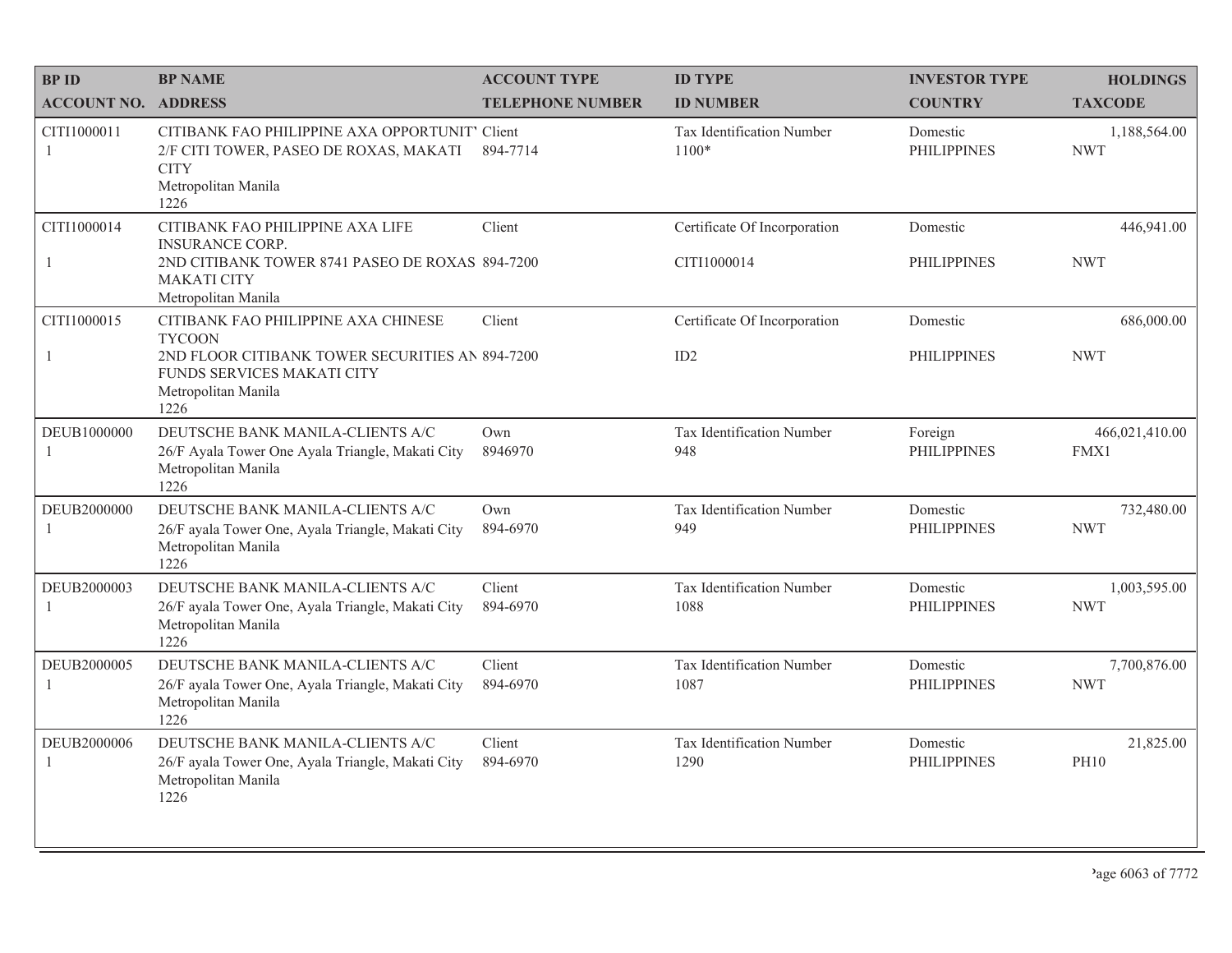| BP ID<br>ACCOUNT NO. | BP NAME<br>ADDRESS | ACCOUNT TYPE<br>TELEPHONE NUMBER | ID TYPE<br>ID NUMBER | INVESTOR TYPE<br>COUNTRY | HOLDINGS<br>TAXCODE |
|---|---|---|---|---|---|
| CITI1000011<br>1 | CITIBANK FAO PHILIPPINE AXA OPPORTUNIT<br>2/F CITI TOWER, PASEO DE ROXAS, MAKATI CITY<br>Metropolitan Manila<br>1226 | Client<br>894-7714 | Tax Identification Number<br>1100* | Domestic<br>PHILIPPINES | 1,188,564.00<br>NWT |
| CITI1000014<br>1 | CITIBANK FAO PHILIPPINE AXA LIFE INSURANCE CORP.<br>2ND CITIBANK TOWER 8741 PASEO DE ROXAS MAKATI CITY<br>Metropolitan Manila | Client<br>894-7200 | Certificate Of Incorporation<br>CITI1000014 | Domestic<br>PHILIPPINES | 446,941.00<br>NWT |
| CITI1000015<br>1 | CITIBANK FAO PHILIPPINE AXA CHINESE TYCOON<br>2ND FLOOR CITIBANK TOWER SECURITIES AN FUNDS SERVICES MAKATI CITY<br>Metropolitan Manila<br>1226 | Client<br>894-7200 | Certificate Of Incorporation<br>ID2 | Domestic<br>PHILIPPINES | 686,000.00<br>NWT |
| DEUB1000000<br>1 | DEUTSCHE BANK MANILA-CLIENTS A/C<br>26/F Ayala Tower One Ayala Triangle, Makati City<br>Metropolitan Manila<br>1226 | Own<br>8946970 | Tax Identification Number<br>948 | Foreign<br>PHILIPPINES | 466,021,410.00<br>FMX1 |
| DEUB2000000<br>1 | DEUTSCHE BANK MANILA-CLIENTS A/C<br>26/F ayala Tower One, Ayala Triangle, Makati City<br>Metropolitan Manila<br>1226 | Own<br>894-6970 | Tax Identification Number<br>949 | Domestic<br>PHILIPPINES | 732,480.00<br>NWT |
| DEUB2000003<br>1 | DEUTSCHE BANK MANILA-CLIENTS A/C<br>26/F ayala Tower One, Ayala Triangle, Makati City<br>Metropolitan Manila<br>1226 | Client<br>894-6970 | Tax Identification Number<br>1088 | Domestic<br>PHILIPPINES | 1,003,595.00<br>NWT |
| DEUB2000005<br>1 | DEUTSCHE BANK MANILA-CLIENTS A/C<br>26/F ayala Tower One, Ayala Triangle, Makati City<br>Metropolitan Manila<br>1226 | Client<br>894-6970 | Tax Identification Number<br>1087 | Domestic<br>PHILIPPINES | 7,700,876.00<br>NWT |
| DEUB2000006<br>1 | DEUTSCHE BANK MANILA-CLIENTS A/C<br>26/F ayala Tower One, Ayala Triangle, Makati City<br>Metropolitan Manila<br>1226 | Client<br>894-6970 | Tax Identification Number<br>1290 | Domestic<br>PHILIPPINES | 21,825.00<br>PH10 |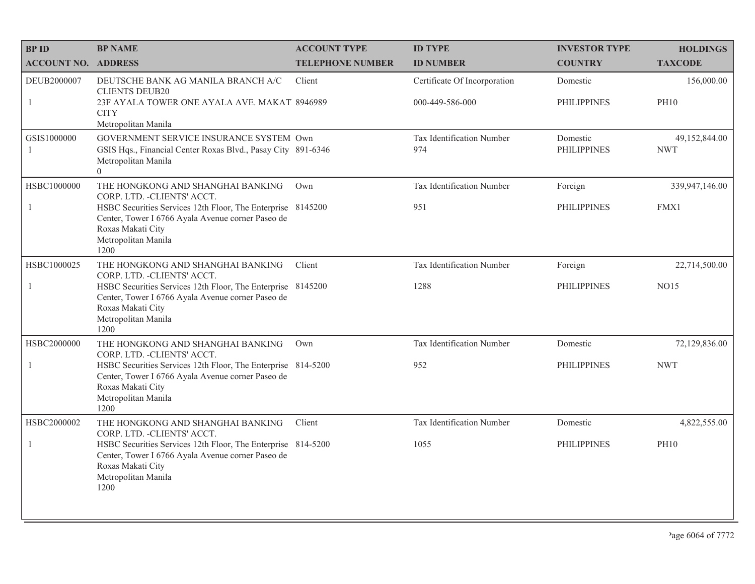| BP ID<br>ACCOUNT NO. | BP NAME<br>ADDRESS | ACCOUNT TYPE<br>TELEPHONE NUMBER | ID TYPE<br>ID NUMBER | INVESTOR TYPE<br>COUNTRY | HOLDINGS<br>TAXCODE |
|---|---|---|---|---|---|
| DEUB2000007<br>1 | DEUTSCHE BANK AG MANILA BRANCH A/C CLIENTS DEUB20<br>23F AYALA TOWER ONE AYALA AVE. MAKATI CITY<br>Metropolitan Manila | Client<br>8946989 | Certificate Of Incorporation<br>000-449-586-000 | Domestic<br>PHILIPPINES | 156,000.00<br>PH10 |
| GSIS1000000<br>1 | GOVERNMENT SERVICE INSURANCE SYSTEM<br>GSIS Hqs., Financial Center Roxas Blvd., Pasay City<br>Metropolitan Manila<br>0 | Own<br>891-6346 | Tax Identification Number<br>974 | Domestic<br>PHILIPPINES | 49,152,844.00<br>NWT |
| HSBC1000000<br>1 | THE HONGKONG AND SHANGHAI BANKING CORP. LTD. -CLIENTS' ACCT.<br>HSBC Securities Services 12th Floor, The Enterprise Center, Tower I 6766 Ayala Avenue corner Paseo de Roxas Makati City<br>Metropolitan Manila<br>1200 | Own<br>8145200 | Tax Identification Number<br>951 | Foreign<br>PHILIPPINES | 339,947,146.00<br>FMX1 |
| HSBC1000025<br>1 | THE HONGKONG AND SHANGHAI BANKING CORP. LTD. -CLIENTS' ACCT.<br>HSBC Securities Services 12th Floor, The Enterprise Center, Tower I 6766 Ayala Avenue corner Paseo de Roxas Makati City<br>Metropolitan Manila<br>1200 | Client<br>8145200 | Tax Identification Number<br>1288 | Foreign<br>PHILIPPINES | 22,714,500.00<br>NO15 |
| HSBC2000000<br>1 | THE HONGKONG AND SHANGHAI BANKING CORP. LTD. -CLIENTS' ACCT.<br>HSBC Securities Services 12th Floor, The Enterprise Center, Tower I 6766 Ayala Avenue corner Paseo de Roxas Makati City<br>Metropolitan Manila<br>1200 | Own<br>814-5200 | Tax Identification Number<br>952 | Domestic<br>PHILIPPINES | 72,129,836.00<br>NWT |
| HSBC2000002<br>1 | THE HONGKONG AND SHANGHAI BANKING CORP. LTD. -CLIENTS' ACCT.<br>HSBC Securities Services 12th Floor, The Enterprise Center, Tower I 6766 Ayala Avenue corner Paseo de Roxas Makati City<br>Metropolitan Manila<br>1200 | Client<br>814-5200 | Tax Identification Number<br>1055 | Domestic<br>PHILIPPINES | 4,822,555.00<br>PH10 |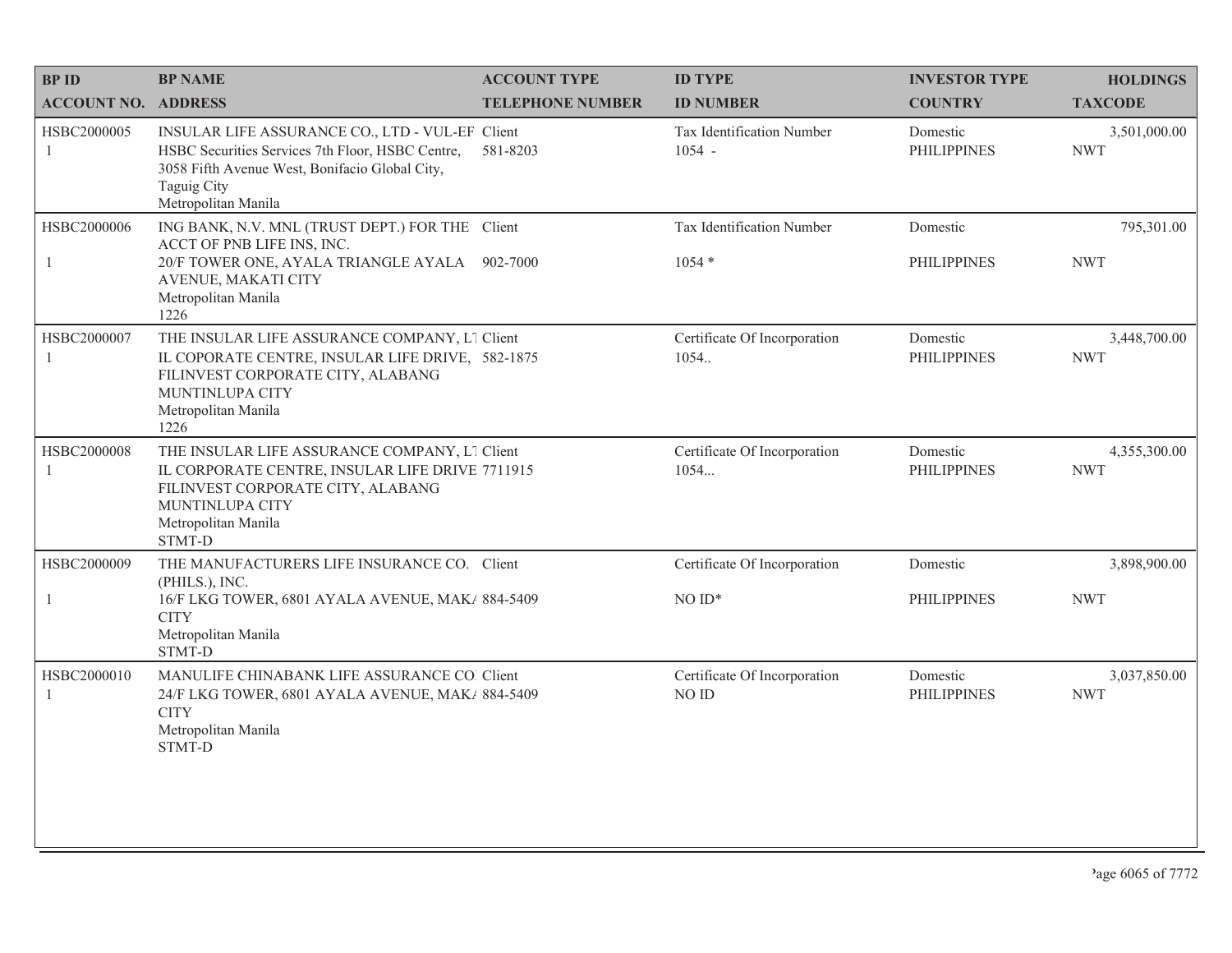| BP ID<br>ACCOUNT NO. | BP NAME<br>ADDRESS | ACCOUNT TYPE<br>TELEPHONE NUMBER | ID TYPE<br>ID NUMBER | INVESTOR TYPE<br>COUNTRY | HOLDINGS<br>TAXCODE |
|---|---|---|---|---|---|
| HSBC2000005<br>1 | INSULAR LIFE ASSURANCE CO., LTD - VUL-EF<br>HSBC Securities Services 7th Floor, HSBC Centre, 3058 Fifth Avenue West, Bonifacio Global City, Taguig City<br>Metropolitan Manila | Client<br>581-8203 | Tax Identification Number<br>1054 - | Domestic<br>PHILIPPINES | 3,501,000.00<br>NWT |
| HSBC2000006<br>1 | ING BANK, N.V. MNL (TRUST DEPT.) FOR THE ACCT OF PNB LIFE INS, INC.<br>20/F TOWER ONE, AYALA TRIANGLE AYALA AVENUE, MAKATI CITY<br>Metropolitan Manila<br>1226 | Client<br>902-7000 | Tax Identification Number<br>1054 * | Domestic<br>PHILIPPINES | 795,301.00<br>NWT |
| HSBC2000007<br>1 | THE INSULAR LIFE ASSURANCE COMPANY, LT<br>IL COPORATE CENTRE, INSULAR LIFE DRIVE, FILINVEST CORPORATE CITY, ALABANG MUNTINLUPA CITY<br>Metropolitan Manila<br>1226 | Client<br>582-1875 | Certificate Of Incorporation<br>1054.. | Domestic<br>PHILIPPINES | 3,448,700.00<br>NWT |
| HSBC2000008<br>1 | THE INSULAR LIFE ASSURANCE COMPANY, LT<br>IL CORPORATE CENTRE, INSULAR LIFE DRIVE FILINVEST CORPORATE CITY, ALABANG MUNTINLUPA CITY<br>Metropolitan Manila<br>STMT-D | Client<br>7711915 | Certificate Of Incorporation<br>1054... | Domestic<br>PHILIPPINES | 4,355,300.00<br>NWT |
| HSBC2000009<br>1 | THE MANUFACTURERS LIFE INSURANCE CO. (PHILS.), INC.<br>16/F LKG TOWER, 6801 AYALA AVENUE, MAKA CITY<br>Metropolitan Manila<br>STMT-D | Client<br>884-5409 | Certificate Of Incorporation<br>NO ID* | Domestic<br>PHILIPPINES | 3,898,900.00<br>NWT |
| HSBC2000010<br>1 | MANULIFE CHINABANK LIFE ASSURANCE CO<br>24/F LKG TOWER, 6801 AYALA AVENUE, MAKA CITY<br>Metropolitan Manila<br>STMT-D | Client<br>884-5409 | Certificate Of Incorporation<br>NO ID | Domestic<br>PHILIPPINES | 3,037,850.00<br>NWT |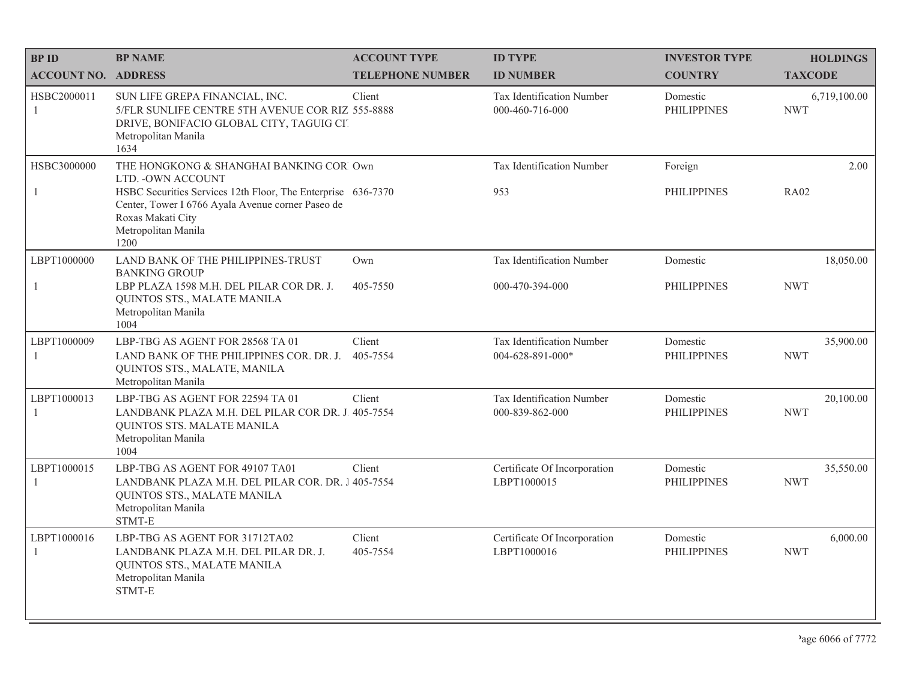| BP ID<br>ACCOUNT NO. | BP NAME<br>ADDRESS | ACCOUNT TYPE<br>TELEPHONE NUMBER | ID TYPE<br>ID NUMBER | INVESTOR TYPE<br>COUNTRY | HOLDINGS<br>TAXCODE |
|---|---|---|---|---|---|
| HSBC2000011<br>1 | SUN LIFE GREPA FINANCIAL, INC.<br>5/FLR SUNLIFE CENTRE 5TH AVENUE COR RIZ DRIVE, BONIFACIO GLOBAL CITY, TAGUIG CI<br>Metropolitan Manila<br>1634 | Client<br>555-8888 | Tax Identification Number<br>000-460-716-000 | Domestic<br>PHILIPPINES | 6,719,100.00<br>NWT |
| HSBC3000000<br>1 | THE HONGKONG & SHANGHAI BANKING COR LTD. -OWN ACCOUNT<br>HSBC Securities Services 12th Floor, The Enterprise Center, Tower I 6766 Ayala Avenue corner Paseo de Roxas Makati City<br>Metropolitan Manila<br>1200 | Own<br>636-7370 | Tax Identification Number<br>953 | Foreign<br>PHILIPPINES | 2.00<br>RA02 |
| LBPT1000000<br>1 | LAND BANK OF THE PHILIPPINES-TRUST BANKING GROUP<br>LBP PLAZA 1598 M.H. DEL PILAR COR DR. J. QUINTOS STS., MALATE MANILA<br>Metropolitan Manila<br>1004 | Own<br>405-7550 | Tax Identification Number<br>000-470-394-000 | Domestic<br>PHILIPPINES | 18,050.00<br>NWT |
| LBPT1000009<br>1 | LBP-TBG AS AGENT FOR 28568 TA 01<br>LAND BANK OF THE PHILIPPINES COR. DR. J. QUINTOS STS., MALATE, MANILA<br>Metropolitan Manila | Client<br>405-7554 | Tax Identification Number<br>004-628-891-000* | Domestic<br>PHILIPPINES | 35,900.00<br>NWT |
| LBPT1000013<br>1 | LBP-TBG AS AGENT FOR 22594 TA 01<br>LANDBANK PLAZA M.H. DEL PILAR COR DR. J. QUINTOS STS. MALATE MANILA<br>Metropolitan Manila<br>1004 | Client<br>405-7554 | Tax Identification Number<br>000-839-862-000 | Domestic<br>PHILIPPINES | 20,100.00<br>NWT |
| LBPT1000015<br>1 | LBP-TBG AS AGENT FOR 49107 TA01<br>LANDBANK PLAZA M.H. DEL PILAR COR. DR. J QUINTOS STS., MALATE MANILA<br>Metropolitan Manila<br>STMT-E | Client<br>405-7554 | Certificate Of Incorporation<br>LBPT1000015 | Domestic<br>PHILIPPINES | 35,550.00<br>NWT |
| LBPT1000016<br>1 | LBP-TBG AS AGENT FOR 31712TA02<br>LANDBANK PLAZA M.H. DEL PILAR DR. J. QUINTOS STS., MALATE MANILA<br>Metropolitan Manila<br>STMT-E | Client<br>405-7554 | Certificate Of Incorporation<br>LBPT1000016 | Domestic<br>PHILIPPINES | 6,000.00<br>NWT |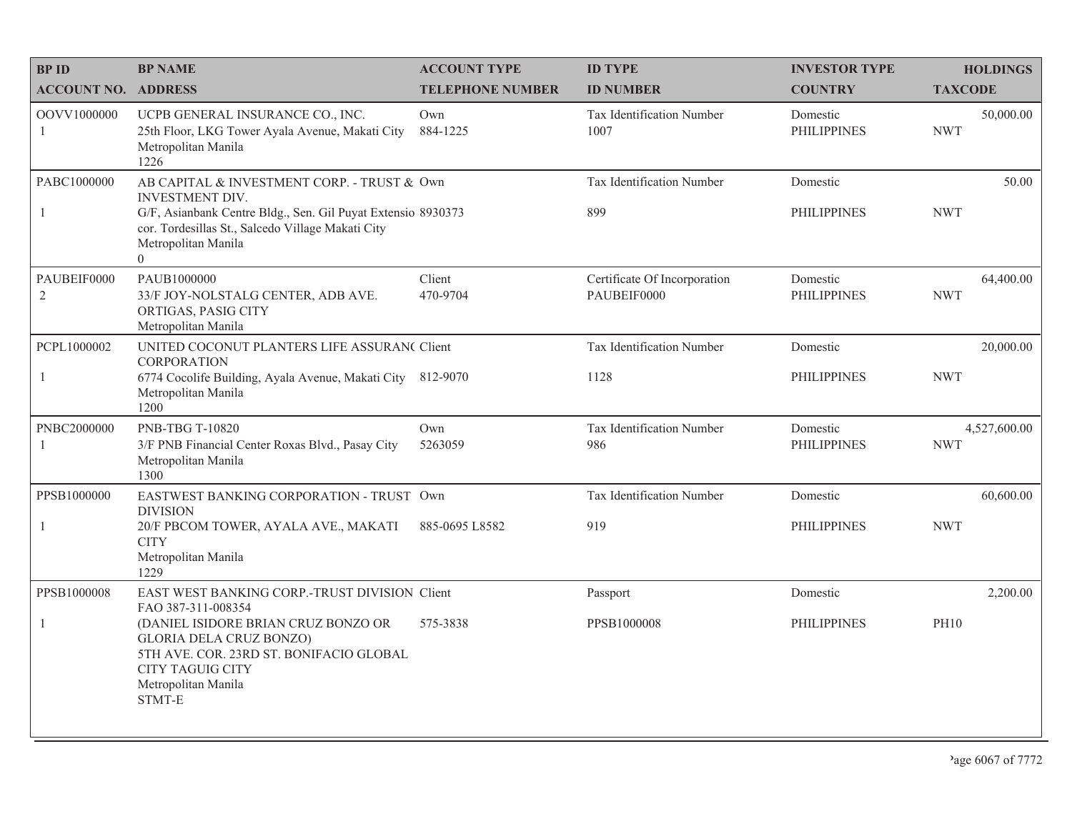| BP ID<br>ACCOUNT NO. | BP NAME<br>ADDRESS | ACCOUNT TYPE<br>TELEPHONE NUMBER | ID TYPE<br>ID NUMBER | INVESTOR TYPE<br>COUNTRY | HOLDINGS<br>TAXCODE |
|---|---|---|---|---|---|
| OOVV1000000<br>1 | UCPB GENERAL INSURANCE CO., INC.<br>25th Floor, LKG Tower Ayala Avenue, Makati City<br>Metropolitan Manila<br>1226 | Own<br>884-1225 | Tax Identification Number<br>1007 | Domestic<br>PHILIPPINES | 50,000.00<br>NWT |
| PABC1000000<br>1 | AB CAPITAL & INVESTMENT CORP. - TRUST & INVESTMENT DIV.<br>G/F, Asianbank Centre Bldg., Sen. Gil Puyat Extensio cor. Tordesillas St., Salcedo Village Makati City<br>Metropolitan Manila<br>0 | Own<br>8930373 | Tax Identification Number<br>899 | Domestic<br>PHILIPPINES | 50.00<br>NWT |
| PAUBEIF0000<br>2 | PAUB1000000<br>33/F JOY-NOLSTALG CENTER, ADB AVE. ORTIGAS, PASIG CITY<br>Metropolitan Manila | Client<br>470-9704 | Certificate Of Incorporation<br>PAUBEIF0000 | Domestic<br>PHILIPPINES | 64,400.00<br>NWT |
| PCPL1000002<br>1 | UNITED COCONUT PLANTERS LIFE ASSURAN( CORPORATION<br>6774 Cocolife Building, Ayala Avenue, Makati City<br>Metropolitan Manila<br>1200 | Client<br>812-9070 | Tax Identification Number<br>1128 | Domestic<br>PHILIPPINES | 20,000.00<br>NWT |
| PNBC2000000<br>1 | PNB-TBG T-10820<br>3/F PNB Financial Center Roxas Blvd., Pasay City<br>Metropolitan Manila<br>1300 | Own<br>5263059 | Tax Identification Number<br>986 | Domestic<br>PHILIPPINES | 4,527,600.00<br>NWT |
| PPSB1000000<br>1 | EASTWEST BANKING CORPORATION - TRUST DIVISION<br>20/F PBCOM TOWER, AYALA AVE., MAKATI CITY<br>Metropolitan Manila<br>1229 | Own<br>885-0695 L8582 | Tax Identification Number<br>919 | Domestic<br>PHILIPPINES | 60,600.00<br>NWT |
| PPSB1000008<br>1 | EAST WEST BANKING CORP.-TRUST DIVISION FAO 387-311-008354<br>(DANIEL ISIDORE BRIAN CRUZ BONZO OR GLORIA DELA CRUZ BONZO)<br>5TH AVE. COR. 23RD ST. BONIFACIO GLOBAL CITY TAGUIG CITY<br>Metropolitan Manila<br>STMT-E | Client<br>575-3838 | Passport<br>PPSB1000008 | Domestic<br>PHILIPPINES | 2,200.00<br>PH10 |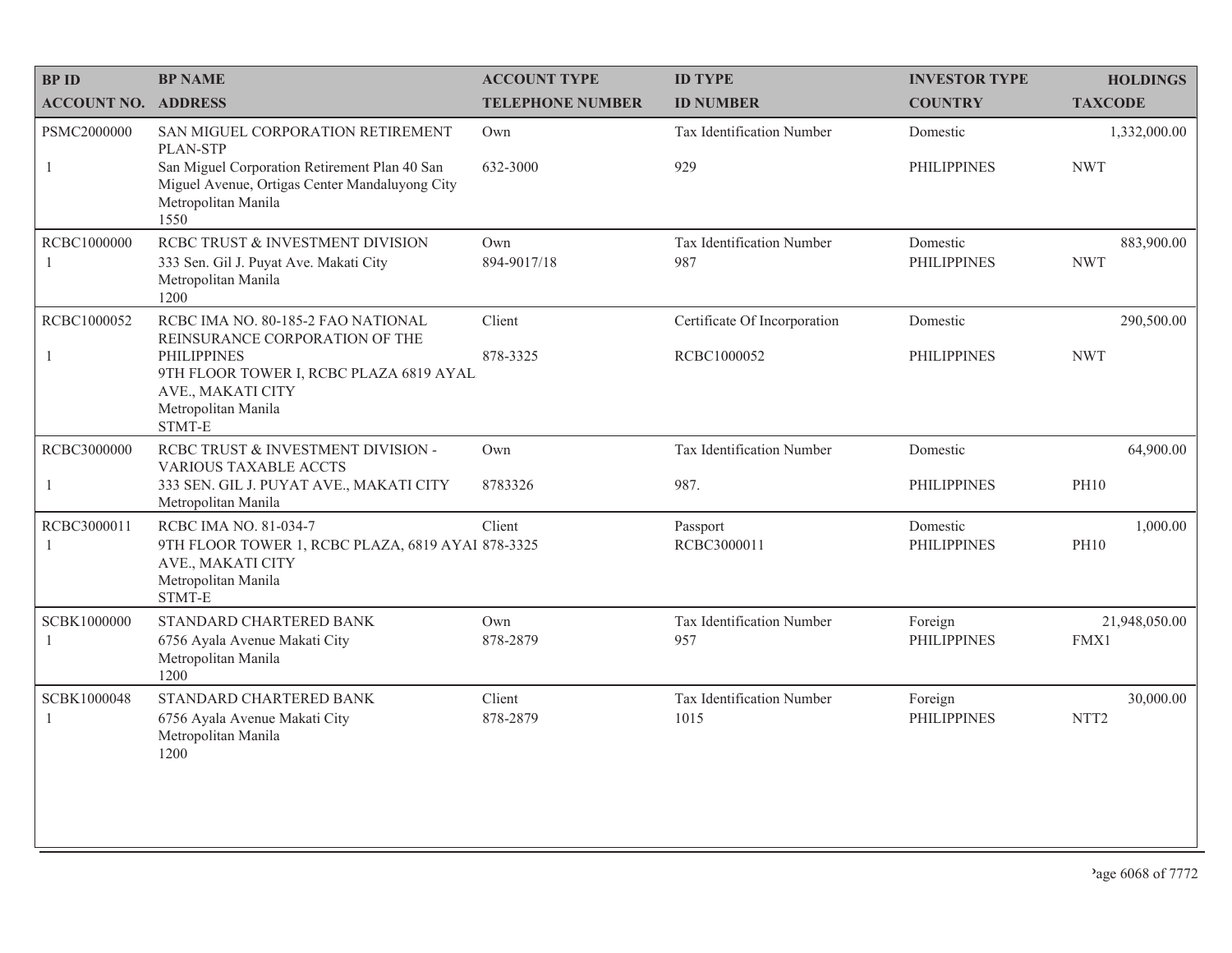| BP ID<br>ACCOUNT NO. | BP NAME<br>ADDRESS | ACCOUNT TYPE<br>TELEPHONE NUMBER | ID TYPE<br>ID NUMBER | INVESTOR TYPE<br>COUNTRY | HOLDINGS<br>TAXCODE |
|---|---|---|---|---|---|
| PSMC2000000<br>1 | SAN MIGUEL CORPORATION RETIREMENT PLAN-STP<br>San Miguel Corporation Retirement Plan 40 San Miguel Avenue, Ortigas Center Mandaluyong City Metropolitan Manila 1550 | Own<br>632-3000 | Tax Identification Number<br>929 | Domestic<br>PHILIPPINES | 1,332,000.00<br>NWT |
| RCBC1000000<br>1 | RCBC TRUST & INVESTMENT DIVISION<br>333 Sen. Gil J. Puyat Ave. Makati City Metropolitan Manila 1200 | Own<br>894-9017/18 | Tax Identification Number<br>987 | Domestic<br>PHILIPPINES | 883,900.00<br>NWT |
| RCBC1000052<br>1 | RCBC IMA NO. 80-185-2 FAO NATIONAL REINSURANCE CORPORATION OF THE PHILIPPINES<br>9TH FLOOR TOWER I, RCBC PLAZA 6819 AYAL AVE., MAKATI CITY Metropolitan Manila STMT-E | Client<br>878-3325 | Certificate Of Incorporation<br>RCBC1000052 | Domestic<br>PHILIPPINES | 290,500.00<br>NWT |
| RCBC3000000<br>1 | RCBC TRUST & INVESTMENT DIVISION - VARIOUS TAXABLE ACCTS<br>333 SEN. GIL J. PUYAT AVE., MAKATI CITY Metropolitan Manila | Own<br>8783326 | Tax Identification Number<br>987. | Domestic<br>PHILIPPINES | 64,900.00<br>PH10 |
| RCBC3000011<br>1 | RCBC IMA NO. 81-034-7<br>9TH FLOOR TOWER 1, RCBC PLAZA, 6819 AYAI AVE., MAKATI CITY Metropolitan Manila STMT-E | Client<br>878-3325 | Passport<br>RCBC3000011 | Domestic<br>PHILIPPINES | 1,000.00<br>PH10 |
| SCBK1000000<br>1 | STANDARD CHARTERED BANK<br>6756 Ayala Avenue Makati City Metropolitan Manila 1200 | Own<br>878-2879 | Tax Identification Number<br>957 | Foreign<br>PHILIPPINES | 21,948,050.00<br>FMX1 |
| SCBK1000048<br>1 | STANDARD CHARTERED BANK<br>6756 Ayala Avenue Makati City Metropolitan Manila 1200 | Client<br>878-2879 | Tax Identification Number<br>1015 | Foreign<br>PHILIPPINES | 30,000.00<br>NTT2 |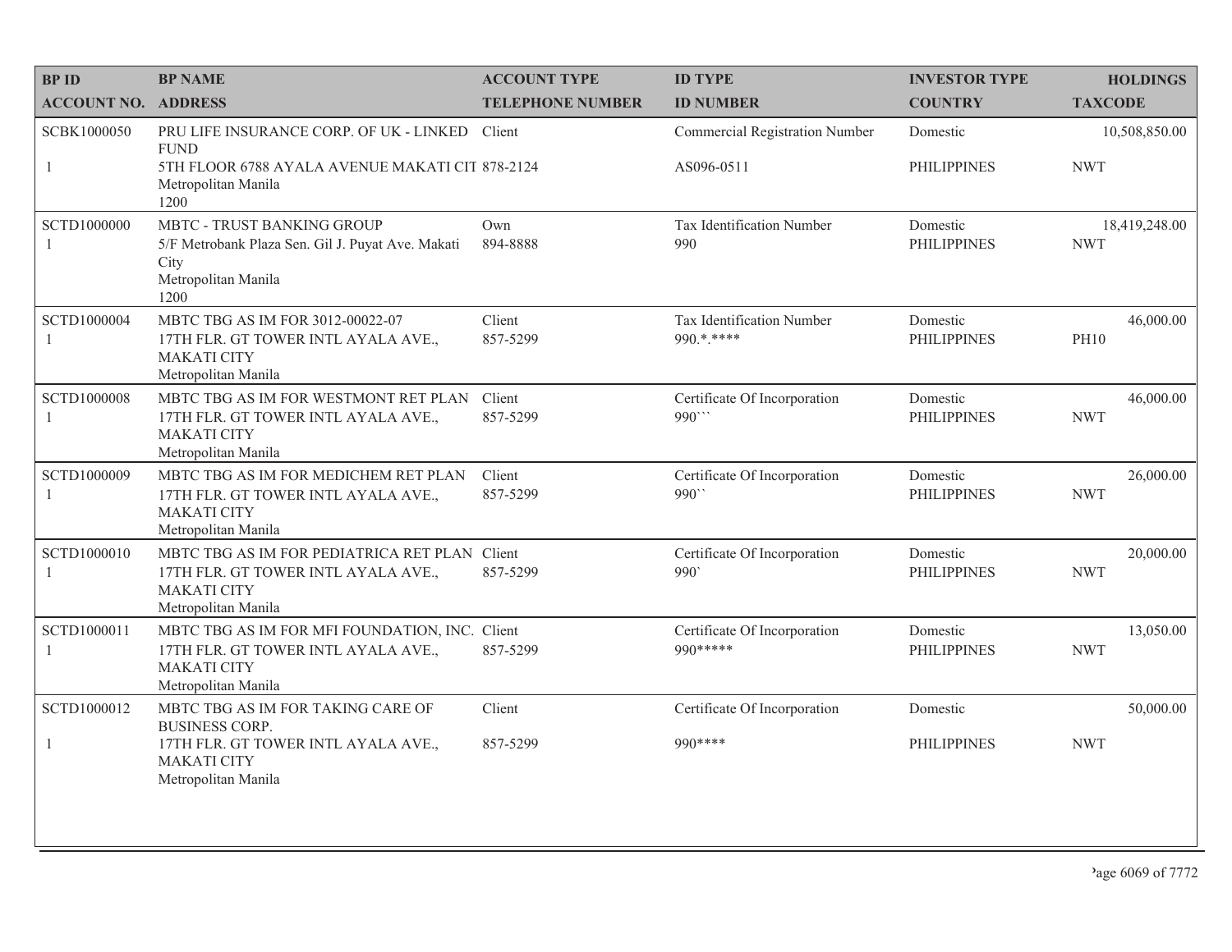| BP ID<br>ACCOUNT NO. | BP NAME<br>ADDRESS | ACCOUNT TYPE<br>TELEPHONE NUMBER | ID TYPE<br>ID NUMBER | INVESTOR TYPE<br>COUNTRY | HOLDINGS<br>TAXCODE |
|---|---|---|---|---|---|
| SCBK1000050<br>1 | PRU LIFE INSURANCE CORP. OF UK - LINKED FUND<br>5TH FLOOR 6788 AYALA AVENUE MAKATI CIT<br>Metropolitan Manila<br>1200 | Client<br>878-2124 | Commercial Registration Number<br>AS096-0511 | Domestic<br>PHILIPPINES | 10,508,850.00<br>NWT |
| SCTD1000000<br>1 | MBTC - TRUST BANKING GROUP<br>5/F Metrobank Plaza Sen. Gil J. Puyat Ave. Makati City<br>Metropolitan Manila<br>1200 | Own<br>894-8888 | Tax Identification Number<br>990 | Domestic<br>PHILIPPINES | 18,419,248.00<br>NWT |
| SCTD1000004<br>1 | MBTC TBG AS IM FOR 3012-00022-07<br>17TH FLR. GT TOWER INTL AYALA AVE., MAKATI CITY<br>Metropolitan Manila | Client<br>857-5299 | Tax Identification Number<br>990.*.**** | Domestic<br>PHILIPPINES | 46,000.00<br>PH10 |
| SCTD1000008<br>1 | MBTC TBG AS IM FOR WESTMONT RET PLAN<br>17TH FLR. GT TOWER INTL AYALA AVE., MAKATI CITY<br>Metropolitan Manila | Client<br>857-5299 | Certificate Of Incorporation<br>990``` | Domestic<br>PHILIPPINES | 46,000.00<br>NWT |
| SCTD1000009<br>1 | MBTC TBG AS IM FOR MEDICHEM RET PLAN<br>17TH FLR. GT TOWER INTL AYALA AVE., MAKATI CITY<br>Metropolitan Manila | Client<br>857-5299 | Certificate Of Incorporation<br>990`` | Domestic<br>PHILIPPINES | 26,000.00<br>NWT |
| SCTD1000010<br>1 | MBTC TBG AS IM FOR PEDIATRICA RET PLAN<br>17TH FLR. GT TOWER INTL AYALA AVE., MAKATI CITY<br>Metropolitan Manila | Client<br>857-5299 | Certificate Of Incorporation<br>990` | Domestic<br>PHILIPPINES | 20,000.00<br>NWT |
| SCTD1000011<br>1 | MBTC TBG AS IM FOR MFI FOUNDATION, INC.<br>17TH FLR. GT TOWER INTL AYALA AVE., MAKATI CITY<br>Metropolitan Manila | Client<br>857-5299 | Certificate Of Incorporation<br>990***** | Domestic<br>PHILIPPINES | 13,050.00<br>NWT |
| SCTD1000012<br>1 | MBTC TBG AS IM FOR TAKING CARE OF BUSINESS CORP.<br>17TH FLR. GT TOWER INTL AYALA AVE., MAKATI CITY<br>Metropolitan Manila | Client<br>857-5299 | Certificate Of Incorporation<br>990**** | Domestic<br>PHILIPPINES | 50,000.00<br>NWT |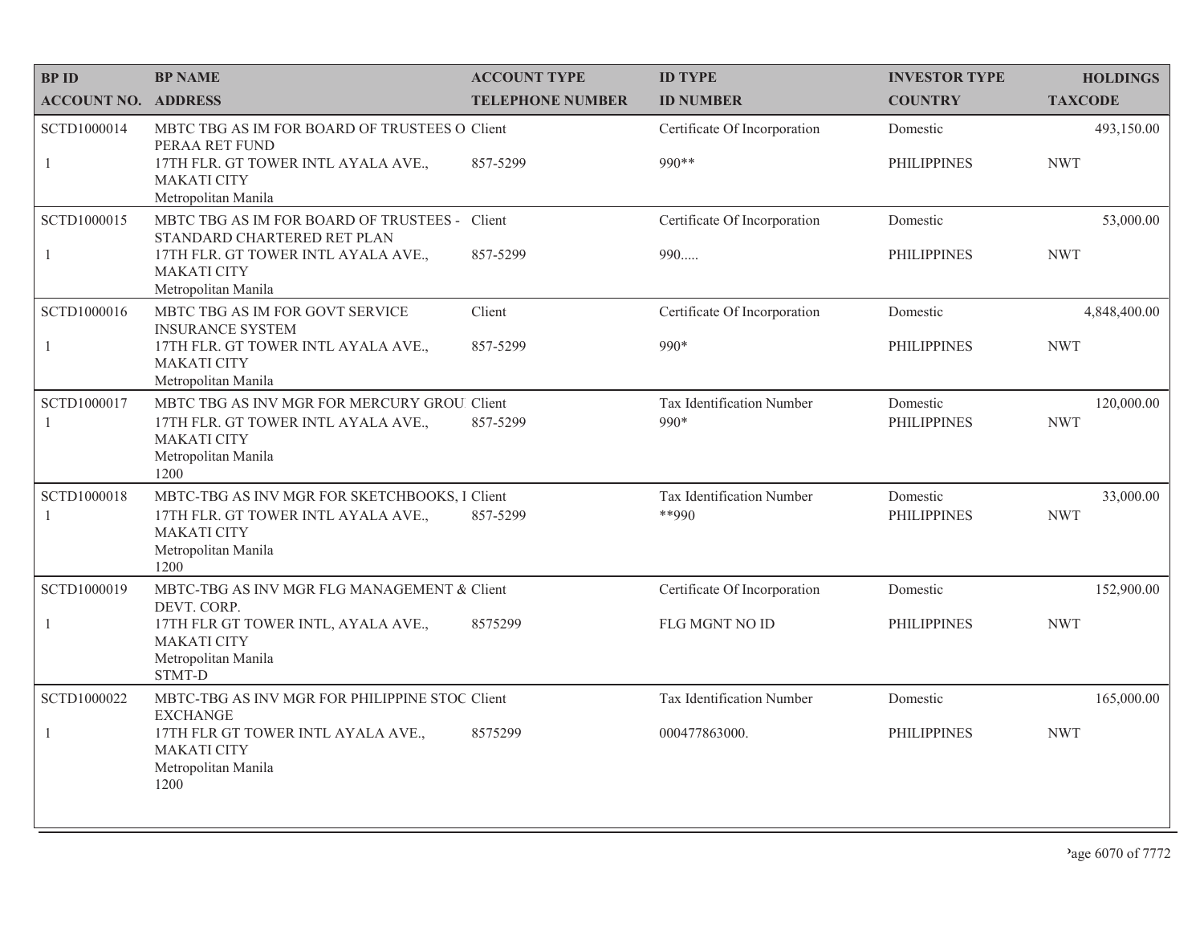| BP ID | BP NAME | ACCOUNT TYPE | ID TYPE | INVESTOR TYPE | HOLDINGS |
|---|---|---|---|---|---|
| ACCOUNT NO. | ADDRESS | TELEPHONE NUMBER | ID NUMBER | COUNTRY | TAXCODE |
| SCTD1000014 | MBTC TBG AS IM FOR BOARD OF TRUSTEES O PERAA RET FUND | Client | Certificate Of Incorporation | Domestic | 493,150.00 |
| 1 | 17TH FLR. GT TOWER INTL AYALA AVE., MAKATI CITY Metropolitan Manila | 857-5299 | 990** | PHILIPPINES | NWT |
| SCTD1000015 | MBTC TBG AS IM FOR BOARD OF TRUSTEES - STANDARD CHARTERED RET PLAN | Client | Certificate Of Incorporation | Domestic | 53,000.00 |
| 1 | 17TH FLR. GT TOWER INTL AYALA AVE., MAKATI CITY Metropolitan Manila | 857-5299 | 990..... | PHILIPPINES | NWT |
| SCTD1000016 | MBTC TBG AS IM FOR GOVT SERVICE INSURANCE SYSTEM | Client | Certificate Of Incorporation | Domestic | 4,848,400.00 |
| 1 | 17TH FLR. GT TOWER INTL AYALA AVE., MAKATI CITY Metropolitan Manila | 857-5299 | 990* | PHILIPPINES | NWT |
| SCTD1000017 | MBTC TBG AS INV MGR FOR MERCURY GROU | Client | Tax Identification Number | Domestic | 120,000.00 |
| 1 | 17TH FLR. GT TOWER INTL AYALA AVE., MAKATI CITY Metropolitan Manila 1200 | 857-5299 | 990* | PHILIPPINES | NWT |
| SCTD1000018 | MBTC-TBG AS INV MGR FOR SKETCHBOOKS, I | Client | Tax Identification Number | Domestic | 33,000.00 |
| 1 | 17TH FLR. GT TOWER INTL AYALA AVE., MAKATI CITY Metropolitan Manila 1200 | 857-5299 | **990 | PHILIPPINES | NWT |
| SCTD1000019 | MBTC-TBG AS INV MGR FLG MANAGEMENT & DEVT. CORP. | Client | Certificate Of Incorporation | Domestic | 152,900.00 |
| 1 | 17TH FLR GT TOWER INTL, AYALA AVE., MAKATI CITY Metropolitan Manila STMT-D | 8575299 | FLG MGNT NO ID | PHILIPPINES | NWT |
| SCTD1000022 | MBTC-TBG AS INV MGR FOR PHILIPPINE STOC EXCHANGE | Client | Tax Identification Number | Domestic | 165,000.00 |
| 1 | 17TH FLR GT TOWER INTL AYALA AVE., MAKATI CITY Metropolitan Manila 1200 | 8575299 | 000477863000. | PHILIPPINES | NWT |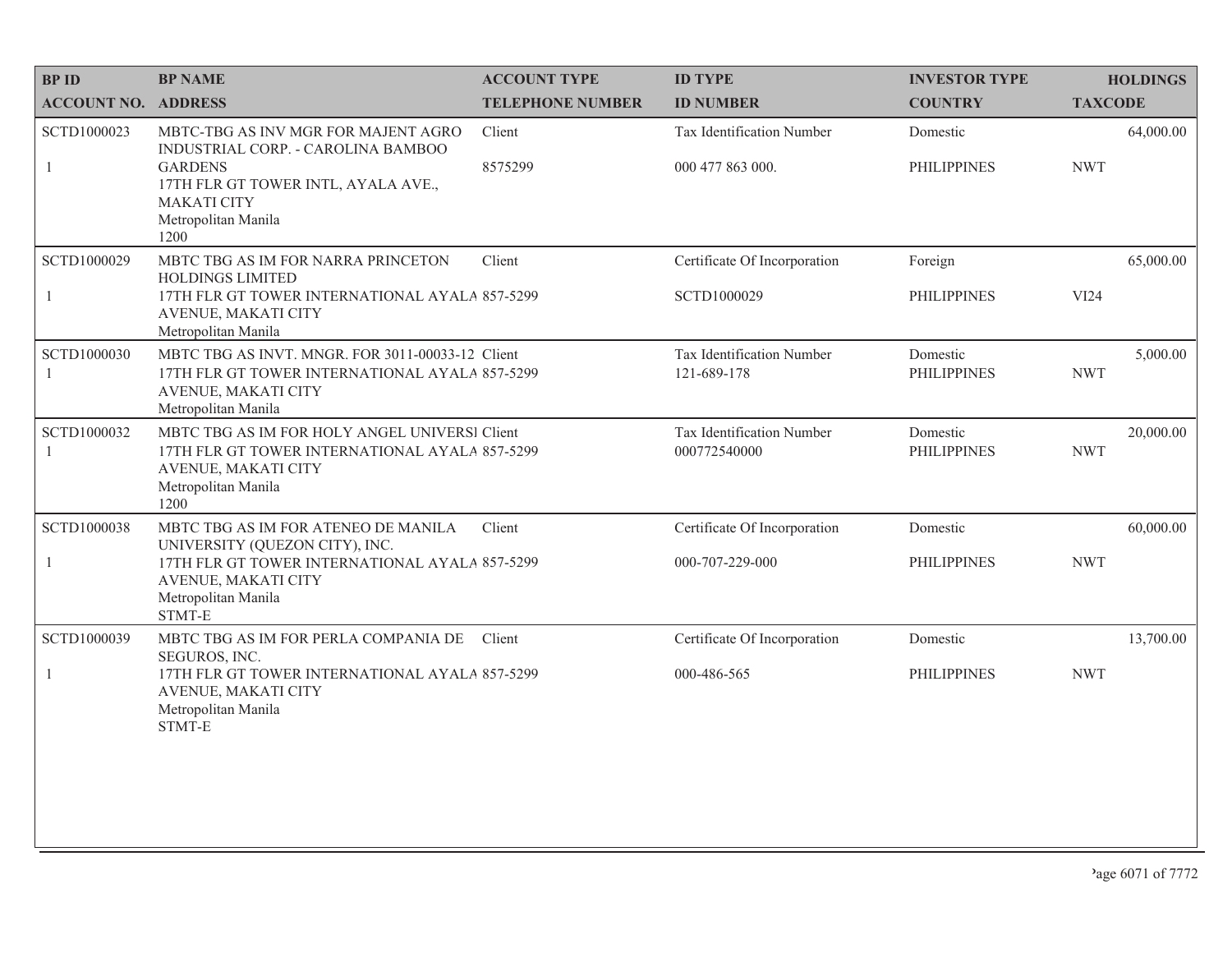| BP ID<br>ACCOUNT NO. | BP NAME<br>ADDRESS | ACCOUNT TYPE<br>TELEPHONE NUMBER | ID TYPE<br>ID NUMBER | INVESTOR TYPE<br>COUNTRY | HOLDINGS<br>TAXCODE |
|---|---|---|---|---|---|
| SCTD1000023<br>1 | MBTC-TBG AS INV MGR FOR MAJENT AGRO INDUSTRIAL CORP. - CAROLINA BAMBOO GARDENS<br>17TH FLR GT TOWER INTL, AYALA AVE., MAKATI CITY<br>Metropolitan Manila<br>1200 | Client<br>8575299 | Tax Identification Number<br>000 477 863 000. | Domestic<br>PHILIPPINES | 64,000.00<br>NWT |
| SCTD1000029<br>1 | MBTC TBG AS IM FOR NARRA PRINCETON HOLDINGS LIMITED<br>17TH FLR GT TOWER INTERNATIONAL AYALA AVENUE, MAKATI CITY<br>Metropolitan Manila | Client<br>857-5299 | Certificate Of Incorporation<br>SCTD1000029 | Foreign<br>PHILIPPINES | 65,000.00<br>VI24 |
| SCTD1000030<br>1 | MBTC TBG AS INVT. MNGR. FOR 3011-00033-12<br>17TH FLR GT TOWER INTERNATIONAL AYALA AVENUE, MAKATI CITY<br>Metropolitan Manila | Client<br>857-5299 | Tax Identification Number<br>121-689-178 | Domestic<br>PHILIPPINES | 5,000.00<br>NWT |
| SCTD1000032<br>1 | MBTC TBG AS IM FOR HOLY ANGEL UNIVERSI<br>17TH FLR GT TOWER INTERNATIONAL AYALA AVENUE, MAKATI CITY<br>Metropolitan Manila<br>1200 | Client<br>857-5299 | Tax Identification Number<br>000772540000 | Domestic<br>PHILIPPINES | 20,000.00<br>NWT |
| SCTD1000038<br>1 | MBTC TBG AS IM FOR ATENEO DE MANILA UNIVERSITY (QUEZON CITY), INC.<br>17TH FLR GT TOWER INTERNATIONAL AYALA AVENUE, MAKATI CITY<br>Metropolitan Manila<br>STMT-E | Client<br>857-5299 | Certificate Of Incorporation<br>000-707-229-000 | Domestic<br>PHILIPPINES | 60,000.00<br>NWT |
| SCTD1000039<br>1 | MBTC TBG AS IM FOR PERLA COMPANIA DE SEGUROS, INC.<br>17TH FLR GT TOWER INTERNATIONAL AYALA AVENUE, MAKATI CITY<br>Metropolitan Manila<br>STMT-E | Client<br>857-5299 | Certificate Of Incorporation<br>000-486-565 | Domestic<br>PHILIPPINES | 13,700.00<br>NWT |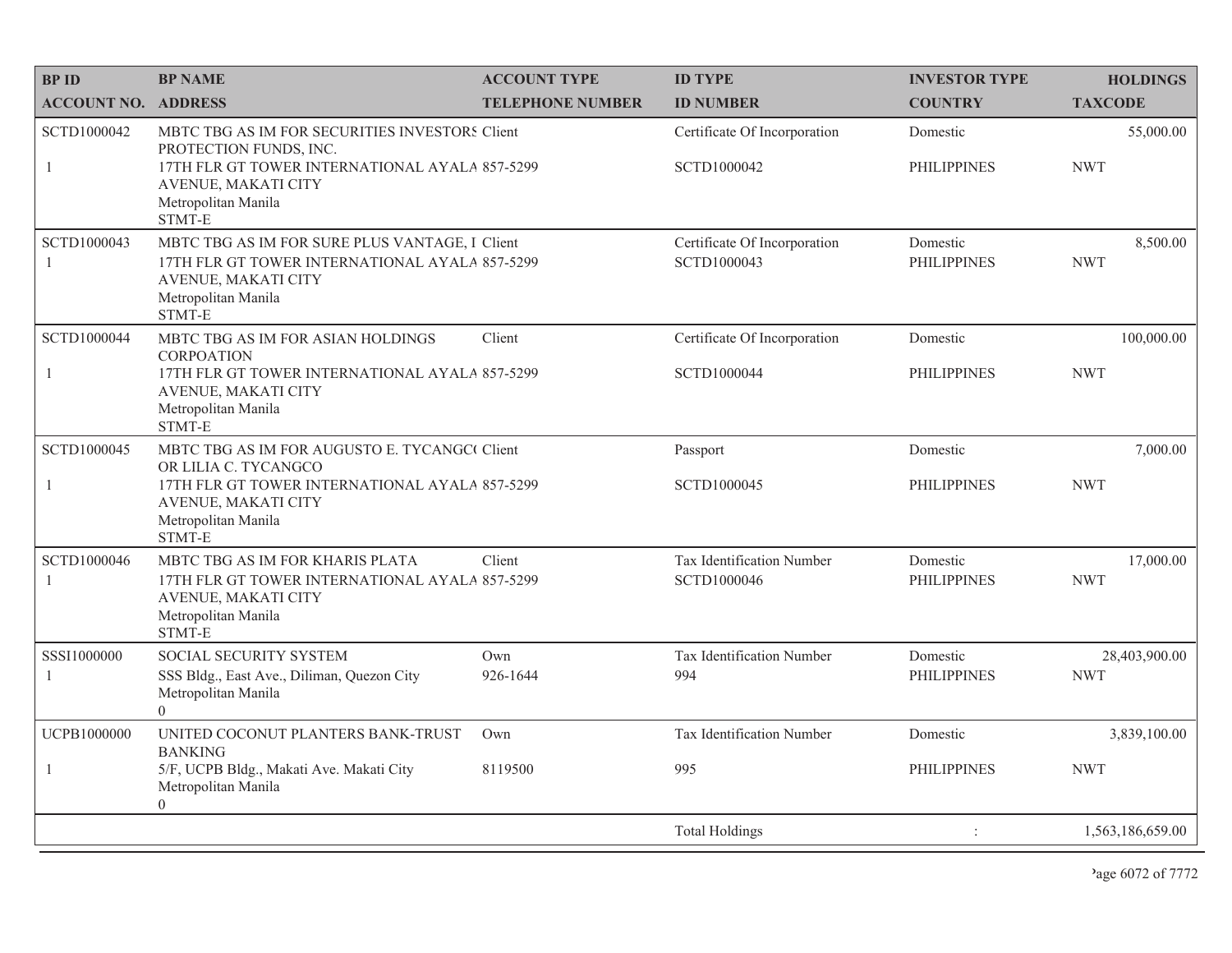| BP ID<br>ACCOUNT NO. | BP NAME<br>ADDRESS | ACCOUNT TYPE<br>TELEPHONE NUMBER | ID TYPE<br>ID NUMBER | INVESTOR TYPE<br>COUNTRY | HOLDINGS<br>TAXCODE |
|---|---|---|---|---|---|
| SCTD1000042<br>1 | MBTC TBG AS IM FOR SECURITIES INVESTORS PROTECTION FUNDS, INC.<br>17TH FLR GT TOWER INTERNATIONAL AYALA AVENUE, MAKATI CITY<br>Metropolitan Manila<br>STMT-E | Client<br>857-5299 | Certificate Of Incorporation<br>SCTD1000042 | Domestic<br>PHILIPPINES | 55,000.00<br>NWT |
| SCTD1000043<br>1 | MBTC TBG AS IM FOR SURE PLUS VANTAGE, I<br>17TH FLR GT TOWER INTERNATIONAL AYALA AVENUE, MAKATI CITY<br>Metropolitan Manila<br>STMT-E | Client<br>857-5299 | Certificate Of Incorporation<br>SCTD1000043 | Domestic<br>PHILIPPINES | 8,500.00<br>NWT |
| SCTD1000044<br>1 | MBTC TBG AS IM FOR ASIAN HOLDINGS CORPOATION<br>17TH FLR GT TOWER INTERNATIONAL AYALA AVENUE, MAKATI CITY<br>Metropolitan Manila<br>STMT-E | Client<br>857-5299 | Certificate Of Incorporation<br>SCTD1000044 | Domestic<br>PHILIPPINES | 100,000.00<br>NWT |
| SCTD1000045<br>1 | MBTC TBG AS IM FOR AUGUSTO E. TYCANGCO OR LILIA C. TYCANGCO<br>17TH FLR GT TOWER INTERNATIONAL AYALA AVENUE, MAKATI CITY<br>Metropolitan Manila<br>STMT-E | Client<br>857-5299 | Passport<br>SCTD1000045 | Domestic<br>PHILIPPINES | 7,000.00<br>NWT |
| SCTD1000046<br>1 | MBTC TBG AS IM FOR KHARIS PLATA<br>17TH FLR GT TOWER INTERNATIONAL AYALA AVENUE, MAKATI CITY<br>Metropolitan Manila<br>STMT-E | Client<br>857-5299 | Tax Identification Number<br>SCTD1000046 | Domestic<br>PHILIPPINES | 17,000.00<br>NWT |
| SSSI1000000<br>1 | SOCIAL SECURITY SYSTEM<br>SSS Bldg., East Ave., Diliman, Quezon City<br>Metropolitan Manila<br>0 | Own<br>926-1644 | Tax Identification Number<br>994 | Domestic<br>PHILIPPINES | 28,403,900.00<br>NWT |
| UCPB1000000<br>1 | UNITED COCONUT PLANTERS BANK-TRUST BANKING<br>5/F, UCPB Bldg., Makati Ave. Makati City<br>Metropolitan Manila<br>0 | Own<br>8119500 | Tax Identification Number<br>995 | Domestic<br>PHILIPPINES | 3,839,100.00<br>NWT |
| | | | Total Holdings | : | 1,563,186,659.00 |